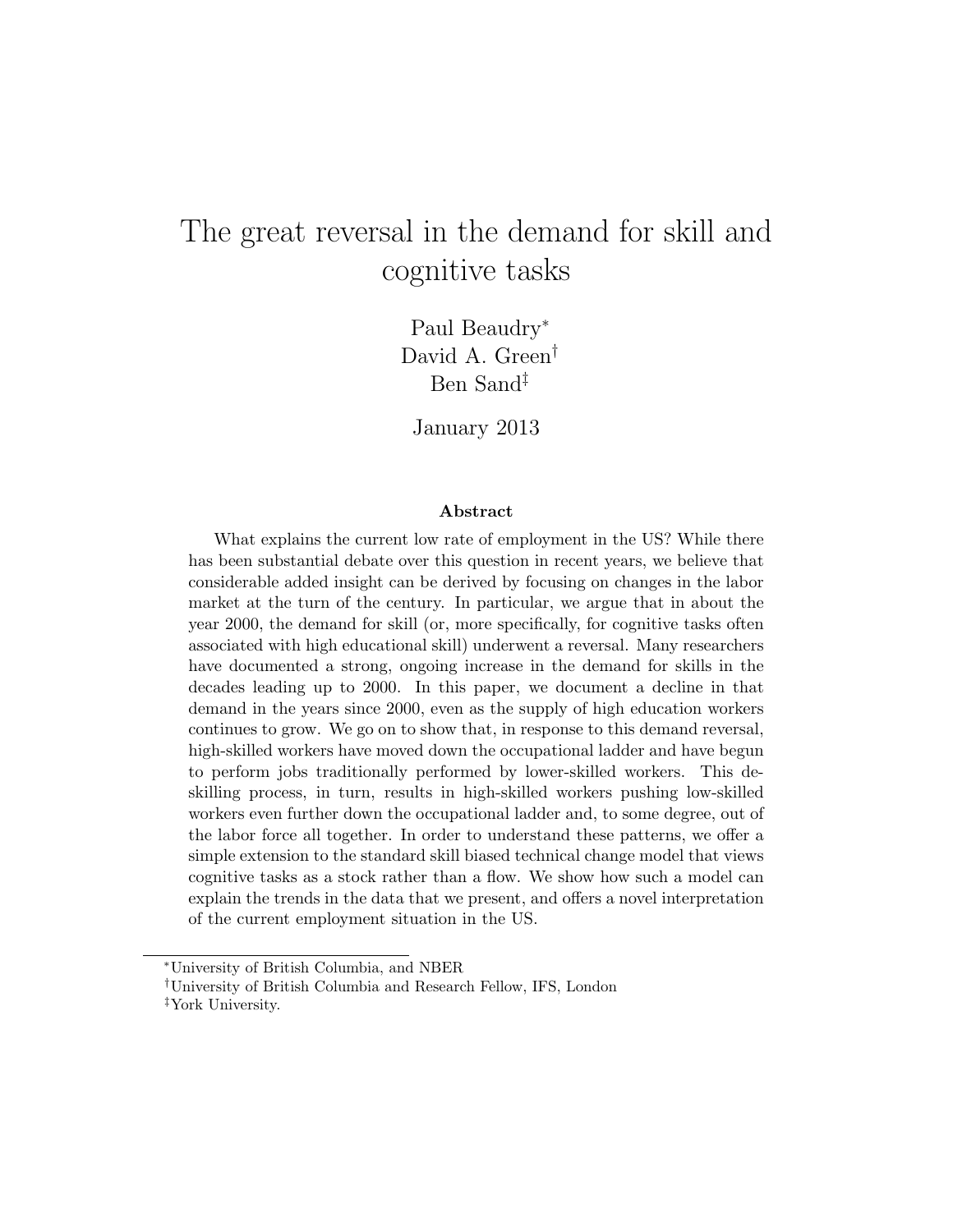# The great reversal in the demand for skill and cognitive tasks

Paul Beaudry[*]
David A. Green[†]
Ben Sand[‡]

January 2013

### Abstract

What explains the current low rate of employment in the US? While there has been substantial debate over this question in recent years, we believe that considerable added insight can be derived by focusing on changes in the labor market at the turn of the century. In particular, we argue that in about the year 2000, the demand for skill (or, more specifically, for cognitive tasks often associated with high educational skill) underwent a reversal. Many researchers have documented a strong, ongoing increase in the demand for skills in the decades leading up to 2000. In this paper, we document a decline in that demand in the years since 2000, even as the supply of high education workers continues to grow. We go on to show that, in response to this demand reversal, high-skilled workers have moved down the occupational ladder and have begun to perform jobs traditionally performed by lower-skilled workers. This de-skilling process, in turn, results in high-skilled workers pushing low-skilled workers even further down the occupational ladder and, to some degree, out of the labor force all together. In order to understand these patterns, we offer a simple extension to the standard skill biased technical change model that views cognitive tasks as a stock rather than a flow. We show how such a model can explain the trends in the data that we present, and offers a novel interpretation of the current employment situation in the US.

---

[*] University of British Columbia, and NBER

[†] University of British Columbia and Research Fellow, IFS, London

[‡] York University.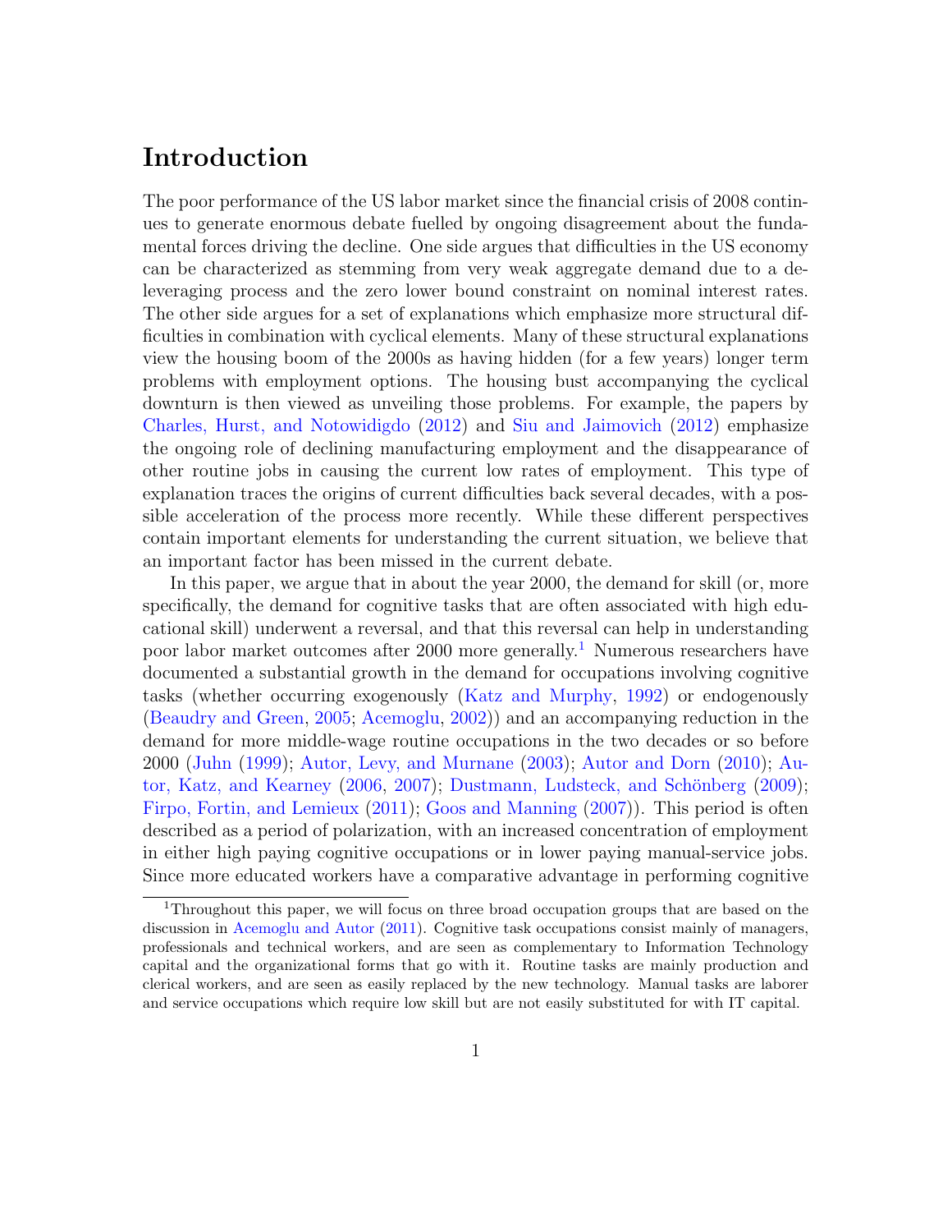# Introduction

The poor performance of the US labor market since the financial crisis of 2008 continues to generate enormous debate fuelled by ongoing disagreement about the fundamental forces driving the decline. One side argues that difficulties in the US economy can be characterized as stemming from very weak aggregate demand due to a deleveraging process and the zero lower bound constraint on nominal interest rates. The other side argues for a set of explanations which emphasize more structural difficulties in combination with cyclical elements. Many of these structural explanations view the housing boom of the 2000s as having hidden (for a few years) longer term problems with employment options. The housing bust accompanying the cyclical downturn is then viewed as unveiling those problems. For example, the papers by Charles, Hurst, and Notowidigdo (2012) and Siu and Jaimovich (2012) emphasize the ongoing role of declining manufacturing employment and the disappearance of other routine jobs in causing the current low rates of employment. This type of explanation traces the origins of current difficulties back several decades, with a possible acceleration of the process more recently. While these different perspectives contain important elements for understanding the current situation, we believe that an important factor has been missed in the current debate.

In this paper, we argue that in about the year 2000, the demand for skill (or, more specifically, the demand for cognitive tasks that are often associated with high educational skill) underwent a reversal, and that this reversal can help in understanding poor labor market outcomes after 2000 more generally.[1] Numerous researchers have documented a substantial growth in the demand for occupations involving cognitive tasks (whether occurring exogenously (Katz and Murphy, 1992) or endogenously (Beaudry and Green, 2005; Acemoglu, 2002)) and an accompanying reduction in the demand for more middle-wage routine occupations in the two decades or so before 2000 (Juhn (1999); Autor, Levy, and Murnane (2003); Autor and Dorn (2010); Autor, Katz, and Kearney (2006, 2007); Dustmann, Ludsteck, and Schönberg (2009); Firpo, Fortin, and Lemieux (2011); Goos and Manning (2007)). This period is often described as a period of polarization, with an increased concentration of employment in either high paying cognitive occupations or in lower paying manual-service jobs. Since more educated workers have a comparative advantage in performing cognitive

[1] Throughout this paper, we will focus on three broad occupation groups that are based on the discussion in Acemoglu and Autor (2011). Cognitive task occupations consist mainly of managers, professionals and technical workers, and are seen as complementary to Information Technology capital and the organizational forms that go with it. Routine tasks are mainly production and clerical workers, and are seen as easily replaced by the new technology. Manual tasks are laborer and service occupations which require low skill but are not easily substituted for with IT capital.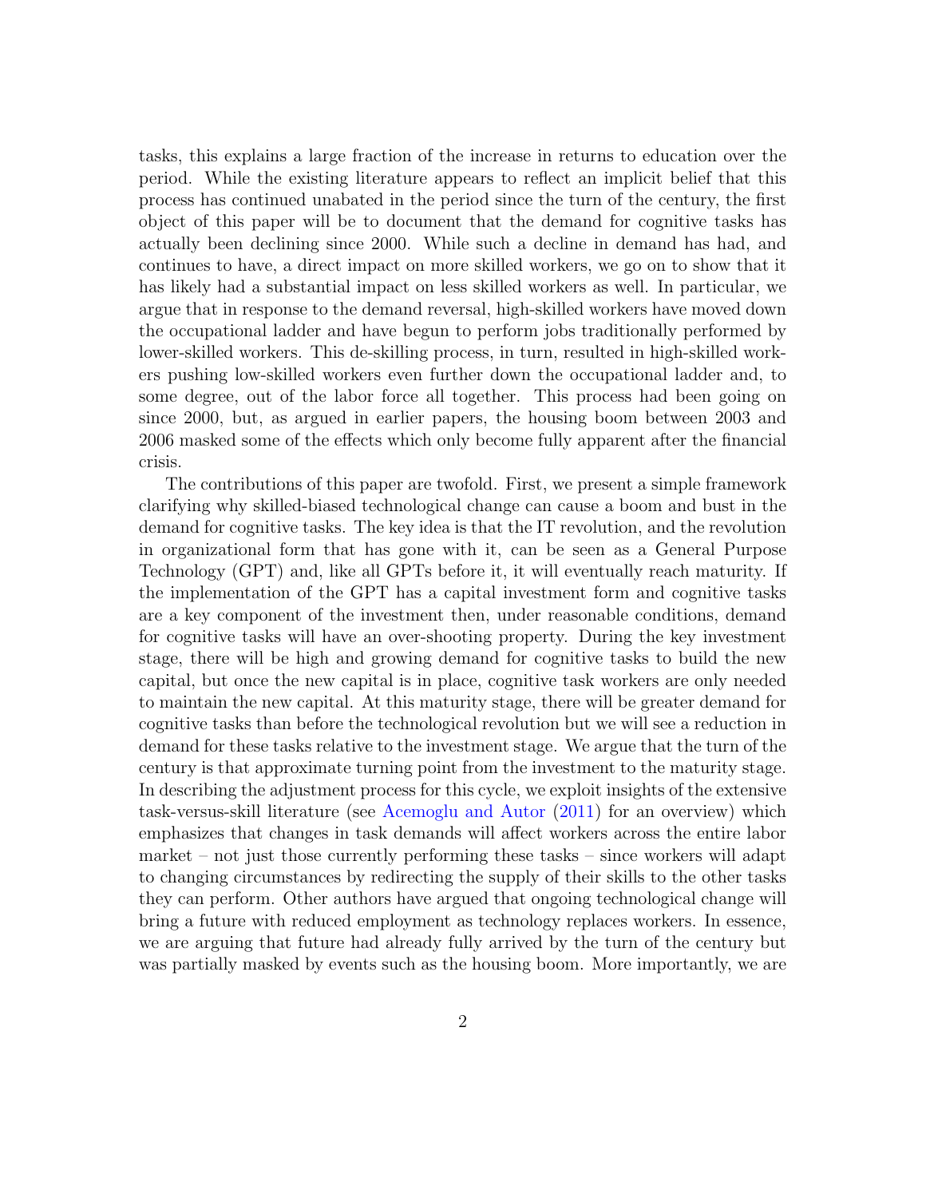tasks, this explains a large fraction of the increase in returns to education over the period. While the existing literature appears to reflect an implicit belief that this process has continued unabated in the period since the turn of the century, the first object of this paper will be to document that the demand for cognitive tasks has actually been declining since 2000. While such a decline in demand has had, and continues to have, a direct impact on more skilled workers, we go on to show that it has likely had a substantial impact on less skilled workers as well. In particular, we argue that in response to the demand reversal, high-skilled workers have moved down the occupational ladder and have begun to perform jobs traditionally performed by lower-skilled workers. This de-skilling process, in turn, resulted in high-skilled workers pushing low-skilled workers even further down the occupational ladder and, to some degree, out of the labor force all together. This process had been going on since 2000, but, as argued in earlier papers, the housing boom between 2003 and 2006 masked some of the effects which only become fully apparent after the financial crisis.

The contributions of this paper are twofold. First, we present a simple framework clarifying why skilled-biased technological change can cause a boom and bust in the demand for cognitive tasks. The key idea is that the IT revolution, and the revolution in organizational form that has gone with it, can be seen as a General Purpose Technology (GPT) and, like all GPTs before it, it will eventually reach maturity. If the implementation of the GPT has a capital investment form and cognitive tasks are a key component of the investment then, under reasonable conditions, demand for cognitive tasks will have an over-shooting property. During the key investment stage, there will be high and growing demand for cognitive tasks to build the new capital, but once the new capital is in place, cognitive task workers are only needed to maintain the new capital. At this maturity stage, there will be greater demand for cognitive tasks than before the technological revolution but we will see a reduction in demand for these tasks relative to the investment stage. We argue that the turn of the century is that approximate turning point from the investment to the maturity stage. In describing the adjustment process for this cycle, we exploit insights of the extensive task-versus-skill literature (see Acemoglu and Autor (2011) for an overview) which emphasizes that changes in task demands will affect workers across the entire labor market – not just those currently performing these tasks – since workers will adapt to changing circumstances by redirecting the supply of their skills to the other tasks they can perform. Other authors have argued that ongoing technological change will bring a future with reduced employment as technology replaces workers. In essence, we are arguing that future had already fully arrived by the turn of the century but was partially masked by events such as the housing boom. More importantly, we are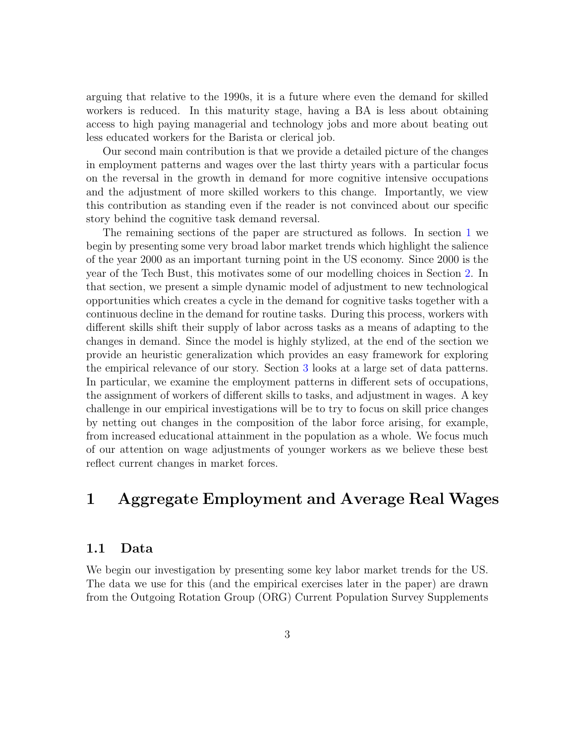arguing that relative to the 1990s, it is a future where even the demand for skilled workers is reduced. In this maturity stage, having a BA is less about obtaining access to high paying managerial and technology jobs and more about beating out less educated workers for the Barista or clerical job.

Our second main contribution is that we provide a detailed picture of the changes in employment patterns and wages over the last thirty years with a particular focus on the reversal in the growth in demand for more cognitive intensive occupations and the adjustment of more skilled workers to this change. Importantly, we view this contribution as standing even if the reader is not convinced about our specific story behind the cognitive task demand reversal.

The remaining sections of the paper are structured as follows. In section 1 we begin by presenting some very broad labor market trends which highlight the salience of the year 2000 as an important turning point in the US economy. Since 2000 is the year of the Tech Bust, this motivates some of our modelling choices in Section 2. In that section, we present a simple dynamic model of adjustment to new technological opportunities which creates a cycle in the demand for cognitive tasks together with a continuous decline in the demand for routine tasks. During this process, workers with different skills shift their supply of labor across tasks as a means of adapting to the changes in demand. Since the model is highly stylized, at the end of the section we provide an heuristic generalization which provides an easy framework for exploring the empirical relevance of our story. Section 3 looks at a large set of data patterns. In particular, we examine the employment patterns in different sets of occupations, the assignment of workers of different skills to tasks, and adjustment in wages. A key challenge in our empirical investigations will be to try to focus on skill price changes by netting out changes in the composition of the labor force arising, for example, from increased educational attainment in the population as a whole. We focus much of our attention on wage adjustments of younger workers as we believe these best reflect current changes in market forces.

# 1 Aggregate Employment and Average Real Wages

## 1.1 Data

We begin our investigation by presenting some key labor market trends for the US. The data we use for this (and the empirical exercises later in the paper) are drawn from the Outgoing Rotation Group (ORG) Current Population Survey Supplements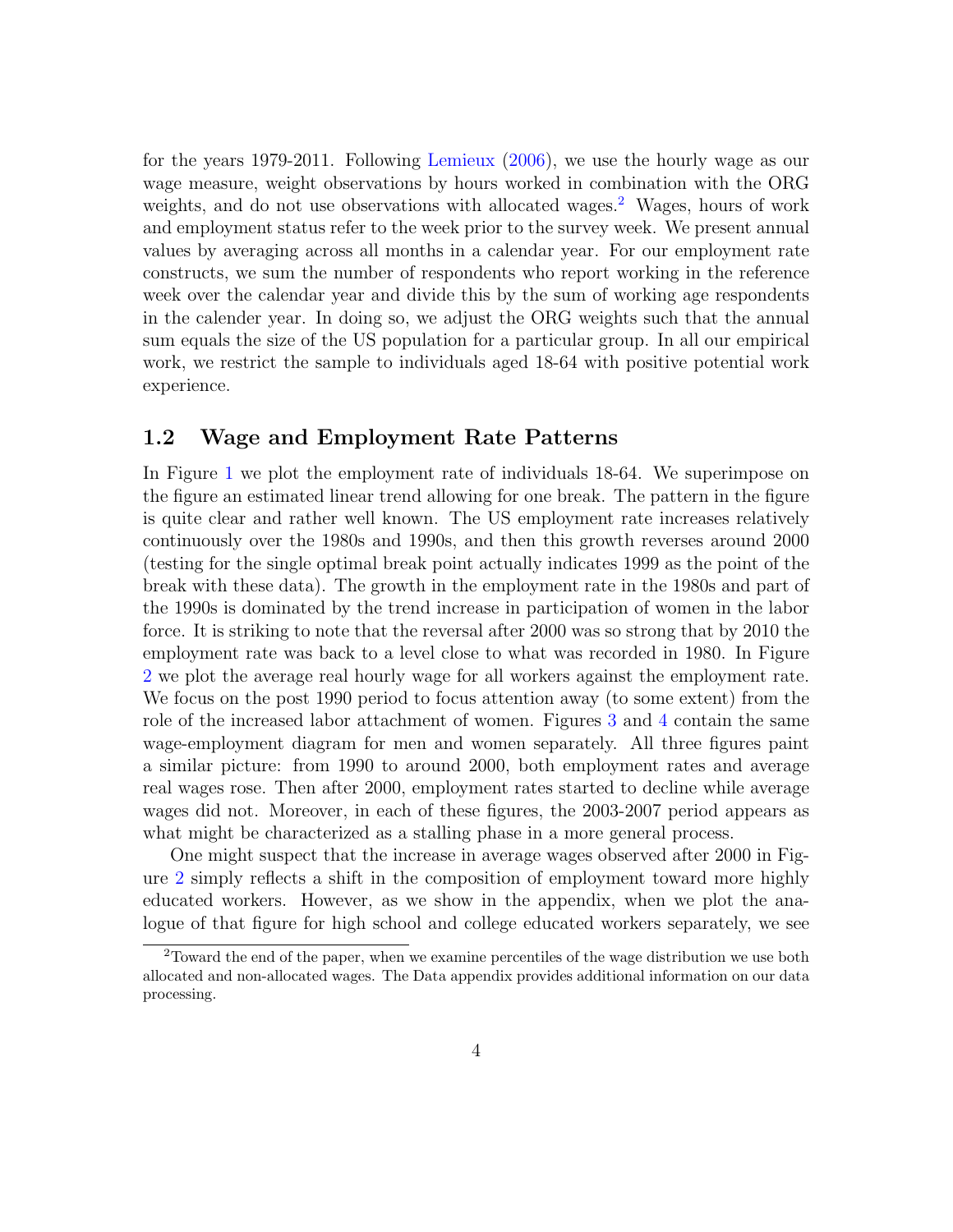for the years 1979-2011. Following Lemieux (2006), we use the hourly wage as our wage measure, weight observations by hours worked in combination with the ORG weights, and do not use observations with allocated wages.[2] Wages, hours of work and employment status refer to the week prior to the survey week. We present annual values by averaging across all months in a calendar year. For our employment rate constructs, we sum the number of respondents who report working in the reference week over the calendar year and divide this by the sum of working age respondents in the calender year. In doing so, we adjust the ORG weights such that the annual sum equals the size of the US population for a particular group. In all our empirical work, we restrict the sample to individuals aged 18-64 with positive potential work experience.

## 1.2 Wage and Employment Rate Patterns

In Figure 1 we plot the employment rate of individuals 18-64. We superimpose on the figure an estimated linear trend allowing for one break. The pattern in the figure is quite clear and rather well known. The US employment rate increases relatively continuously over the 1980s and 1990s, and then this growth reverses around 2000 (testing for the single optimal break point actually indicates 1999 as the point of the break with these data). The growth in the employment rate in the 1980s and part of the 1990s is dominated by the trend increase in participation of women in the labor force. It is striking to note that the reversal after 2000 was so strong that by 2010 the employment rate was back to a level close to what was recorded in 1980. In Figure 2 we plot the average real hourly wage for all workers against the employment rate. We focus on the post 1990 period to focus attention away (to some extent) from the role of the increased labor attachment of women. Figures 3 and 4 contain the same wage-employment diagram for men and women separately. All three figures paint a similar picture: from 1990 to around 2000, both employment rates and average real wages rose. Then after 2000, employment rates started to decline while average wages did not. Moreover, in each of these figures, the 2003-2007 period appears as what might be characterized as a stalling phase in a more general process.

One might suspect that the increase in average wages observed after 2000 in Figure 2 simply reflects a shift in the composition of employment toward more highly educated workers. However, as we show in the appendix, when we plot the analogue of that figure for high school and college educated workers separately, we see

[2] Toward the end of the paper, when we examine percentiles of the wage distribution we use both allocated and non-allocated wages. The Data appendix provides additional information on our data processing.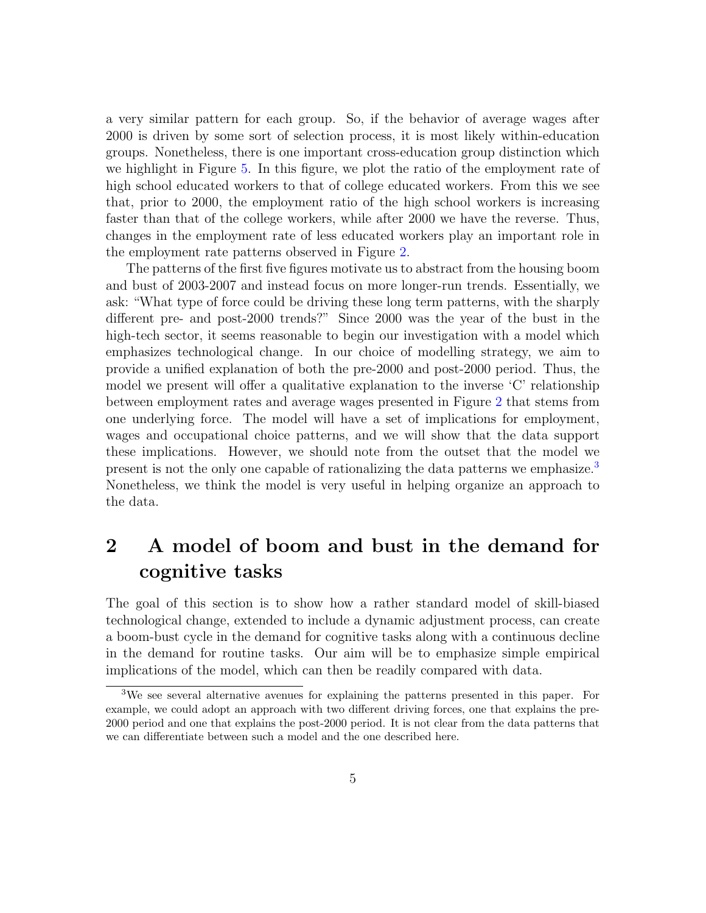a very similar pattern for each group. So, if the behavior of average wages after 2000 is driven by some sort of selection process, it is most likely within-education groups. Nonetheless, there is one important cross-education group distinction which we highlight in Figure 5. In this figure, we plot the ratio of the employment rate of high school educated workers to that of college educated workers. From this we see that, prior to 2000, the employment ratio of the high school workers is increasing faster than that of the college workers, while after 2000 we have the reverse. Thus, changes in the employment rate of less educated workers play an important role in the employment rate patterns observed in Figure 2.

The patterns of the first five figures motivate us to abstract from the housing boom and bust of 2003-2007 and instead focus on more longer-run trends. Essentially, we ask: "What type of force could be driving these long term patterns, with the sharply different pre- and post-2000 trends?" Since 2000 was the year of the bust in the high-tech sector, it seems reasonable to begin our investigation with a model which emphasizes technological change. In our choice of modelling strategy, we aim to provide a unified explanation of both the pre-2000 and post-2000 period. Thus, the model we present will offer a qualitative explanation to the inverse 'C' relationship between employment rates and average wages presented in Figure 2 that stems from one underlying force. The model will have a set of implications for employment, wages and occupational choice patterns, and we will show that the data support these implications. However, we should note from the outset that the model we present is not the only one capable of rationalizing the data patterns we emphasize.[3] Nonetheless, we think the model is very useful in helping organize an approach to the data.

# 2 A model of boom and bust in the demand for cognitive tasks

The goal of this section is to show how a rather standard model of skill-biased technological change, extended to include a dynamic adjustment process, can create a boom-bust cycle in the demand for cognitive tasks along with a continuous decline in the demand for routine tasks. Our aim will be to emphasize simple empirical implications of the model, which can then be readily compared with data.

[3] We see several alternative avenues for explaining the patterns presented in this paper. For example, we could adopt an approach with two different driving forces, one that explains the pre-2000 period and one that explains the post-2000 period. It is not clear from the data patterns that we can differentiate between such a model and the one described here.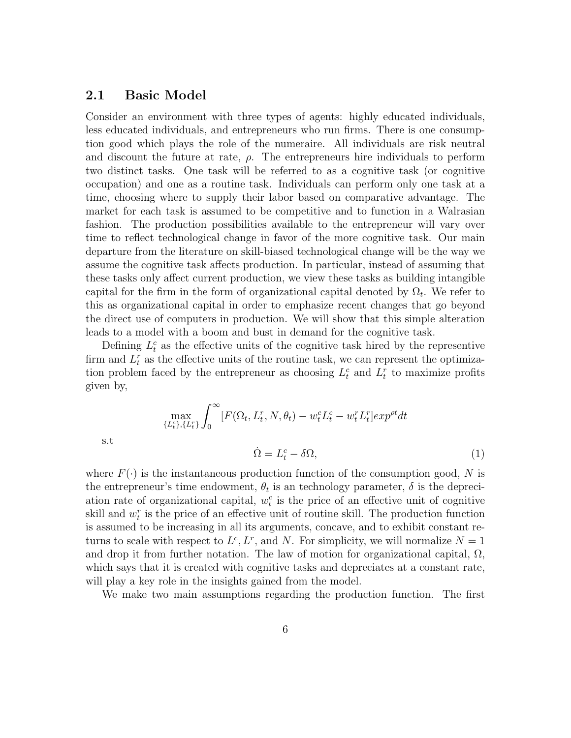## 2.1 Basic Model

Consider an environment with three types of agents: highly educated individuals, less educated individuals, and entrepreneurs who run firms. There is one consumption good which plays the role of the numeraire. All individuals are risk neutral and discount the future at rate, $\rho$. The entrepreneurs hire individuals to perform two distinct tasks. One task will be referred to as a cognitive task (or cognitive occupation) and one as a routine task. Individuals can perform only one task at a time, choosing where to supply their labor based on comparative advantage. The market for each task is assumed to be competitive and to function in a Walrasian fashion. The production possibilities available to the entrepreneur will vary over time to reflect technological change in favor of the more cognitive task. Our main departure from the literature on skill-biased technological change will be the way we assume the cognitive task affects production. In particular, instead of assuming that these tasks only affect current production, we view these tasks as building intangible capital for the firm in the form of organizational capital denoted by $\Omega_t$. We refer to this as organizational capital in order to emphasize recent changes that go beyond the direct use of computers in production. We will show that this simple alteration leads to a model with a boom and bust in demand for the cognitive task.

Defining $L_t^c$ as the effective units of the cognitive task hired by the representive firm and $L_t^r$ as the effective units of the routine task, we can represent the optimization problem faced by the entrepreneur as choosing $L_t^c$ and $L_t^r$ to maximize profits given by,

$$\max_{\{L_t^c\},\{L_t^r\}} \int_0^\infty [F(\Omega_t, L_t^r, N, \theta_t) - w_t^c L_t^c - w_t^r L_t^r] exp^{\rho t} dt$$

s.t

$$\dot{\Omega} = L_t^c - \delta\Omega, \tag{1}$$

where $F(\cdot)$ is the instantaneous production function of the consumption good, $N$ is the entrepreneur's time endowment, $\theta_t$ is an technology parameter, $\delta$ is the depreciation rate of organizational capital, $w_t^c$ is the price of an effective unit of cognitive skill and $w_t^r$ is the price of an effective unit of routine skill. The production function is assumed to be increasing in all its arguments, concave, and to exhibit constant returns to scale with respect to $L^c$, $L^r$, and $N$. For simplicity, we will normalize $N = 1$ and drop it from further notation. The law of motion for organizational capital, $\Omega$, which says that it is created with cognitive tasks and depreciates at a constant rate, will play a key role in the insights gained from the model.

We make two main assumptions regarding the production function. The first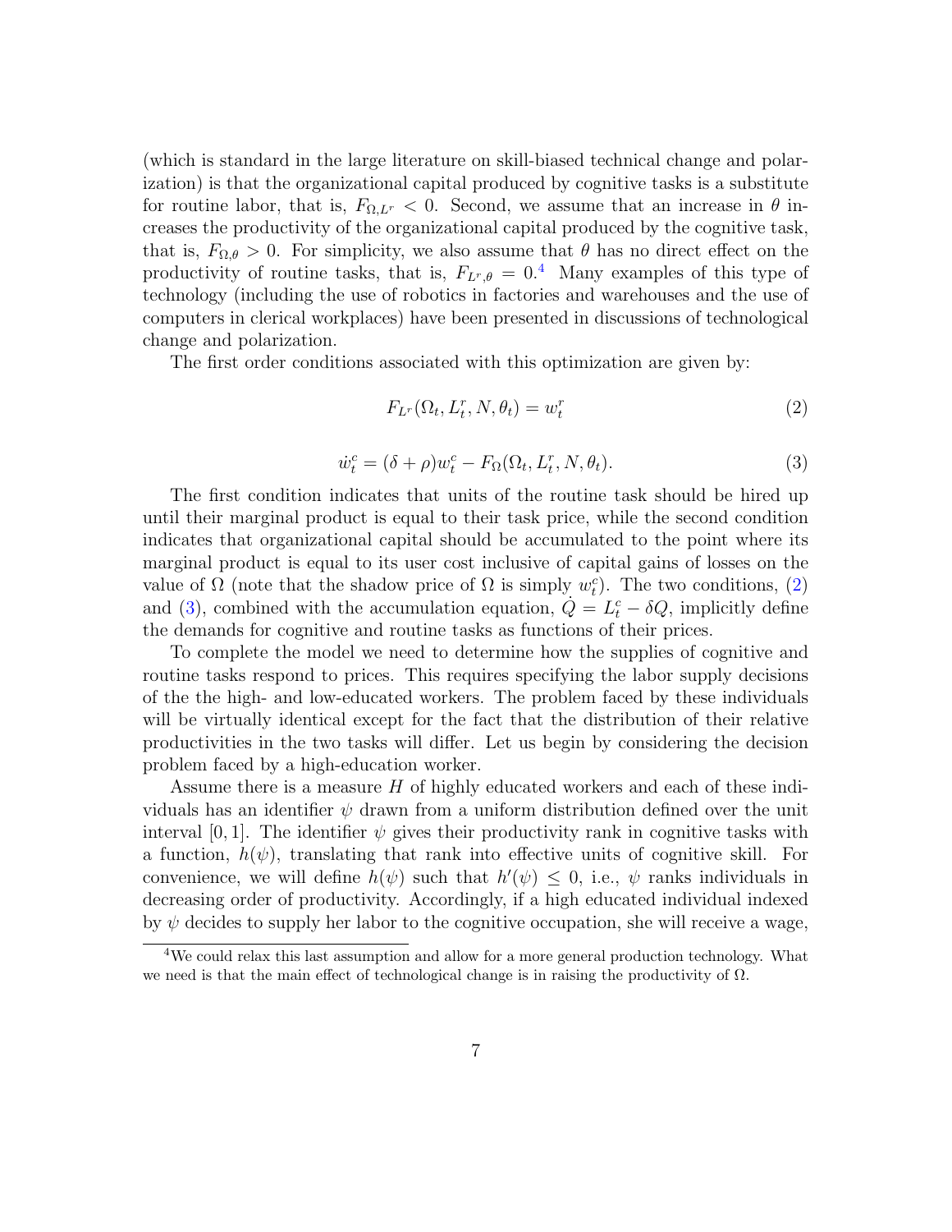(which is standard in the large literature on skill-biased technical change and polarization) is that the organizational capital produced by cognitive tasks is a substitute for routine labor, that is, $F_{\Omega,L^r} < 0$. Second, we assume that an increase in $\theta$ increases the productivity of the organizational capital produced by the cognitive task, that is, $F_{\Omega,\theta} > 0$. For simplicity, we also assume that $\theta$ has no direct effect on the productivity of routine tasks, that is, $F_{L^r,\theta} = 0$.[4] Many examples of this type of technology (including the use of robotics in factories and warehouses and the use of computers in clerical workplaces) have been presented in discussions of technological change and polarization.

The first order conditions associated with this optimization are given by:

$$F_{L^r}(\Omega_t, L_t^r, N, \theta_t) = w_t^r \tag{2}$$

$$\dot{w}_t^c = (\delta + \rho) w_t^c - F_\Omega(\Omega_t, L_t^r, N, \theta_t). \tag{3}$$

The first condition indicates that units of the routine task should be hired up until their marginal product is equal to their task price, while the second condition indicates that organizational capital should be accumulated to the point where its marginal product is equal to its user cost inclusive of capital gains of losses on the value of $\Omega$ (note that the shadow price of $\Omega$ is simply $w_t^c$). The two conditions, (2) and (3), combined with the accumulation equation, $\dot{Q} = L_t^c - \delta Q$, implicitly define the demands for cognitive and routine tasks as functions of their prices.

To complete the model we need to determine how the supplies of cognitive and routine tasks respond to prices. This requires specifying the labor supply decisions of the the high- and low-educated workers. The problem faced by these individuals will be virtually identical except for the fact that the distribution of their relative productivities in the two tasks will differ. Let us begin by considering the decision problem faced by a high-education worker.

Assume there is a measure $H$ of highly educated workers and each of these individuals has an identifier $\psi$ drawn from a uniform distribution defined over the unit interval $[0, 1]$. The identifier $\psi$ gives their productivity rank in cognitive tasks with a function, $h(\psi)$, translating that rank into effective units of cognitive skill. For convenience, we will define $h(\psi)$ such that $h'(\psi) \leq 0$, i.e., $\psi$ ranks individuals in decreasing order of productivity. Accordingly, if a high educated individual indexed by $\psi$ decides to supply her labor to the cognitive occupation, she will receive a wage,

[4] We could relax this last assumption and allow for a more general production technology. What we need is that the main effect of technological change is in raising the productivity of $\Omega$.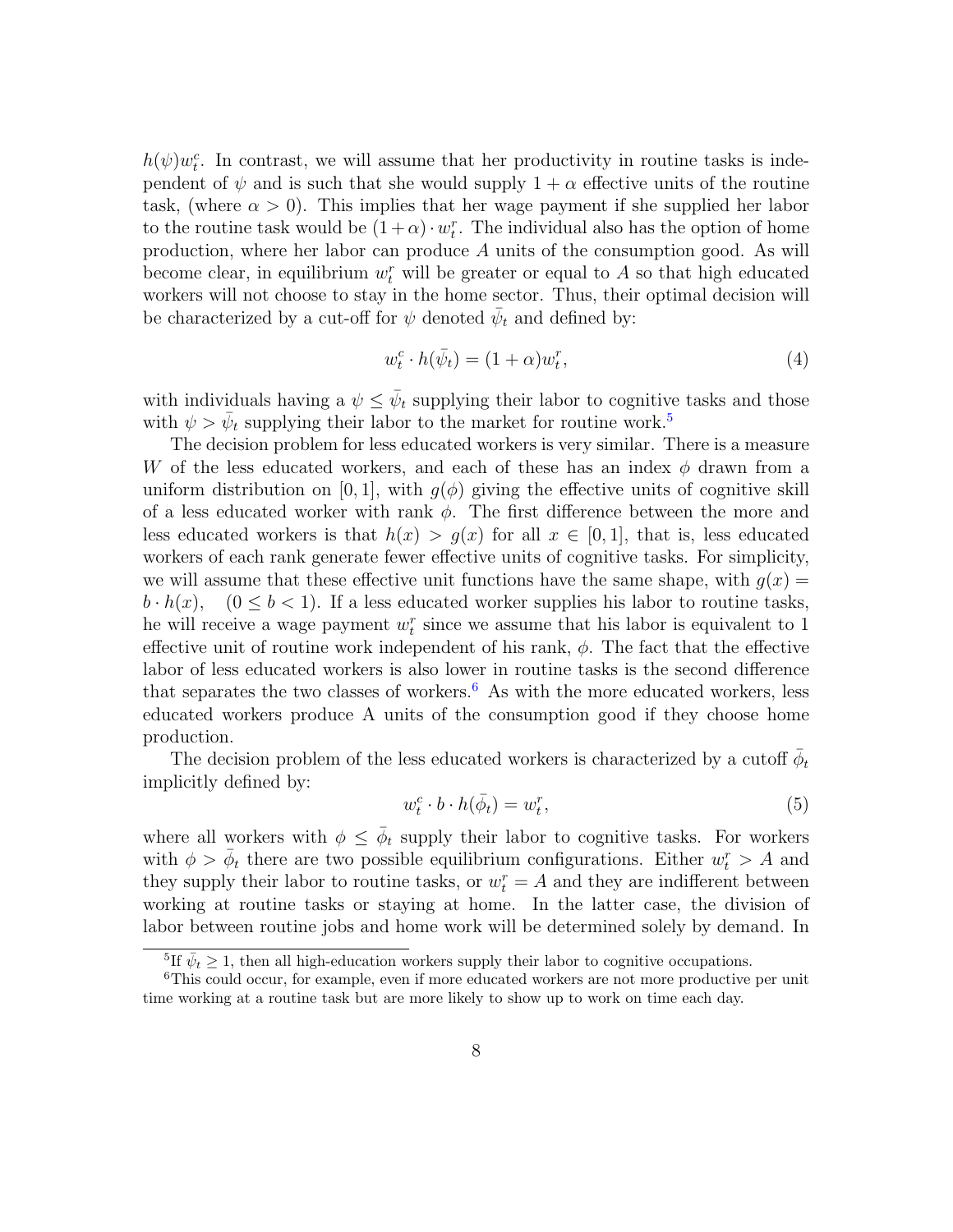$h(\psi)w_t^c$. In contrast, we will assume that her productivity in routine tasks is independent of $\psi$ and is such that she would supply $1 + \alpha$ effective units of the routine task, (where $\alpha > 0$). This implies that her wage payment if she supplied her labor to the routine task would be $(1+\alpha) \cdot w_t^r$. The individual also has the option of home production, where her labor can produce $A$ units of the consumption good. As will become clear, in equilibrium $w_t^r$ will be greater or equal to $A$ so that high educated workers will not choose to stay in the home sector. Thus, their optimal decision will be characterized by a cut-off for $\psi$ denoted $\bar{\psi}_t$ and defined by:

$$w_t^c \cdot h(\bar{\psi}_t) = (1+\alpha)w_t^r, \tag{4}$$

with individuals having a $\psi \leq \bar{\psi}_t$ supplying their labor to cognitive tasks and those with $\psi > \bar{\psi}_t$ supplying their labor to the market for routine work.[5]

The decision problem for less educated workers is very similar. There is a measure $W$ of the less educated workers, and each of these has an index $\phi$ drawn from a uniform distribution on $[0, 1]$, with $g(\phi)$ giving the effective units of cognitive skill of a less educated worker with rank $\phi$. The first difference between the more and less educated workers is that $h(x) > g(x)$ for all $x \in [0, 1]$, that is, less educated workers of each rank generate fewer effective units of cognitive tasks. For simplicity, we will assume that these effective unit functions have the same shape, with $g(x) = b \cdot h(x), \quad (0 \leq b < 1)$. If a less educated worker supplies his labor to routine tasks, he will receive a wage payment $w_t^r$ since we assume that his labor is equivalent to 1 effective unit of routine work independent of his rank, $\phi$. The fact that the effective labor of less educated workers is also lower in routine tasks is the second difference that separates the two classes of workers.[6] As with the more educated workers, less educated workers produce A units of the consumption good if they choose home production.

The decision problem of the less educated workers is characterized by a cutoff $\bar{\phi}_t$ implicitly defined by:

$$w_t^c \cdot b \cdot h(\bar{\phi}_t) = w_t^r, \tag{5}$$

where all workers with $\phi \leq \bar{\phi}_t$ supply their labor to cognitive tasks. For workers with $\phi > \bar{\phi}_t$ there are two possible equilibrium configurations. Either $w_t^r > A$ and they supply their labor to routine tasks, or $w_t^r = A$ and they are indifferent between working at routine tasks or staying at home. In the latter case, the division of labor between routine jobs and home work will be determined solely by demand. In

[5] If $\bar{\psi}_t \geq 1$, then all high-education workers supply their labor to cognitive occupations.

[6] This could occur, for example, even if more educated workers are not more productive per unit time working at a routine task but are more likely to show up to work on time each day.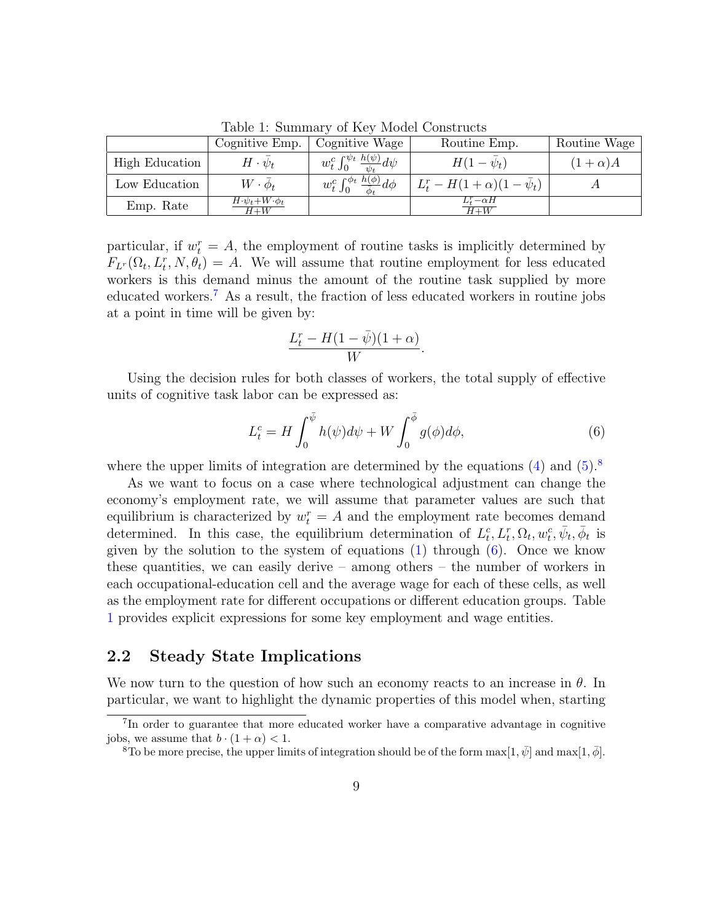Table 1: Summary of Key Model Constructs

| | Cognitive Emp. | Cognitive Wage | Routine Emp. | Routine Wage |
|---|---|---|---|---|
| High Education | $H \cdot \bar{\psi}_t$ | $w_t^c \int_0^{\psi_t} \frac{h(\psi)}{\psi_t} d\psi$ | $H(1-\bar{\psi}_t)$ | $(1+\alpha)A$ |
| Low Education | $W \cdot \bar{\phi}_t$ | $w_t^c \int_0^{\phi_t} \frac{h(\phi)}{\bar{\phi}_t} d\phi$ | $L_t^r - H(1+\alpha)(1-\bar{\psi}_t)$ | $A$ |
| Emp. Rate | $\frac{H \cdot \psi_t + W \cdot \phi_t}{H+W}$ | | $\frac{L_t^r - \alpha H}{H+W}$ | |

particular, if $w_t^r = A$, the employment of routine tasks is implicitly determined by $F_{L^r}(\Omega_t, L_t^r, N, \theta_t) = A$. We will assume that routine employment for less educated workers is this demand minus the amount of the routine task supplied by more educated workers.[7] As a result, the fraction of less educated workers in routine jobs at a point in time will be given by:

$$\frac{L_t^r - H(1-\bar{\psi})(1+\alpha)}{W}.$$

Using the decision rules for both classes of workers, the total supply of effective units of cognitive task labor can be expressed as:

$$L_t^c = H \int_0^{\bar{\psi}} h(\psi) d\psi + W \int_0^{\bar{\phi}} g(\phi) d\phi, \tag{6}$$

where the upper limits of integration are determined by the equations (4) and (5).[8]

As we want to focus on a case where technological adjustment can change the economy's employment rate, we will assume that parameter values are such that equilibrium is characterized by $w_t^r = A$ and the employment rate becomes demand determined. In this case, the equilibrium determination of $L_t^c, L_t^r, \Omega_t, w_t^c, \bar{\psi}_t, \bar{\phi}_t$ is given by the solution to the system of equations (1) through (6). Once we know these quantities, we can easily derive – among others – the number of workers in each occupational-education cell and the average wage for each of these cells, as well as the employment rate for different occupations or different education groups. Table 1 provides explicit expressions for some key employment and wage entities.

## 2.2 Steady State Implications

We now turn to the question of how such an economy reacts to an increase in $\theta$. In particular, we want to highlight the dynamic properties of this model when, starting

[7] In order to guarantee that more educated worker have a comparative advantage in cognitive jobs, we assume that $b \cdot (1+\alpha) < 1$.

[8] To be more precise, the upper limits of integration should be of the form $\max[1, \bar{\psi}]$ and $\max[1, \bar{\phi}]$.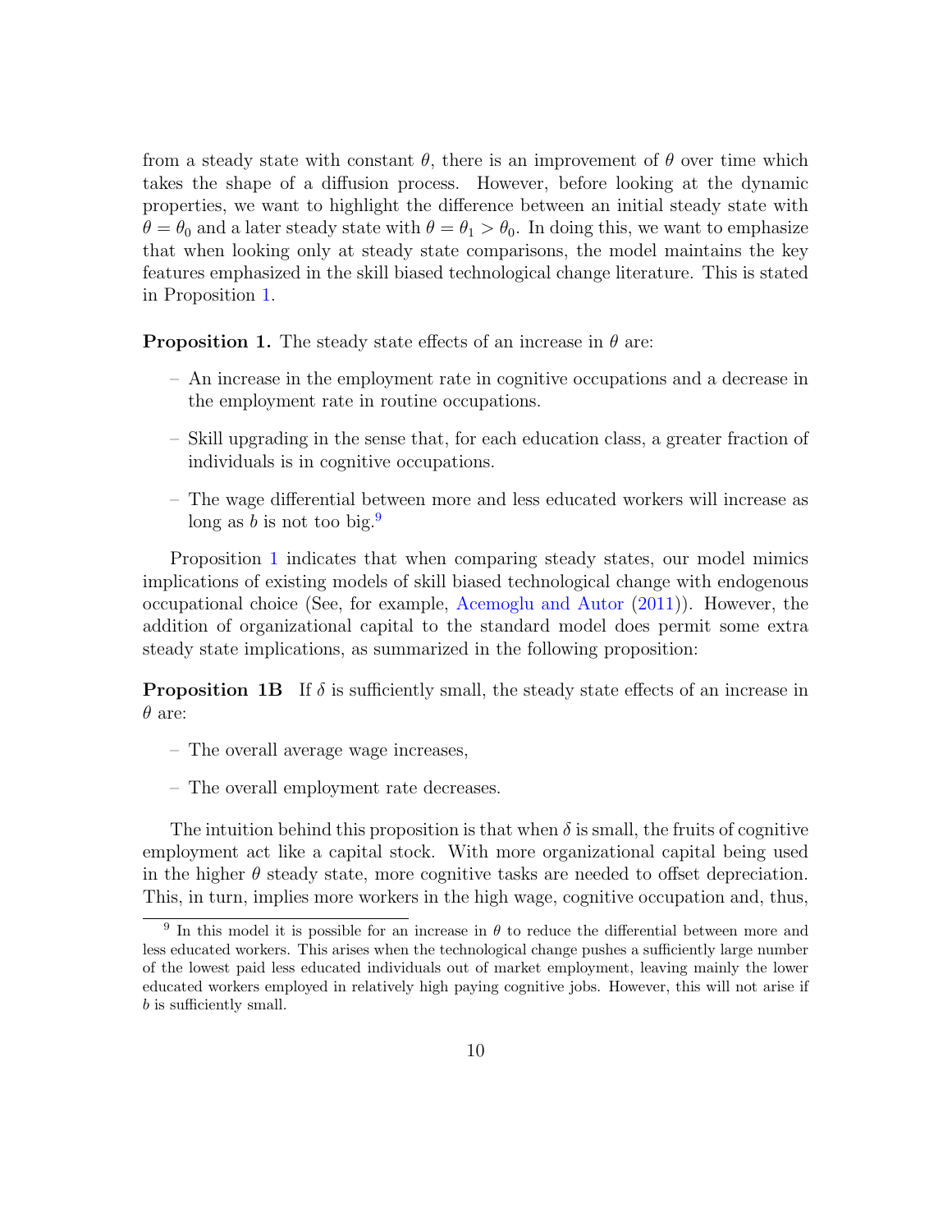from a steady state with constant $\theta$, there is an improvement of $\theta$ over time which takes the shape of a diffusion process. However, before looking at the dynamic properties, we want to highlight the difference between an initial steady state with $\theta = \theta_0$ and a later steady state with $\theta = \theta_1 > \theta_0$. In doing this, we want to emphasize that when looking only at steady state comparisons, the model maintains the key features emphasized in the skill biased technological change literature. This is stated in Proposition 1.

**Proposition 1.** The steady state effects of an increase in $\theta$ are:

- An increase in the employment rate in cognitive occupations and a decrease in the employment rate in routine occupations.
- Skill upgrading in the sense that, for each education class, a greater fraction of individuals is in cognitive occupations.
- The wage differential between more and less educated workers will increase as long as $b$ is not too big.[9]

Proposition 1 indicates that when comparing steady states, our model mimics implications of existing models of skill biased technological change with endogenous occupational choice (See, for example, Acemoglu and Autor (2011)). However, the addition of organizational capital to the standard model does permit some extra steady state implications, as summarized in the following proposition:

**Proposition 1B** If $\delta$ is sufficiently small, the steady state effects of an increase in $\theta$ are:

- The overall average wage increases,
- The overall employment rate decreases.

The intuition behind this proposition is that when $\delta$ is small, the fruits of cognitive employment act like a capital stock. With more organizational capital being used in the higher $\theta$ steady state, more cognitive tasks are needed to offset depreciation. This, in turn, implies more workers in the high wage, cognitive occupation and, thus,

[9] In this model it is possible for an increase in $\theta$ to reduce the differential between more and less educated workers. This arises when the technological change pushes a sufficiently large number of the lowest paid less educated individuals out of market employment, leaving mainly the lower educated workers employed in relatively high paying cognitive jobs. However, this will not arise if $b$ is sufficiently small.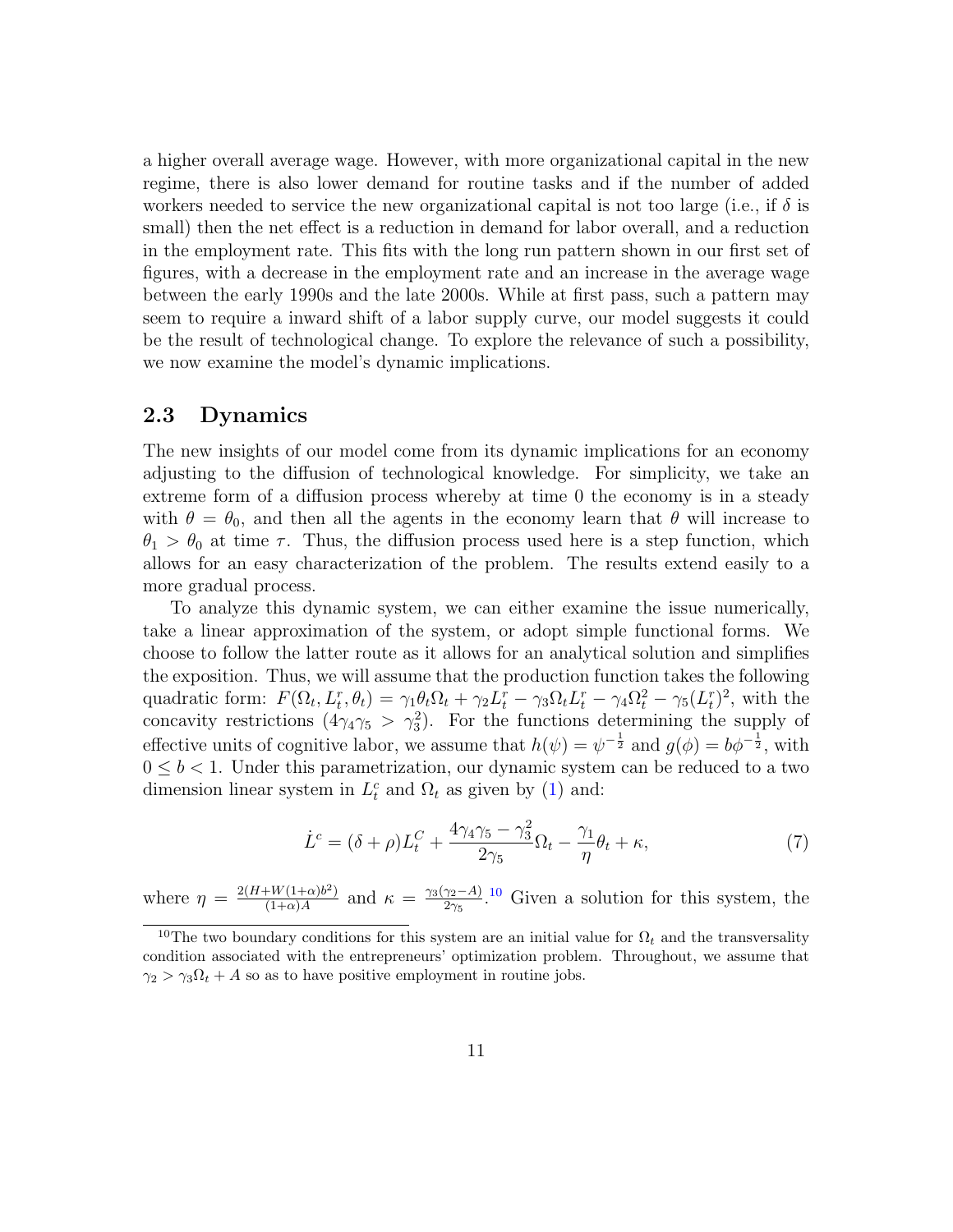a higher overall average wage. However, with more organizational capital in the new regime, there is also lower demand for routine tasks and if the number of added workers needed to service the new organizational capital is not too large (i.e., if $\delta$ is small) then the net effect is a reduction in demand for labor overall, and a reduction in the employment rate. This fits with the long run pattern shown in our first set of figures, with a decrease in the employment rate and an increase in the average wage between the early 1990s and the late 2000s. While at first pass, such a pattern may seem to require a inward shift of a labor supply curve, our model suggests it could be the result of technological change. To explore the relevance of such a possibility, we now examine the model's dynamic implications.

## 2.3 Dynamics

The new insights of our model come from its dynamic implications for an economy adjusting to the diffusion of technological knowledge. For simplicity, we take an extreme form of a diffusion process whereby at time 0 the economy is in a steady with $\theta = \theta_0$, and then all the agents in the economy learn that $\theta$ will increase to $\theta_1 > \theta_0$ at time $\tau$. Thus, the diffusion process used here is a step function, which allows for an easy characterization of the problem. The results extend easily to a more gradual process.

To analyze this dynamic system, we can either examine the issue numerically, take a linear approximation of the system, or adopt simple functional forms. We choose to follow the latter route as it allows for an analytical solution and simplifies the exposition. Thus, we will assume that the production function takes the following quadratic form: $F(\Omega_t, L_t^r, \theta_t) = \gamma_1\theta_t\Omega_t + \gamma_2 L_t^r - \gamma_3\Omega_t L_t^r - \gamma_4\Omega_t^2 - \gamma_5(L_t^r)^2$, with the concavity restrictions ($4\gamma_4\gamma_5 > \gamma_3^2$). For the functions determining the supply of effective units of cognitive labor, we assume that $h(\psi) = \psi^{-\frac{1}{2}}$ and $g(\phi) = b\phi^{-\frac{1}{2}}$, with $0 \leq b < 1$. Under this parametrization, our dynamic system can be reduced to a two dimension linear system in $L_t^c$ and $\Omega_t$ as given by (1) and:

$$\dot{L}^c = (\delta + \rho)L_t^C + \frac{4\gamma_4\gamma_5 - \gamma_3^2}{2\gamma_5}\Omega_t - \frac{\gamma_1}{\eta}\theta_t + \kappa, \tag{7}$$

where $\eta = \frac{2(H+W(1+\alpha)b^2)}{(1+\alpha)A}$ and $\kappa = \frac{\gamma_3(\gamma_2 - A)}{2\gamma_5}$.[10] Given a solution for this system, the

[10] The two boundary conditions for this system are an initial value for $\Omega_t$ and the transversality condition associated with the entrepreneurs' optimization problem. Throughout, we assume that $\gamma_2 > \gamma_3\Omega_t + A$ so as to have positive employment in routine jobs.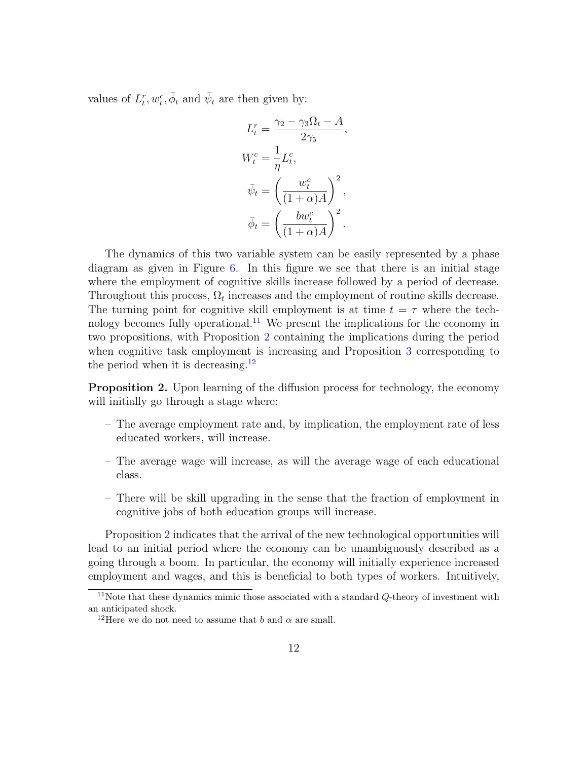values of $L_t^r, w_t^c, \bar{\phi}_t$ and $\bar{\psi}_t$ are then given by:

$$
\begin{aligned}
L_t^r &= \frac{\gamma_2 - \gamma_3 \Omega_t - A}{2\gamma_5}, \\
W_t^c &= \frac{1}{\eta} L_t^c, \\
\bar{\psi}_t &= \left( \frac{w_t^c}{(1+\alpha)A} \right)^2, \\
\bar{\phi}_t &= \left( \frac{b w_t^c}{(1+\alpha)A} \right)^2.
\end{aligned}
$$

The dynamics of this two variable system can be easily represented by a phase diagram as given in Figure 6. In this figure we see that there is an initial stage where the employment of cognitive skills increase followed by a period of decrease. Throughout this process, $\Omega_t$ increases and the employment of routine skills decrease. The turning point for cognitive skill employment is at time $t = \tau$ where the technology becomes fully operational.[11] We present the implications for the economy in two propositions, with Proposition 2 containing the implications during the period when cognitive task employment is increasing and Proposition 3 corresponding to the period when it is decreasing.[12]

**Proposition 2.** *Upon learning of the diffusion process for technology, the economy will initially go through a stage where:*

- *The average employment rate and, by implication, the employment rate of less educated workers, will increase.*
- *The average wage will increase, as will the average wage of each educational class.*
- *There will be skill upgrading in the sense that the fraction of employment in cognitive jobs of both education groups will increase.*

Proposition 2 indicates that the arrival of the new technological opportunities will lead to an initial period where the economy can be unambiguously described as a going through a boom. In particular, the economy will initially experience increased employment and wages, and this is beneficial to both types of workers. Intuitively,

[11] Note that these dynamics mimic those associated with a standard $Q$-theory of investment with an anticipated shock.

[12] Here we do not need to assume that $b$ and $\alpha$ are small.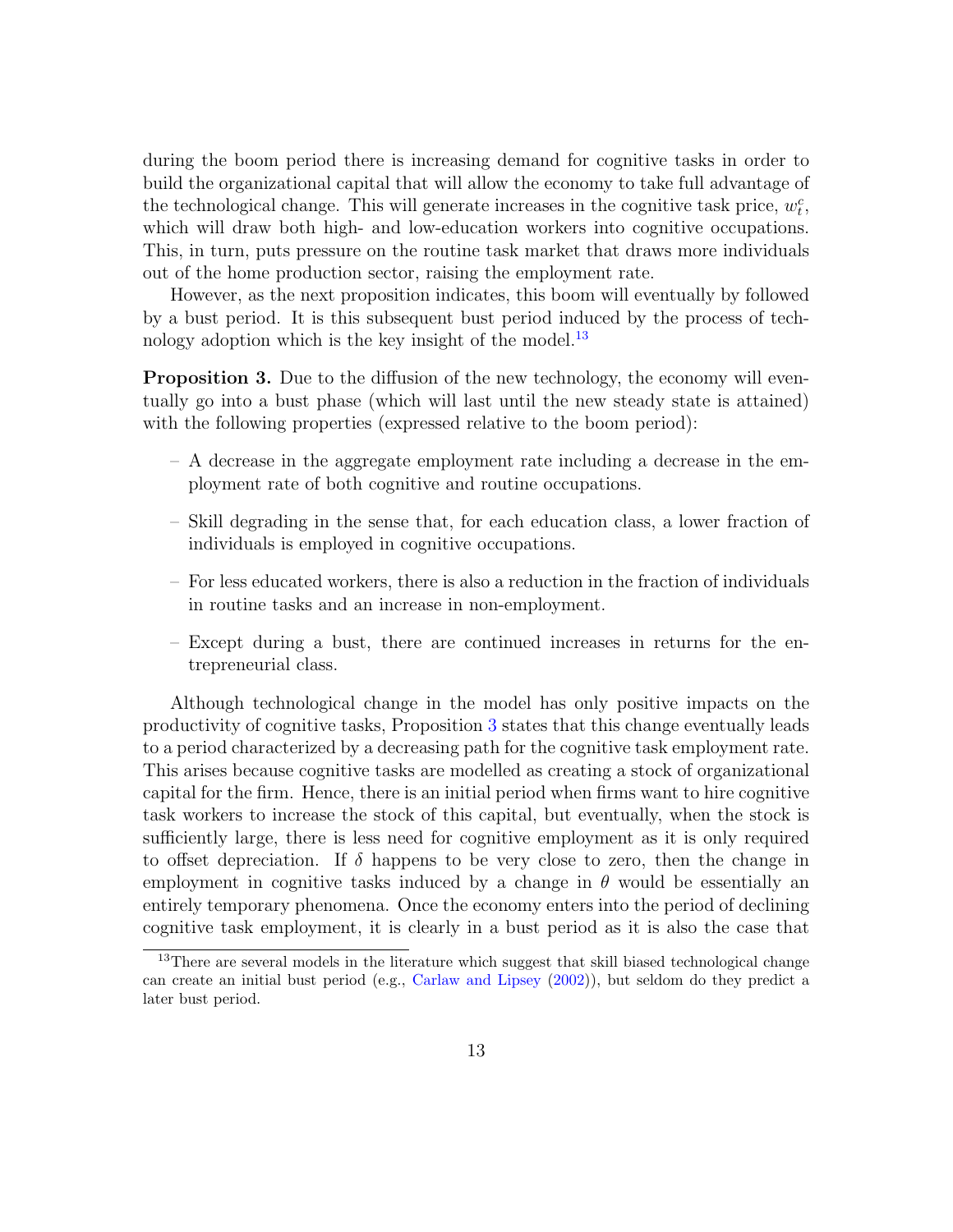during the boom period there is increasing demand for cognitive tasks in order to build the organizational capital that will allow the economy to take full advantage of the technological change. This will generate increases in the cognitive task price, $w_t^c$, which will draw both high- and low-education workers into cognitive occupations. This, in turn, puts pressure on the routine task market that draws more individuals out of the home production sector, raising the employment rate.

However, as the next proposition indicates, this boom will eventually by followed by a bust period. It is this subsequent bust period induced by the process of technology adoption which is the key insight of the model.[13]

**Proposition 3.** Due to the diffusion of the new technology, the economy will eventually go into a bust phase (which will last until the new steady state is attained) with the following properties (expressed relative to the boom period):

- A decrease in the aggregate employment rate including a decrease in the employment rate of both cognitive and routine occupations.
- Skill degrading in the sense that, for each education class, a lower fraction of individuals is employed in cognitive occupations.
- For less educated workers, there is also a reduction in the fraction of individuals in routine tasks and an increase in non-employment.
- Except during a bust, there are continued increases in returns for the entrepreneurial class.

Although technological change in the model has only positive impacts on the productivity of cognitive tasks, Proposition 3 states that this change eventually leads to a period characterized by a decreasing path for the cognitive task employment rate. This arises because cognitive tasks are modelled as creating a stock of organizational capital for the firm. Hence, there is an initial period when firms want to hire cognitive task workers to increase the stock of this capital, but eventually, when the stock is sufficiently large, there is less need for cognitive employment as it is only required to offset depreciation. If $\delta$ happens to be very close to zero, then the change in employment in cognitive tasks induced by a change in $\theta$ would be essentially an entirely temporary phenomena. Once the economy enters into the period of declining cognitive task employment, it is clearly in a bust period as it is also the case that

[13] There are several models in the literature which suggest that skill biased technological change can create an initial bust period (e.g., Carlaw and Lipsey (2002)), but seldom do they predict a later bust period.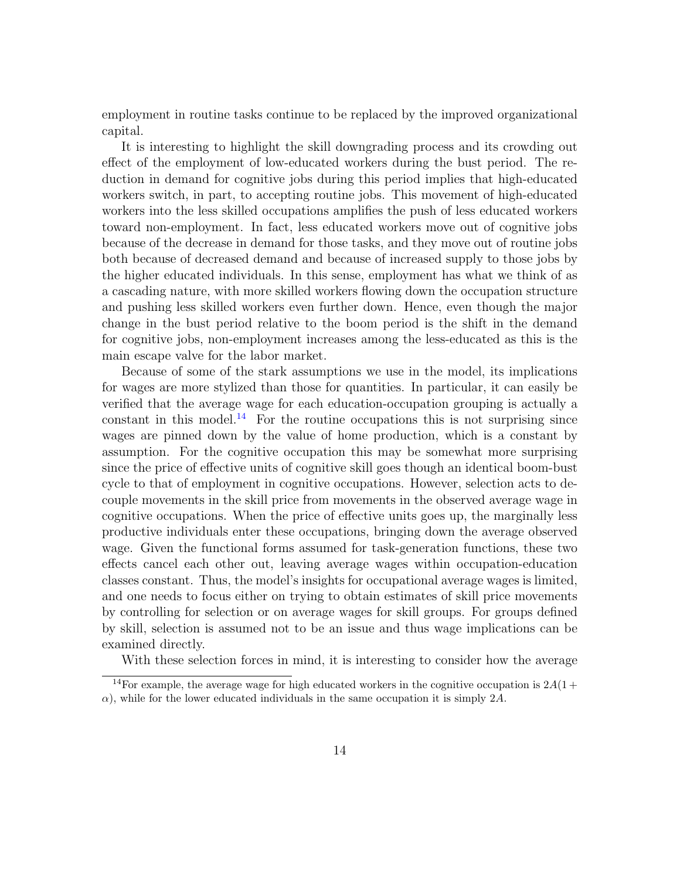employment in routine tasks continue to be replaced by the improved organizational capital.

It is interesting to highlight the skill downgrading process and its crowding out effect of the employment of low-educated workers during the bust period. The reduction in demand for cognitive jobs during this period implies that high-educated workers switch, in part, to accepting routine jobs. This movement of high-educated workers into the less skilled occupations amplifies the push of less educated workers toward non-employment. In fact, less educated workers move out of cognitive jobs because of the decrease in demand for those tasks, and they move out of routine jobs both because of decreased demand and because of increased supply to those jobs by the higher educated individuals. In this sense, employment has what we think of as a cascading nature, with more skilled workers flowing down the occupation structure and pushing less skilled workers even further down. Hence, even though the major change in the bust period relative to the boom period is the shift in the demand for cognitive jobs, non-employment increases among the less-educated as this is the main escape valve for the labor market.

Because of some of the stark assumptions we use in the model, its implications for wages are more stylized than those for quantities. In particular, it can easily be verified that the average wage for each education-occupation grouping is actually a constant in this model.[14] For the routine occupations this is not surprising since wages are pinned down by the value of home production, which is a constant by assumption. For the cognitive occupation this may be somewhat more surprising since the price of effective units of cognitive skill goes though an identical boom-bust cycle to that of employment in cognitive occupations. However, selection acts to decouple movements in the skill price from movements in the observed average wage in cognitive occupations. When the price of effective units goes up, the marginally less productive individuals enter these occupations, bringing down the average observed wage. Given the functional forms assumed for task-generation functions, these two effects cancel each other out, leaving average wages within occupation-education classes constant. Thus, the model's insights for occupational average wages is limited, and one needs to focus either on trying to obtain estimates of skill price movements by controlling for selection or on average wages for skill groups. For groups defined by skill, selection is assumed not to be an issue and thus wage implications can be examined directly.

With these selection forces in mind, it is interesting to consider how the average

---

[14] For example, the average wage for high educated workers in the cognitive occupation is $2A(1+\alpha)$, while for the lower educated individuals in the same occupation it is simply $2A$.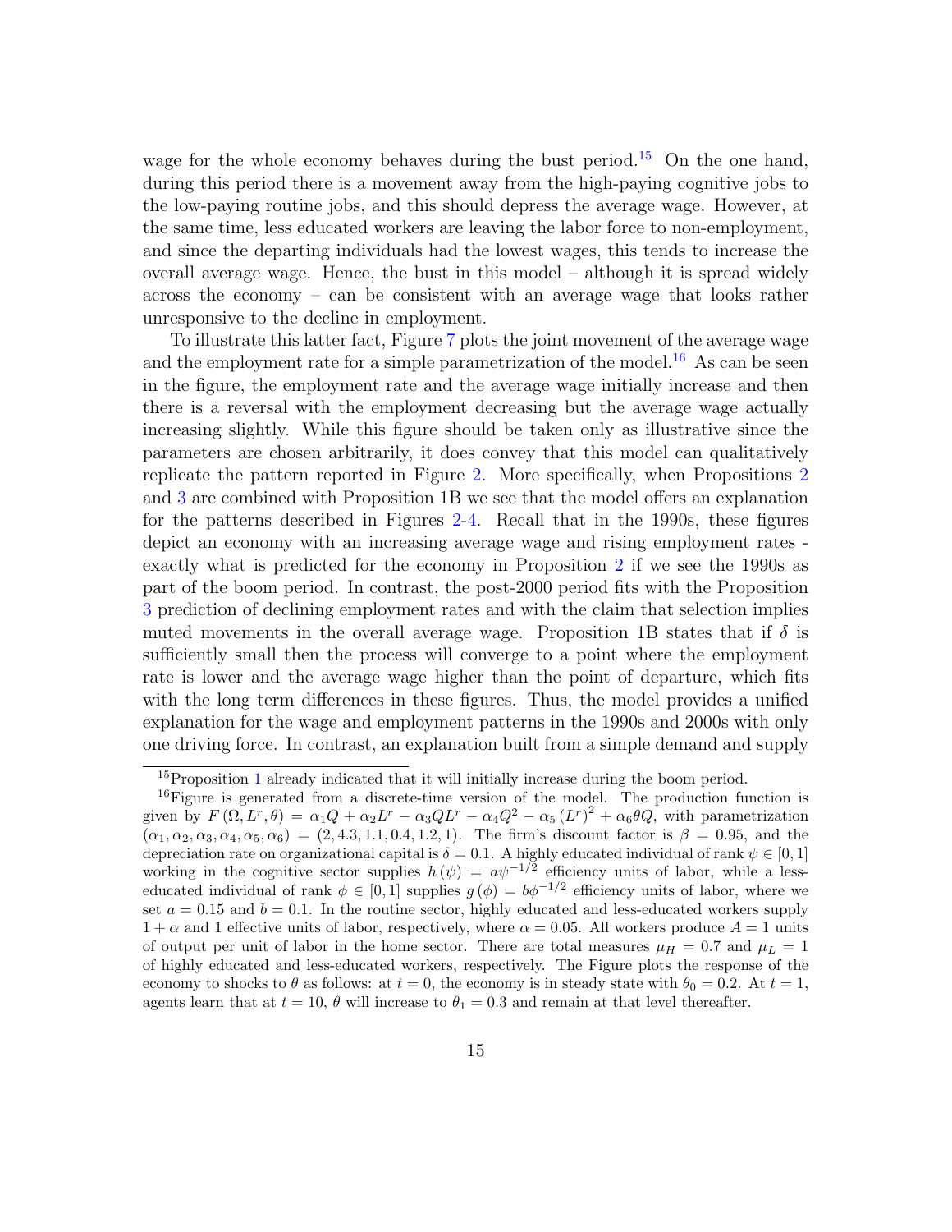wage for the whole economy behaves during the bust period.[15] On the one hand, during this period there is a movement away from the high-paying cognitive jobs to the low-paying routine jobs, and this should depress the average wage. However, at the same time, less educated workers are leaving the labor force to non-employment, and since the departing individuals had the lowest wages, this tends to increase the overall average wage. Hence, the bust in this model – although it is spread widely across the economy – can be consistent with an average wage that looks rather unresponsive to the decline in employment.

To illustrate this latter fact, Figure 7 plots the joint movement of the average wage and the employment rate for a simple parametrization of the model.[16] As can be seen in the figure, the employment rate and the average wage initially increase and then there is a reversal with the employment decreasing but the average wage actually increasing slightly. While this figure should be taken only as illustrative since the parameters are chosen arbitrarily, it does convey that this model can qualitatively replicate the pattern reported in Figure 2. More specifically, when Propositions 2 and 3 are combined with Proposition 1B we see that the model offers an explanation for the patterns described in Figures 2-4. Recall that in the 1990s, these figures depict an economy with an increasing average wage and rising employment rates - exactly what is predicted for the economy in Proposition 2 if we see the 1990s as part of the boom period. In contrast, the post-2000 period fits with the Proposition 3 prediction of declining employment rates and with the claim that selection implies muted movements in the overall average wage. Proposition 1B states that if $\delta$ is sufficiently small then the process will converge to a point where the employment rate is lower and the average wage higher than the point of departure, which fits with the long term differences in these figures. Thus, the model provides a unified explanation for the wage and employment patterns in the 1990s and 2000s with only one driving force. In contrast, an explanation built from a simple demand and supply

[15] Proposition 1 already indicated that it will initially increase during the boom period.

[16] Figure is generated from a discrete-time version of the model. The production function is given by $F(\Omega, L^r, \theta) = \alpha_1 Q + \alpha_2 L^r - \alpha_3 Q L^r - \alpha_4 Q^2 - \alpha_5 (L^r)^2 + \alpha_6 \theta Q$, with parametrization $(\alpha_1, \alpha_2, \alpha_3, \alpha_4, \alpha_5, \alpha_6) = (2, 4.3, 1.1, 0.4, 1.2, 1)$. The firm's discount factor is $\beta = 0.95$, and the depreciation rate on organizational capital is $\delta = 0.1$. A highly educated individual of rank $\psi \in [0, 1]$ working in the cognitive sector supplies $h(\psi) = a\psi^{-1/2}$ efficiency units of labor, while a less-educated individual of rank $\phi \in [0, 1]$ supplies $g(\phi) = b\phi^{-1/2}$ efficiency units of labor, where we set $a = 0.15$ and $b = 0.1$. In the routine sector, highly educated and less-educated workers supply $1 + \alpha$ and 1 effective units of labor, respectively, where $\alpha = 0.05$. All workers produce $A = 1$ units of output per unit of labor in the home sector. There are total measures $\mu_H = 0.7$ and $\mu_L = 1$ of highly educated and less-educated workers, respectively. The Figure plots the response of the economy to shocks to $\theta$ as follows: at $t = 0$, the economy is in steady state with $\theta_0 = 0.2$. At $t = 1$, agents learn that at $t = 10$, $\theta$ will increase to $\theta_1 = 0.3$ and remain at that level thereafter.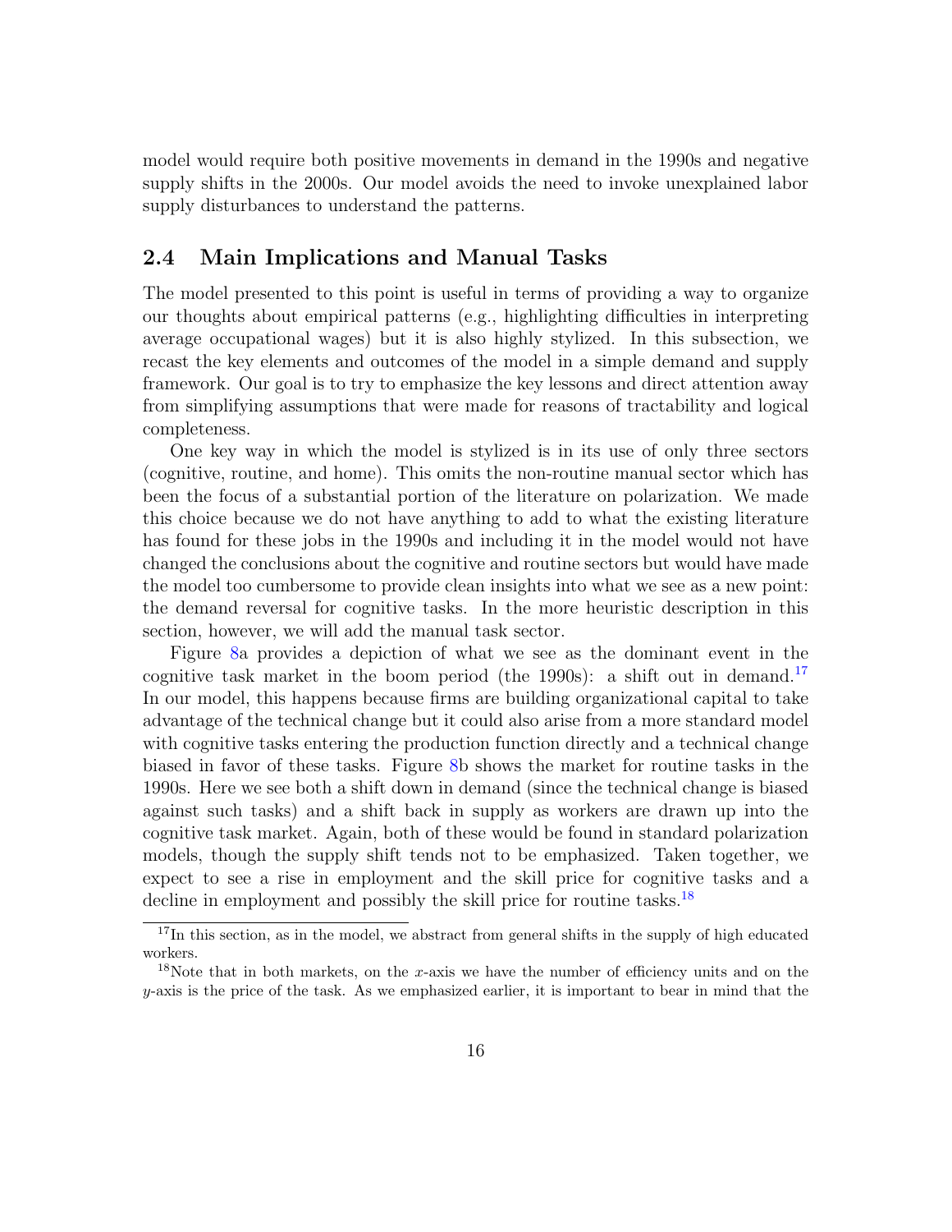model would require both positive movements in demand in the 1990s and negative supply shifts in the 2000s. Our model avoids the need to invoke unexplained labor supply disturbances to understand the patterns.

## 2.4 Main Implications and Manual Tasks

The model presented to this point is useful in terms of providing a way to organize our thoughts about empirical patterns (e.g., highlighting difficulties in interpreting average occupational wages) but it is also highly stylized. In this subsection, we recast the key elements and outcomes of the model in a simple demand and supply framework. Our goal is to try to emphasize the key lessons and direct attention away from simplifying assumptions that were made for reasons of tractability and logical completeness.

One key way in which the model is stylized is in its use of only three sectors (cognitive, routine, and home). This omits the non-routine manual sector which has been the focus of a substantial portion of the literature on polarization. We made this choice because we do not have anything to add to what the existing literature has found for these jobs in the 1990s and including it in the model would not have changed the conclusions about the cognitive and routine sectors but would have made the model too cumbersome to provide clean insights into what we see as a new point: the demand reversal for cognitive tasks. In the more heuristic description in this section, however, we will add the manual task sector.

Figure 8a provides a depiction of what we see as the dominant event in the cognitive task market in the boom period (the 1990s): a shift out in demand.[17] In our model, this happens because firms are building organizational capital to take advantage of the technical change but it could also arise from a more standard model with cognitive tasks entering the production function directly and a technical change biased in favor of these tasks. Figure 8b shows the market for routine tasks in the 1990s. Here we see both a shift down in demand (since the technical change is biased against such tasks) and a shift back in supply as workers are drawn up into the cognitive task market. Again, both of these would be found in standard polarization models, though the supply shift tends not to be emphasized. Taken together, we expect to see a rise in employment and the skill price for cognitive tasks and a decline in employment and possibly the skill price for routine tasks.[18]

[17] In this section, as in the model, we abstract from general shifts in the supply of high educated workers.

[18] Note that in both markets, on the $x$-axis we have the number of efficiency units and on the $y$-axis is the price of the task. As we emphasized earlier, it is important to bear in mind that the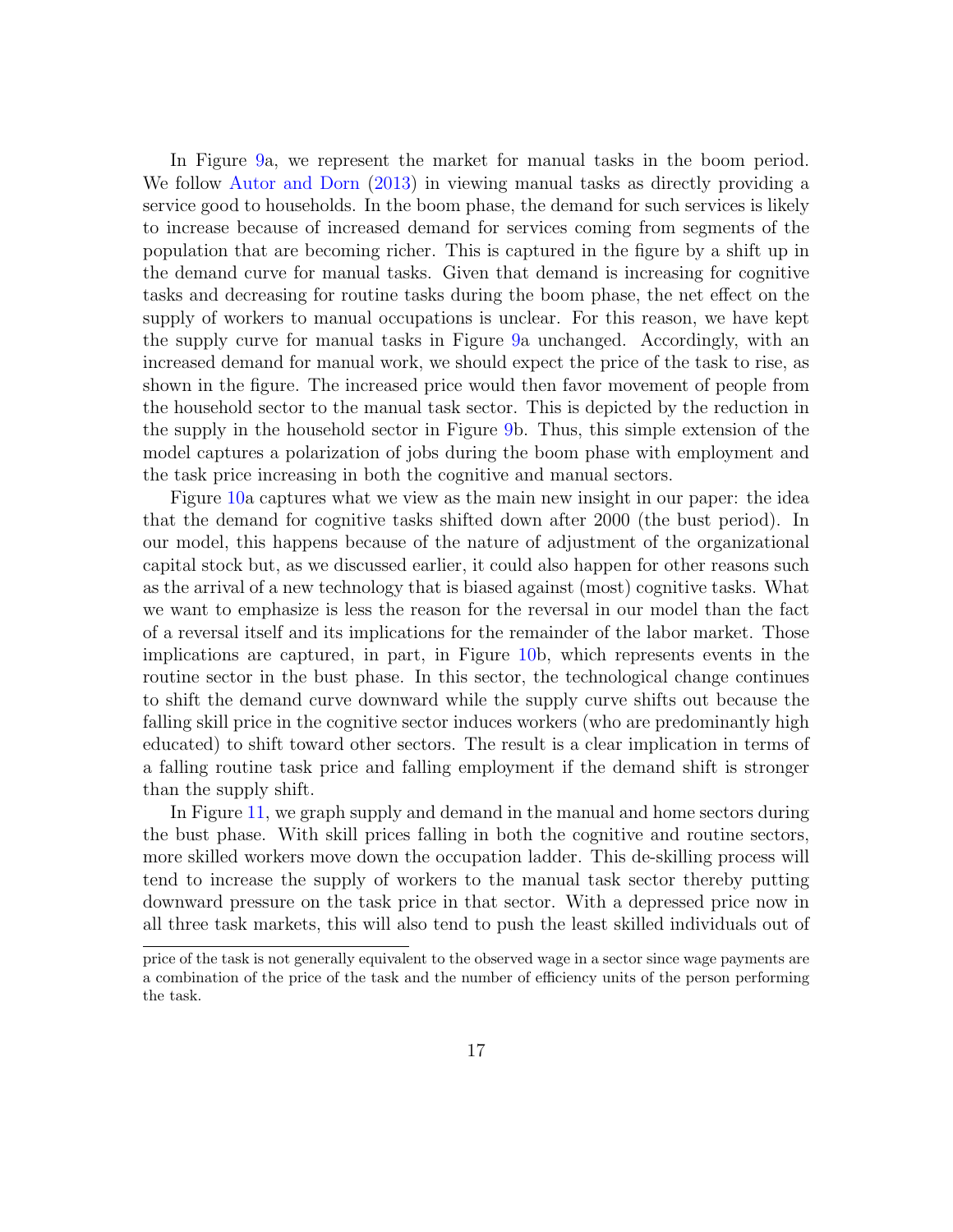In Figure 9a, we represent the market for manual tasks in the boom period. We follow Autor and Dorn (2013) in viewing manual tasks as directly providing a service good to households. In the boom phase, the demand for such services is likely to increase because of increased demand for services coming from segments of the population that are becoming richer. This is captured in the figure by a shift up in the demand curve for manual tasks. Given that demand is increasing for cognitive tasks and decreasing for routine tasks during the boom phase, the net effect on the supply of workers to manual occupations is unclear. For this reason, we have kept the supply curve for manual tasks in Figure 9a unchanged. Accordingly, with an increased demand for manual work, we should expect the price of the task to rise, as shown in the figure. The increased price would then favor movement of people from the household sector to the manual task sector. This is depicted by the reduction in the supply in the household sector in Figure 9b. Thus, this simple extension of the model captures a polarization of jobs during the boom phase with employment and the task price increasing in both the cognitive and manual sectors.

Figure 10a captures what we view as the main new insight in our paper: the idea that the demand for cognitive tasks shifted down after 2000 (the bust period). In our model, this happens because of the nature of adjustment of the organizational capital stock but, as we discussed earlier, it could also happen for other reasons such as the arrival of a new technology that is biased against (most) cognitive tasks. What we want to emphasize is less the reason for the reversal in our model than the fact of a reversal itself and its implications for the remainder of the labor market. Those implications are captured, in part, in Figure 10b, which represents events in the routine sector in the bust phase. In this sector, the technological change continues to shift the demand curve downward while the supply curve shifts out because the falling skill price in the cognitive sector induces workers (who are predominantly high educated) to shift toward other sectors. The result is a clear implication in terms of a falling routine task price and falling employment if the demand shift is stronger than the supply shift.

In Figure 11, we graph supply and demand in the manual and home sectors during the bust phase. With skill prices falling in both the cognitive and routine sectors, more skilled workers move down the occupation ladder. This de-skilling process will tend to increase the supply of workers to the manual task sector thereby putting downward pressure on the task price in that sector. With a depressed price now in all three task markets, this will also tend to push the least skilled individuals out of

price of the task is not generally equivalent to the observed wage in a sector since wage payments are a combination of the price of the task and the number of efficiency units of the person performing the task.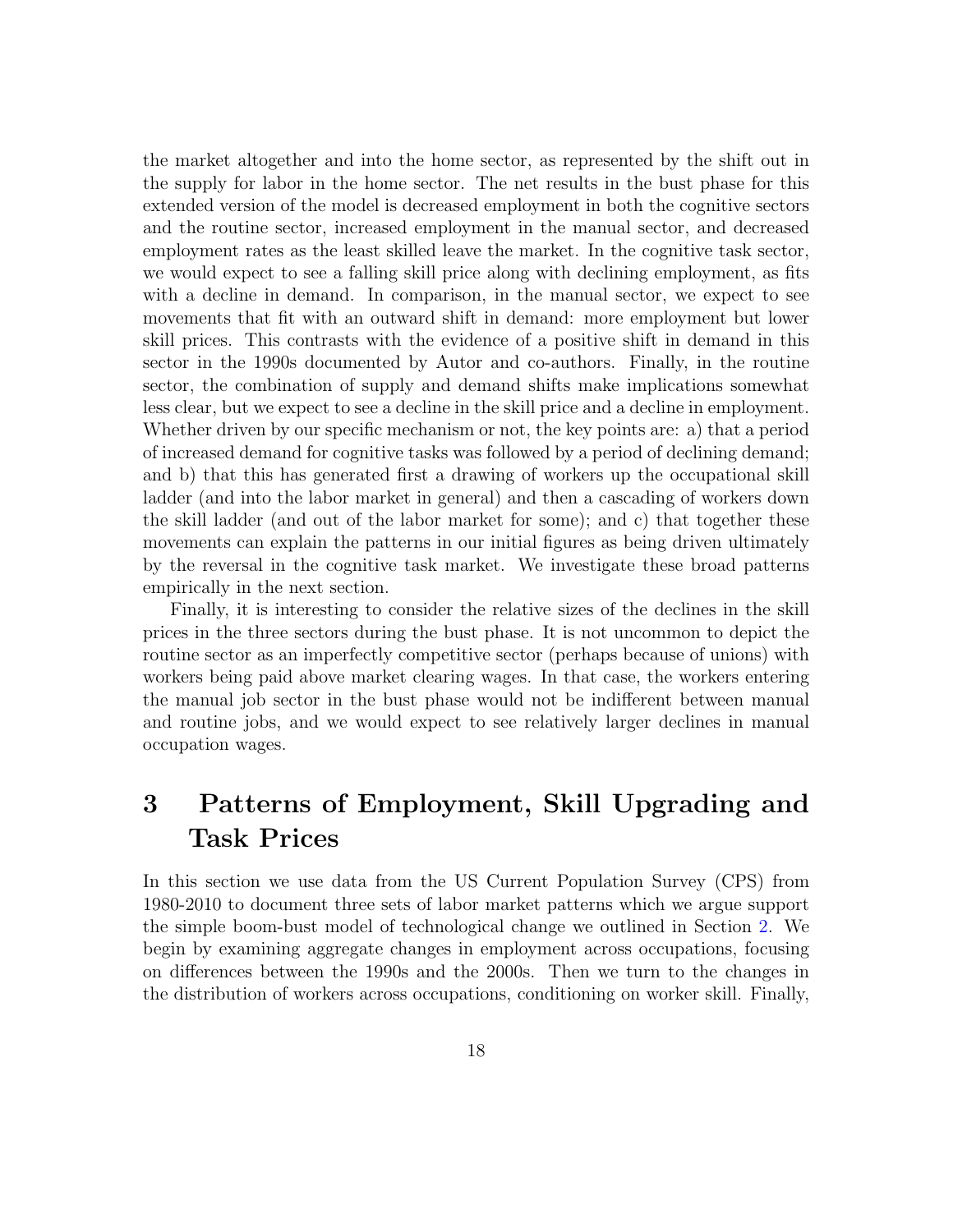the market altogether and into the home sector, as represented by the shift out in the supply for labor in the home sector. The net results in the bust phase for this extended version of the model is decreased employment in both the cognitive sectors and the routine sector, increased employment in the manual sector, and decreased employment rates as the least skilled leave the market. In the cognitive task sector, we would expect to see a falling skill price along with declining employment, as fits with a decline in demand. In comparison, in the manual sector, we expect to see movements that fit with an outward shift in demand: more employment but lower skill prices. This contrasts with the evidence of a positive shift in demand in this sector in the 1990s documented by Autor and co-authors. Finally, in the routine sector, the combination of supply and demand shifts make implications somewhat less clear, but we expect to see a decline in the skill price and a decline in employment. Whether driven by our specific mechanism or not, the key points are: a) that a period of increased demand for cognitive tasks was followed by a period of declining demand; and b) that this has generated first a drawing of workers up the occupational skill ladder (and into the labor market in general) and then a cascading of workers down the skill ladder (and out of the labor market for some); and c) that together these movements can explain the patterns in our initial figures as being driven ultimately by the reversal in the cognitive task market. We investigate these broad patterns empirically in the next section.

Finally, it is interesting to consider the relative sizes of the declines in the skill prices in the three sectors during the bust phase. It is not uncommon to depict the routine sector as an imperfectly competitive sector (perhaps because of unions) with workers being paid above market clearing wages. In that case, the workers entering the manual job sector in the bust phase would not be indifferent between manual and routine jobs, and we would expect to see relatively larger declines in manual occupation wages.

# 3 Patterns of Employment, Skill Upgrading and Task Prices

In this section we use data from the US Current Population Survey (CPS) from 1980-2010 to document three sets of labor market patterns which we argue support the simple boom-bust model of technological change we outlined in Section 2. We begin by examining aggregate changes in employment across occupations, focusing on differences between the 1990s and the 2000s. Then we turn to the changes in the distribution of workers across occupations, conditioning on worker skill. Finally,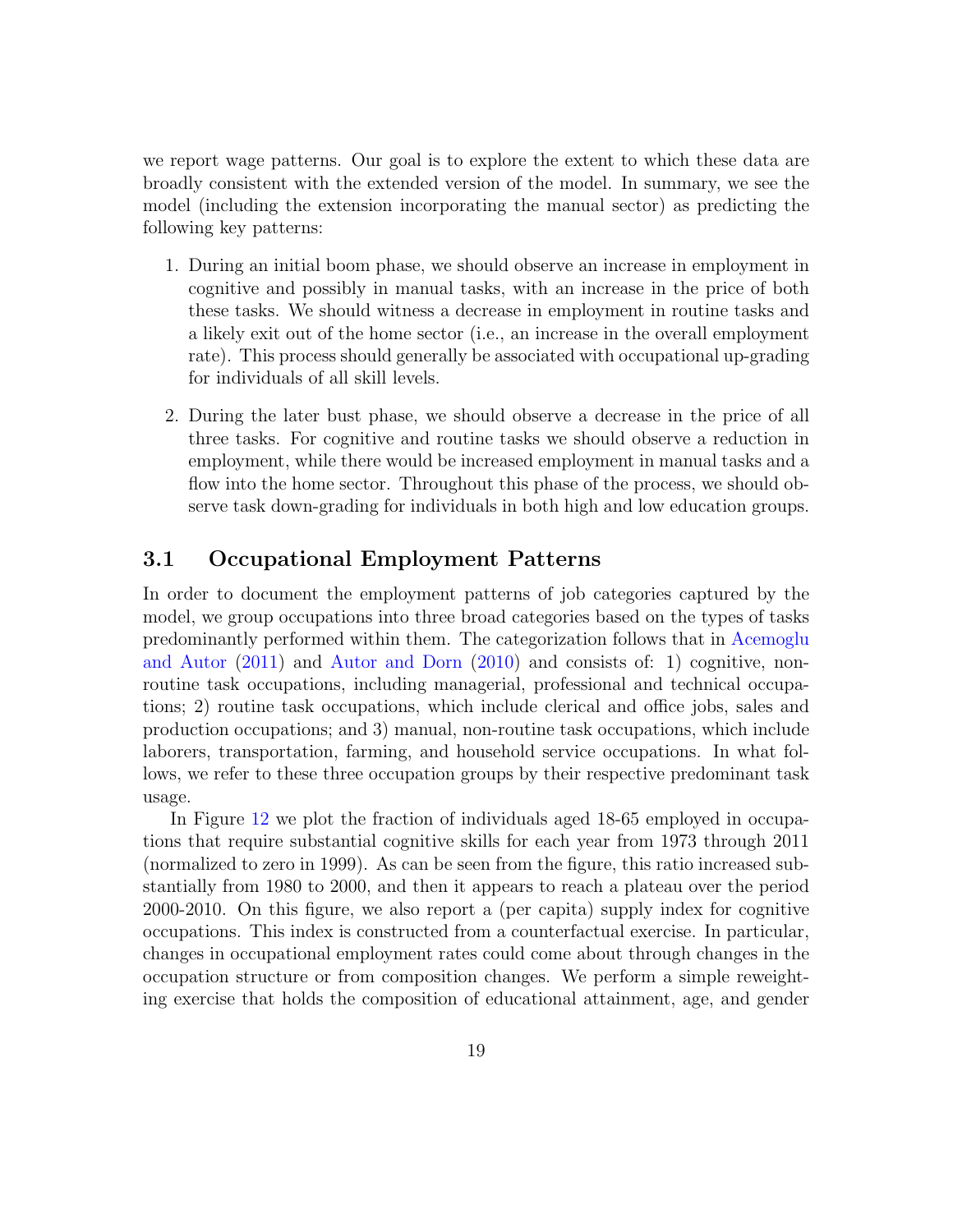we report wage patterns. Our goal is to explore the extent to which these data are broadly consistent with the extended version of the model. In summary, we see the model (including the extension incorporating the manual sector) as predicting the following key patterns:

1. During an initial boom phase, we should observe an increase in employment in cognitive and possibly in manual tasks, with an increase in the price of both these tasks. We should witness a decrease in employment in routine tasks and a likely exit out of the home sector (i.e., an increase in the overall employment rate). This process should generally be associated with occupational up-grading for individuals of all skill levels.

2. During the later bust phase, we should observe a decrease in the price of all three tasks. For cognitive and routine tasks we should observe a reduction in employment, while there would be increased employment in manual tasks and a flow into the home sector. Throughout this phase of the process, we should observe task down-grading for individuals in both high and low education groups.

### 3.1 Occupational Employment Patterns

In order to document the employment patterns of job categories captured by the model, we group occupations into three broad categories based on the types of tasks predominantly performed within them. The categorization follows that in Acemoglu and Autor (2011) and Autor and Dorn (2010) and consists of: 1) cognitive, non-routine task occupations, including managerial, professional and technical occupations; 2) routine task occupations, which include clerical and office jobs, sales and production occupations; and 3) manual, non-routine task occupations, which include laborers, transportation, farming, and household service occupations. In what follows, we refer to these three occupation groups by their respective predominant task usage.

In Figure 12 we plot the fraction of individuals aged 18-65 employed in occupations that require substantial cognitive skills for each year from 1973 through 2011 (normalized to zero in 1999). As can be seen from the figure, this ratio increased substantially from 1980 to 2000, and then it appears to reach a plateau over the period 2000-2010. On this figure, we also report a (per capita) supply index for cognitive occupations. This index is constructed from a counterfactual exercise. In particular, changes in occupational employment rates could come about through changes in the occupation structure or from composition changes. We perform a simple reweighting exercise that holds the composition of educational attainment, age, and gender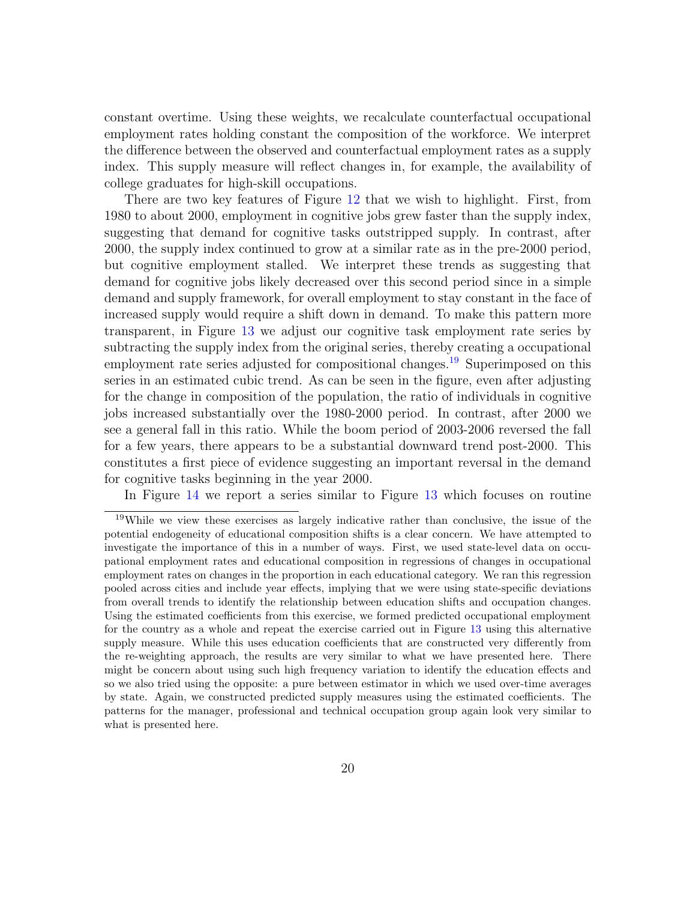constant overtime. Using these weights, we recalculate counterfactual occupational employment rates holding constant the composition of the workforce. We interpret the difference between the observed and counterfactual employment rates as a supply index. This supply measure will reflect changes in, for example, the availability of college graduates for high-skill occupations.

There are two key features of Figure 12 that we wish to highlight. First, from 1980 to about 2000, employment in cognitive jobs grew faster than the supply index, suggesting that demand for cognitive tasks outstripped supply. In contrast, after 2000, the supply index continued to grow at a similar rate as in the pre-2000 period, but cognitive employment stalled. We interpret these trends as suggesting that demand for cognitive jobs likely decreased over this second period since in a simple demand and supply framework, for overall employment to stay constant in the face of increased supply would require a shift down in demand. To make this pattern more transparent, in Figure 13 we adjust our cognitive task employment rate series by subtracting the supply index from the original series, thereby creating a occupational employment rate series adjusted for compositional changes.[19] Superimposed on this series in an estimated cubic trend. As can be seen in the figure, even after adjusting for the change in composition of the population, the ratio of individuals in cognitive jobs increased substantially over the 1980-2000 period. In contrast, after 2000 we see a general fall in this ratio. While the boom period of 2003-2006 reversed the fall for a few years, there appears to be a substantial downward trend post-2000. This constitutes a first piece of evidence suggesting an important reversal in the demand for cognitive tasks beginning in the year 2000.

In Figure 14 we report a series similar to Figure 13 which focuses on routine

[19] While we view these exercises as largely indicative rather than conclusive, the issue of the potential endogeneity of educational composition shifts is a clear concern. We have attempted to investigate the importance of this in a number of ways. First, we used state-level data on occupational employment rates and educational composition in regressions of changes in occupational employment rates on changes in the proportion in each educational category. We ran this regression pooled across cities and include year effects, implying that we were using state-specific deviations from overall trends to identify the relationship between education shifts and occupation changes. Using the estimated coefficients from this exercise, we formed predicted occupational employment for the country as a whole and repeat the exercise carried out in Figure 13 using this alternative supply measure. While this uses education coefficients that are constructed very differently from the re-weighting approach, the results are very similar to what we have presented here. There might be concern about using such high frequency variation to identify the education effects and so we also tried using the opposite: a pure between estimator in which we used over-time averages by state. Again, we constructed predicted supply measures using the estimated coefficients. The patterns for the manager, professional and technical occupation group again look very similar to what is presented here.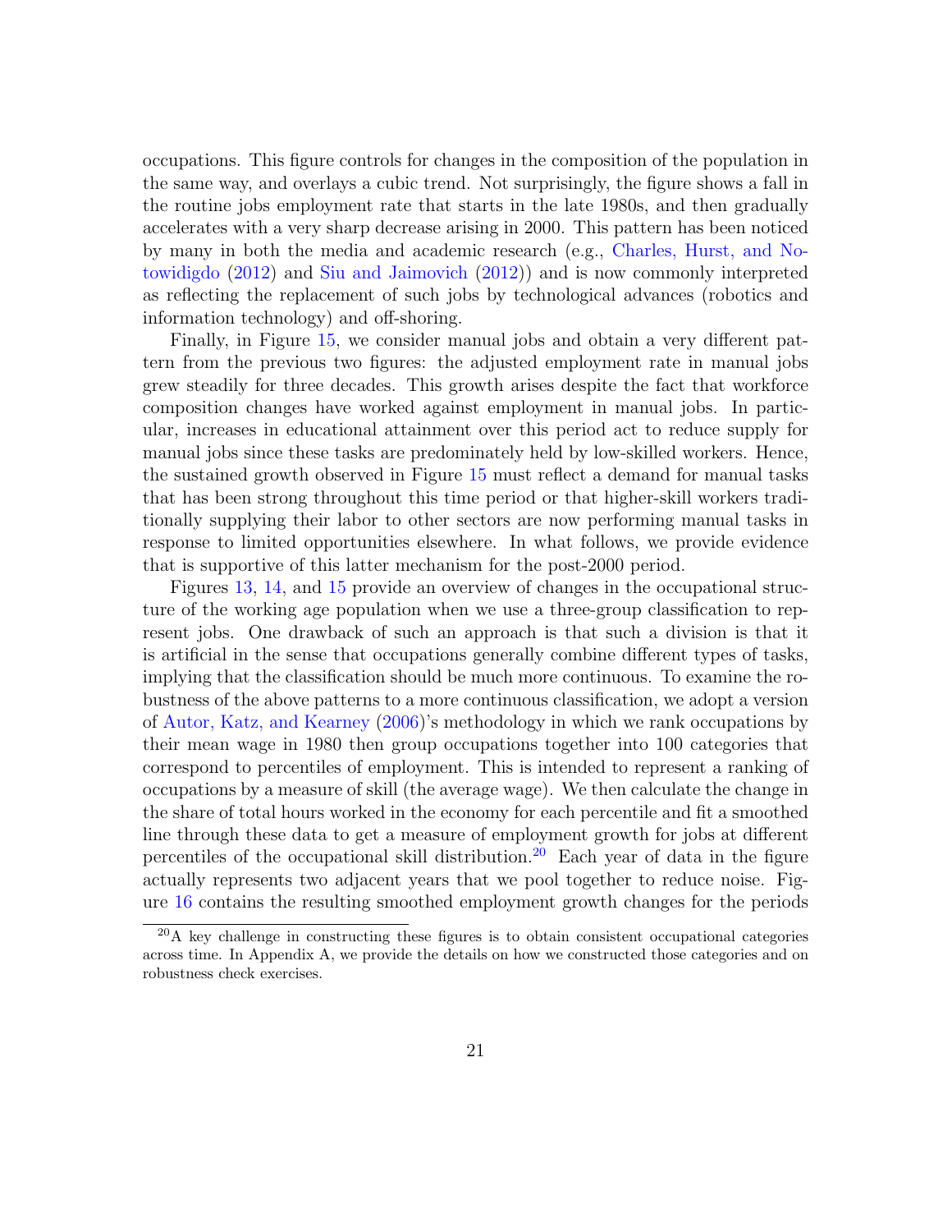occupations. This figure controls for changes in the composition of the population in the same way, and overlays a cubic trend. Not surprisingly, the figure shows a fall in the routine jobs employment rate that starts in the late 1980s, and then gradually accelerates with a very sharp decrease arising in 2000. This pattern has been noticed by many in both the media and academic research (e.g., Charles, Hurst, and Notowidigdo (2012) and Siu and Jaimovich (2012)) and is now commonly interpreted as reflecting the replacement of such jobs by technological advances (robotics and information technology) and off-shoring.

Finally, in Figure 15, we consider manual jobs and obtain a very different pattern from the previous two figures: the adjusted employment rate in manual jobs grew steadily for three decades. This growth arises despite the fact that workforce composition changes have worked against employment in manual jobs. In particular, increases in educational attainment over this period act to reduce supply for manual jobs since these tasks are predominately held by low-skilled workers. Hence, the sustained growth observed in Figure 15 must reflect a demand for manual tasks that has been strong throughout this time period or that higher-skill workers traditionally supplying their labor to other sectors are now performing manual tasks in response to limited opportunities elsewhere. In what follows, we provide evidence that is supportive of this latter mechanism for the post-2000 period.

Figures 13, 14, and 15 provide an overview of changes in the occupational structure of the working age population when we use a three-group classification to represent jobs. One drawback of such an approach is that such a division is that it is artificial in the sense that occupations generally combine different types of tasks, implying that the classification should be much more continuous. To examine the robustness of the above patterns to a more continuous classification, we adopt a version of Autor, Katz, and Kearney (2006)'s methodology in which we rank occupations by their mean wage in 1980 then group occupations together into 100 categories that correspond to percentiles of employment. This is intended to represent a ranking of occupations by a measure of skill (the average wage). We then calculate the change in the share of total hours worked in the economy for each percentile and fit a smoothed line through these data to get a measure of employment growth for jobs at different percentiles of the occupational skill distribution.[20] Each year of data in the figure actually represents two adjacent years that we pool together to reduce noise. Figure 16 contains the resulting smoothed employment growth changes for the periods

[20] A key challenge in constructing these figures is to obtain consistent occupational categories across time. In Appendix A, we provide the details on how we constructed those categories and on robustness check exercises.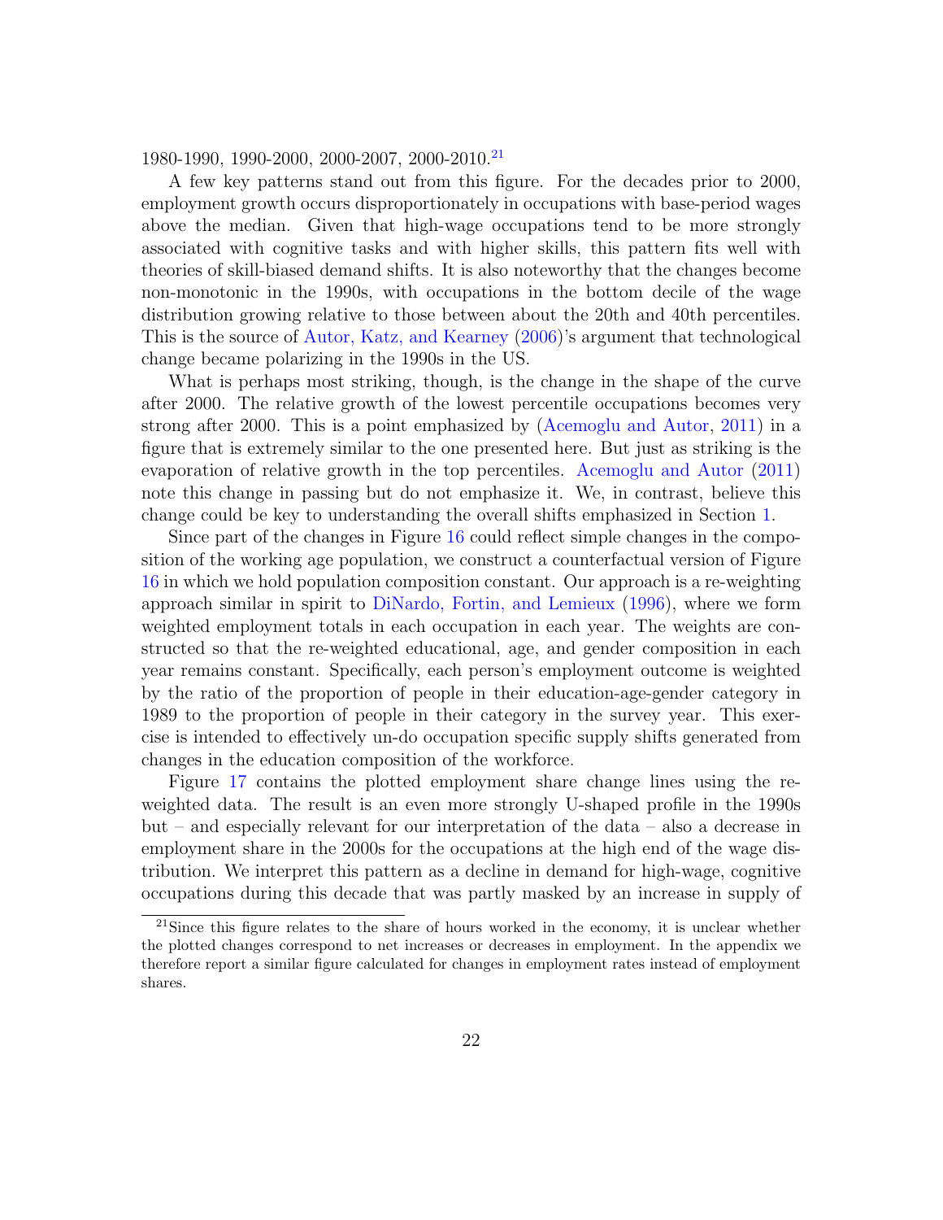1980-1990, 1990-2000, 2000-2007, 2000-2010.[21]

A few key patterns stand out from this figure. For the decades prior to 2000, employment growth occurs disproportionately in occupations with base-period wages above the median. Given that high-wage occupations tend to be more strongly associated with cognitive tasks and with higher skills, this pattern fits well with theories of skill-biased demand shifts. It is also noteworthy that the changes become non-monotonic in the 1990s, with occupations in the bottom decile of the wage distribution growing relative to those between about the 20th and 40th percentiles. This is the source of Autor, Katz, and Kearney (2006)'s argument that technological change became polarizing in the 1990s in the US.

What is perhaps most striking, though, is the change in the shape of the curve after 2000. The relative growth of the lowest percentile occupations becomes very strong after 2000. This is a point emphasized by (Acemoglu and Autor, 2011) in a figure that is extremely similar to the one presented here. But just as striking is the evaporation of relative growth in the top percentiles. Acemoglu and Autor (2011) note this change in passing but do not emphasize it. We, in contrast, believe this change could be key to understanding the overall shifts emphasized in Section 1.

Since part of the changes in Figure 16 could reflect simple changes in the composition of the working age population, we construct a counterfactual version of Figure 16 in which we hold population composition constant. Our approach is a re-weighting approach similar in spirit to DiNardo, Fortin, and Lemieux (1996), where we form weighted employment totals in each occupation in each year. The weights are constructed so that the re-weighted educational, age, and gender composition in each year remains constant. Specifically, each person's employment outcome is weighted by the ratio of the proportion of people in their education-age-gender category in 1989 to the proportion of people in their category in the survey year. This exercise is intended to effectively un-do occupation specific supply shifts generated from changes in the education composition of the workforce.

Figure 17 contains the plotted employment share change lines using the re-weighted data. The result is an even more strongly U-shaped profile in the 1990s but – and especially relevant for our interpretation of the data – also a decrease in employment share in the 2000s for the occupations at the high end of the wage distribution. We interpret this pattern as a decline in demand for high-wage, cognitive occupations during this decade that was partly masked by an increase in supply of

[21] Since this figure relates to the share of hours worked in the economy, it is unclear whether the plotted changes correspond to net increases or decreases in employment. In the appendix we therefore report a similar figure calculated for changes in employment rates instead of employment shares.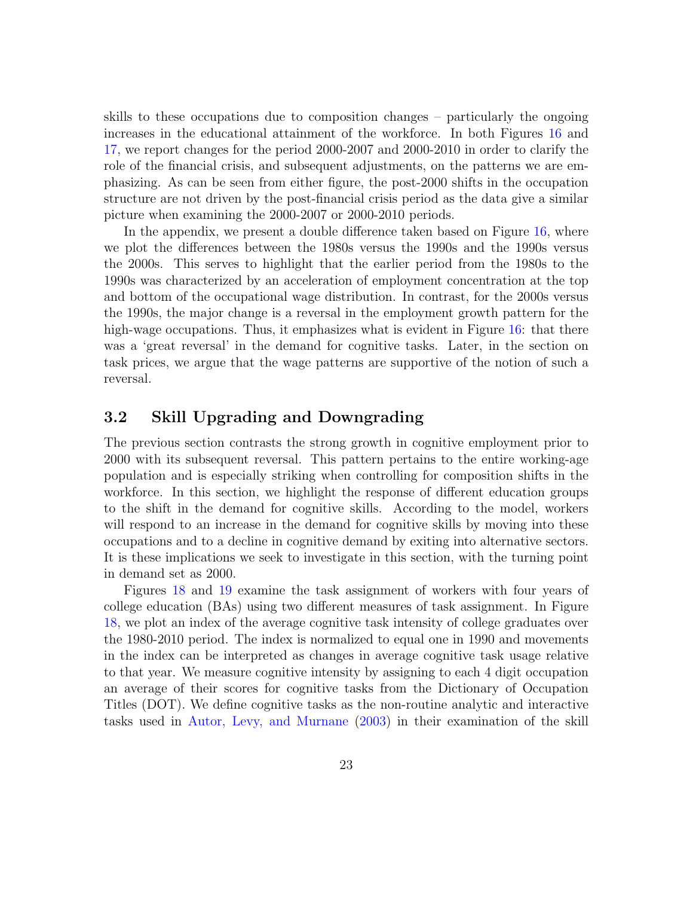skills to these occupations due to composition changes – particularly the ongoing increases in the educational attainment of the workforce. In both Figures 16 and 17, we report changes for the period 2000-2007 and 2000-2010 in order to clarify the role of the financial crisis, and subsequent adjustments, on the patterns we are emphasizing. As can be seen from either figure, the post-2000 shifts in the occupation structure are not driven by the post-financial crisis period as the data give a similar picture when examining the 2000-2007 or 2000-2010 periods.

In the appendix, we present a double difference taken based on Figure 16, where we plot the differences between the 1980s versus the 1990s and the 1990s versus the 2000s. This serves to highlight that the earlier period from the 1980s to the 1990s was characterized by an acceleration of employment concentration at the top and bottom of the occupational wage distribution. In contrast, for the 2000s versus the 1990s, the major change is a reversal in the employment growth pattern for the high-wage occupations. Thus, it emphasizes what is evident in Figure 16: that there was a 'great reversal' in the demand for cognitive tasks. Later, in the section on task prices, we argue that the wage patterns are supportive of the notion of such a reversal.

## 3.2 Skill Upgrading and Downgrading

The previous section contrasts the strong growth in cognitive employment prior to 2000 with its subsequent reversal. This pattern pertains to the entire working-age population and is especially striking when controlling for composition shifts in the workforce. In this section, we highlight the response of different education groups to the shift in the demand for cognitive skills. According to the model, workers will respond to an increase in the demand for cognitive skills by moving into these occupations and to a decline in cognitive demand by exiting into alternative sectors. It is these implications we seek to investigate in this section, with the turning point in demand set as 2000.

Figures 18 and 19 examine the task assignment of workers with four years of college education (BAs) using two different measures of task assignment. In Figure 18, we plot an index of the average cognitive task intensity of college graduates over the 1980-2010 period. The index is normalized to equal one in 1990 and movements in the index can be interpreted as changes in average cognitive task usage relative to that year. We measure cognitive intensity by assigning to each 4 digit occupation an average of their scores for cognitive tasks from the Dictionary of Occupation Titles (DOT). We define cognitive tasks as the non-routine analytic and interactive tasks used in Autor, Levy, and Murnane (2003) in their examination of the skill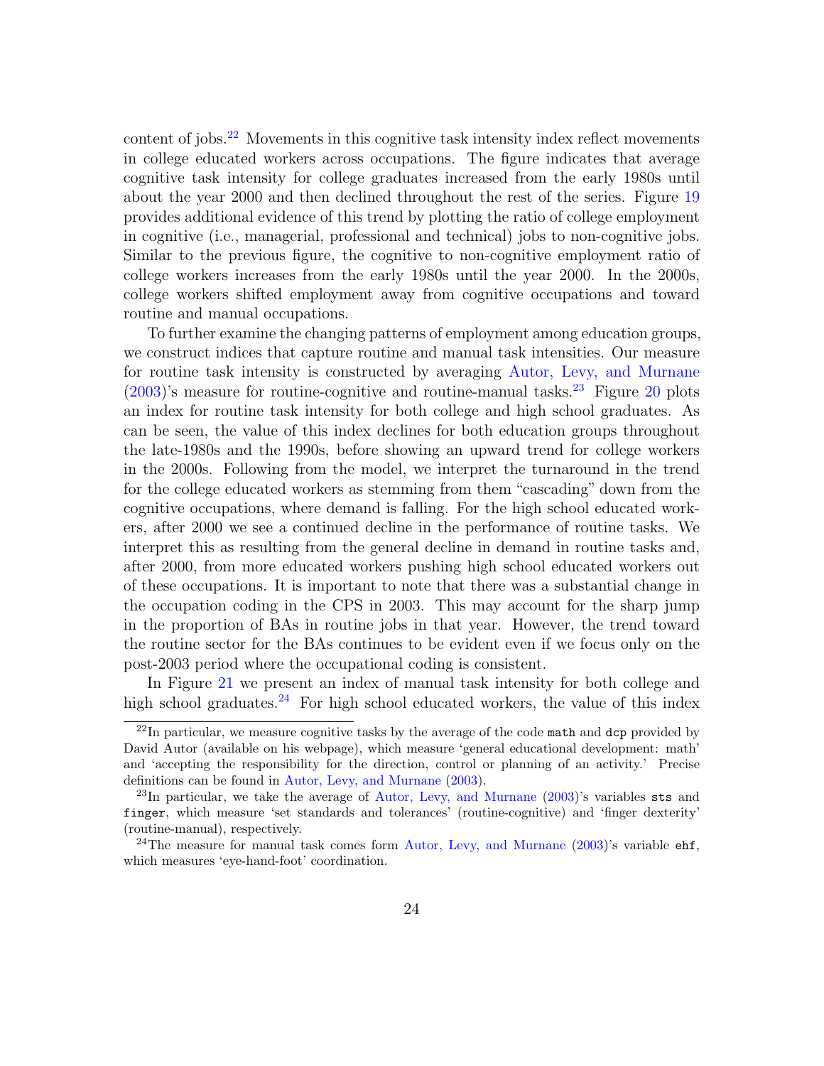content of jobs.[22] Movements in this cognitive task intensity index reflect movements in college educated workers across occupations. The figure indicates that average cognitive task intensity for college graduates increased from the early 1980s until about the year 2000 and then declined throughout the rest of the series. Figure 19 provides additional evidence of this trend by plotting the ratio of college employment in cognitive (i.e., managerial, professional and technical) jobs to non-cognitive jobs. Similar to the previous figure, the cognitive to non-cognitive employment ratio of college workers increases from the early 1980s until the year 2000. In the 2000s, college workers shifted employment away from cognitive occupations and toward routine and manual occupations.

To further examine the changing patterns of employment among education groups, we construct indices that capture routine and manual task intensities. Our measure for routine task intensity is constructed by averaging Autor, Levy, and Murnane (2003)'s measure for routine-cognitive and routine-manual tasks.[23] Figure 20 plots an index for routine task intensity for both college and high school graduates. As can be seen, the value of this index declines for both education groups throughout the late-1980s and the 1990s, before showing an upward trend for college workers in the 2000s. Following from the model, we interpret the turnaround in the trend for the college educated workers as stemming from them "cascading" down from the cognitive occupations, where demand is falling. For the high school educated workers, after 2000 we see a continued decline in the performance of routine tasks. We interpret this as resulting from the general decline in demand in routine tasks and, after 2000, from more educated workers pushing high school educated workers out of these occupations. It is important to note that there was a substantial change in the occupation coding in the CPS in 2003. This may account for the sharp jump in the proportion of BAs in routine jobs in that year. However, the trend toward the routine sector for the BAs continues to be evident even if we focus only on the post-2003 period where the occupational coding is consistent.

In Figure 21 we present an index of manual task intensity for both college and high school graduates.[24] For high school educated workers, the value of this index

---

[22] In particular, we measure cognitive tasks by the average of the code `math` and `dcp` provided by David Autor (available on his webpage), which measure 'general educational development: math' and 'accepting the responsibility for the direction, control or planning of an activity.' Precise definitions can be found in Autor, Levy, and Murnane (2003).

[23] In particular, we take the average of Autor, Levy, and Murnane (2003)'s variables `sts` and `finger`, which measure 'set standards and tolerances' (routine-cognitive) and 'finger dexterity' (routine-manual), respectively.

[24] The measure for manual task comes form Autor, Levy, and Murnane (2003)'s variable `ehf`, which measures 'eye-hand-foot' coordination.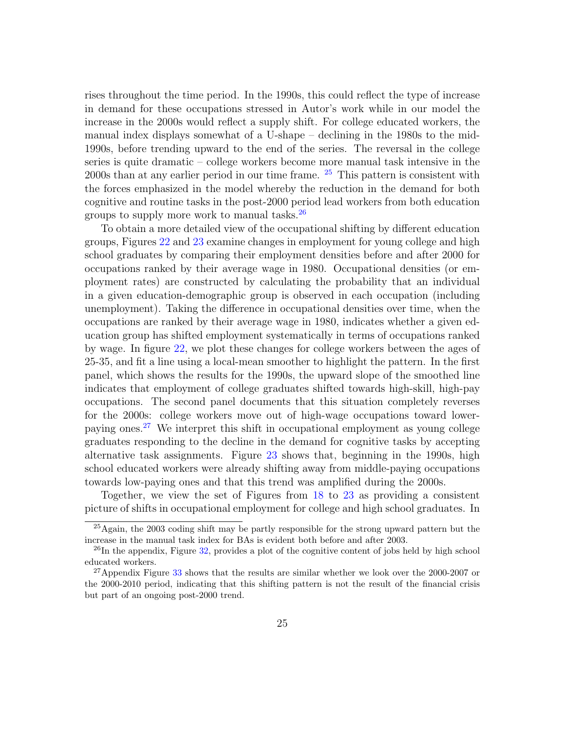rises throughout the time period. In the 1990s, this could reflect the type of increase in demand for these occupations stressed in Autor's work while in our model the increase in the 2000s would reflect a supply shift. For college educated workers, the manual index displays somewhat of a U-shape – declining in the 1980s to the mid-1990s, before trending upward to the end of the series. The reversal in the college series is quite dramatic – college workers become more manual task intensive in the 2000s than at any earlier period in our time frame. [25] This pattern is consistent with the forces emphasized in the model whereby the reduction in the demand for both cognitive and routine tasks in the post-2000 period lead workers from both education groups to supply more work to manual tasks.[26]

To obtain a more detailed view of the occupational shifting by different education groups, Figures 22 and 23 examine changes in employment for young college and high school graduates by comparing their employment densities before and after 2000 for occupations ranked by their average wage in 1980. Occupational densities (or employment rates) are constructed by calculating the probability that an individual in a given education-demographic group is observed in each occupation (including unemployment). Taking the difference in occupational densities over time, when the occupations are ranked by their average wage in 1980, indicates whether a given education group has shifted employment systematically in terms of occupations ranked by wage. In figure 22, we plot these changes for college workers between the ages of 25-35, and fit a line using a local-mean smoother to highlight the pattern. In the first panel, which shows the results for the 1990s, the upward slope of the smoothed line indicates that employment of college graduates shifted towards high-skill, high-pay occupations. The second panel documents that this situation completely reverses for the 2000s: college workers move out of high-wage occupations toward lower-paying ones.[27] We interpret this shift in occupational employment as young college graduates responding to the decline in the demand for cognitive tasks by accepting alternative task assignments. Figure 23 shows that, beginning in the 1990s, high school educated workers were already shifting away from middle-paying occupations towards low-paying ones and that this trend was amplified during the 2000s.

Together, we view the set of Figures from 18 to 23 as providing a consistent picture of shifts in occupational employment for college and high school graduates. In

[25] Again, the 2003 coding shift may be partly responsible for the strong upward pattern but the increase in the manual task index for BAs is evident both before and after 2003.

[26] In the appendix, Figure 32, provides a plot of the cognitive content of jobs held by high school educated workers.

[27] Appendix Figure 33 shows that the results are similar whether we look over the 2000-2007 or the 2000-2010 period, indicating that this shifting pattern is not the result of the financial crisis but part of an ongoing post-2000 trend.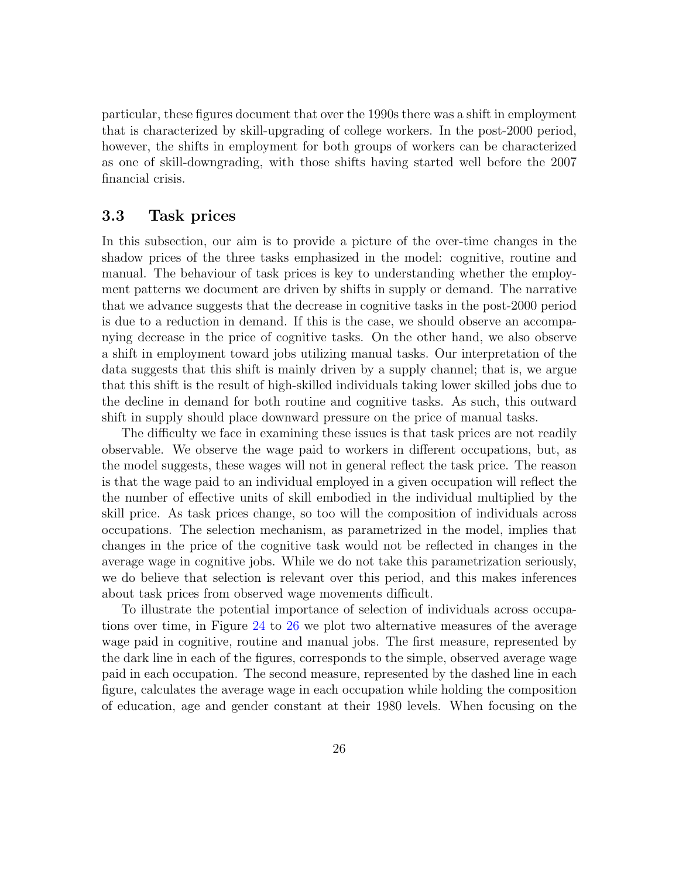particular, these figures document that over the 1990s there was a shift in employment that is characterized by skill-upgrading of college workers. In the post-2000 period, however, the shifts in employment for both groups of workers can be characterized as one of skill-downgrading, with those shifts having started well before the 2007 financial crisis.

### 3.3 Task prices

In this subsection, our aim is to provide a picture of the over-time changes in the shadow prices of the three tasks emphasized in the model: cognitive, routine and manual. The behaviour of task prices is key to understanding whether the employment patterns we document are driven by shifts in supply or demand. The narrative that we advance suggests that the decrease in cognitive tasks in the post-2000 period is due to a reduction in demand. If this is the case, we should observe an accompanying decrease in the price of cognitive tasks. On the other hand, we also observe a shift in employment toward jobs utilizing manual tasks. Our interpretation of the data suggests that this shift is mainly driven by a supply channel; that is, we argue that this shift is the result of high-skilled individuals taking lower skilled jobs due to the decline in demand for both routine and cognitive tasks. As such, this outward shift in supply should place downward pressure on the price of manual tasks.

The difficulty we face in examining these issues is that task prices are not readily observable. We observe the wage paid to workers in different occupations, but, as the model suggests, these wages will not in general reflect the task price. The reason is that the wage paid to an individual employed in a given occupation will reflect the the number of effective units of skill embodied in the individual multiplied by the skill price. As task prices change, so too will the composition of individuals across occupations. The selection mechanism, as parametrized in the model, implies that changes in the price of the cognitive task would not be reflected in changes in the average wage in cognitive jobs. While we do not take this parametrization seriously, we do believe that selection is relevant over this period, and this makes inferences about task prices from observed wage movements difficult.

To illustrate the potential importance of selection of individuals across occupations over time, in Figure 24 to 26 we plot two alternative measures of the average wage paid in cognitive, routine and manual jobs. The first measure, represented by the dark line in each of the figures, corresponds to the simple, observed average wage paid in each occupation. The second measure, represented by the dashed line in each figure, calculates the average wage in each occupation while holding the composition of education, age and gender constant at their 1980 levels. When focusing on the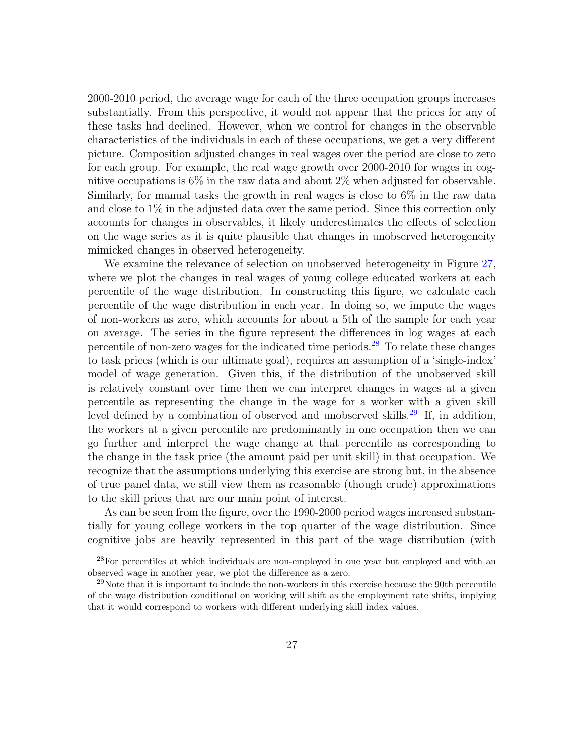2000-2010 period, the average wage for each of the three occupation groups increases substantially. From this perspective, it would not appear that the prices for any of these tasks had declined. However, when we control for changes in the observable characteristics of the individuals in each of these occupations, we get a very different picture. Composition adjusted changes in real wages over the period are close to zero for each group. For example, the real wage growth over 2000-2010 for wages in cognitive occupations is 6% in the raw data and about 2% when adjusted for observable. Similarly, for manual tasks the growth in real wages is close to 6% in the raw data and close to 1% in the adjusted data over the same period. Since this correction only accounts for changes in observables, it likely underestimates the effects of selection on the wage series as it is quite plausible that changes in unobserved heterogeneity mimicked changes in observed heterogeneity.

We examine the relevance of selection on unobserved heterogeneity in Figure 27, where we plot the changes in real wages of young college educated workers at each percentile of the wage distribution. In constructing this figure, we calculate each percentile of the wage distribution in each year. In doing so, we impute the wages of non-workers as zero, which accounts for about a 5th of the sample for each year on average. The series in the figure represent the differences in log wages at each percentile of non-zero wages for the indicated time periods.[28] To relate these changes to task prices (which is our ultimate goal), requires an assumption of a 'single-index' model of wage generation. Given this, if the distribution of the unobserved skill is relatively constant over time then we can interpret changes in wages at a given percentile as representing the change in the wage for a worker with a given skill level defined by a combination of observed and unobserved skills.[29] If, in addition, the workers at a given percentile are predominantly in one occupation then we can go further and interpret the wage change at that percentile as corresponding to the change in the task price (the amount paid per unit skill) in that occupation. We recognize that the assumptions underlying this exercise are strong but, in the absence of true panel data, we still view them as reasonable (though crude) approximations to the skill prices that are our main point of interest.

As can be seen from the figure, over the 1990-2000 period wages increased substantially for young college workers in the top quarter of the wage distribution. Since cognitive jobs are heavily represented in this part of the wage distribution (with

[28] For percentiles at which individuals are non-employed in one year but employed and with an observed wage in another year, we plot the difference as a zero.

[29] Note that it is important to include the non-workers in this exercise because the 90th percentile of the wage distribution conditional on working will shift as the employment rate shifts, implying that it would correspond to workers with different underlying skill index values.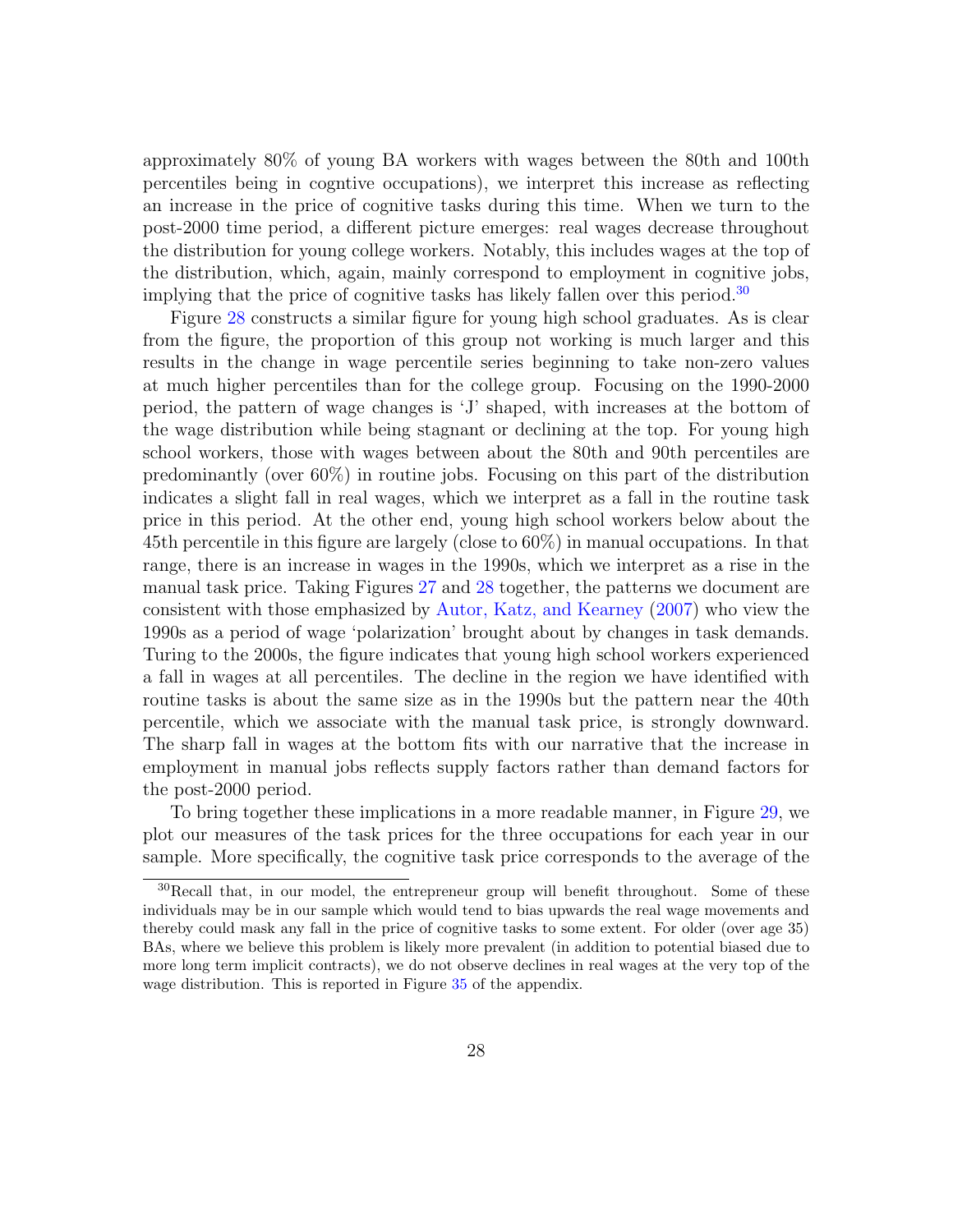approximately 80% of young BA workers with wages between the 80th and 100th percentiles being in cogntive occupations), we interpret this increase as reflecting an increase in the price of cognitive tasks during this time. When we turn to the post-2000 time period, a different picture emerges: real wages decrease throughout the distribution for young college workers. Notably, this includes wages at the top of the distribution, which, again, mainly correspond to employment in cognitive jobs, implying that the price of cognitive tasks has likely fallen over this period.[30]

Figure 28 constructs a similar figure for young high school graduates. As is clear from the figure, the proportion of this group not working is much larger and this results in the change in wage percentile series beginning to take non-zero values at much higher percentiles than for the college group. Focusing on the 1990-2000 period, the pattern of wage changes is 'J' shaped, with increases at the bottom of the wage distribution while being stagnant or declining at the top. For young high school workers, those with wages between about the 80th and 90th percentiles are predominantly (over 60%) in routine jobs. Focusing on this part of the distribution indicates a slight fall in real wages, which we interpret as a fall in the routine task price in this period. At the other end, young high school workers below about the 45th percentile in this figure are largely (close to 60%) in manual occupations. In that range, there is an increase in wages in the 1990s, which we interpret as a rise in the manual task price. Taking Figures 27 and 28 together, the patterns we document are consistent with those emphasized by Autor, Katz, and Kearney (2007) who view the 1990s as a period of wage 'polarization' brought about by changes in task demands. Turing to the 2000s, the figure indicates that young high school workers experienced a fall in wages at all percentiles. The decline in the region we have identified with routine tasks is about the same size as in the 1990s but the pattern near the 40th percentile, which we associate with the manual task price, is strongly downward. The sharp fall in wages at the bottom fits with our narrative that the increase in employment in manual jobs reflects supply factors rather than demand factors for the post-2000 period.

To bring together these implications in a more readable manner, in Figure 29, we plot our measures of the task prices for the three occupations for each year in our sample. More specifically, the cognitive task price corresponds to the average of the

[30] Recall that, in our model, the entrepreneur group will benefit throughout. Some of these individuals may be in our sample which would tend to bias upwards the real wage movements and thereby could mask any fall in the price of cognitive tasks to some extent. For older (over age 35) BAs, where we believe this problem is likely more prevalent (in addition to potential biased due to more long term implicit contracts), we do not observe declines in real wages at the very top of the wage distribution. This is reported in Figure 35 of the appendix.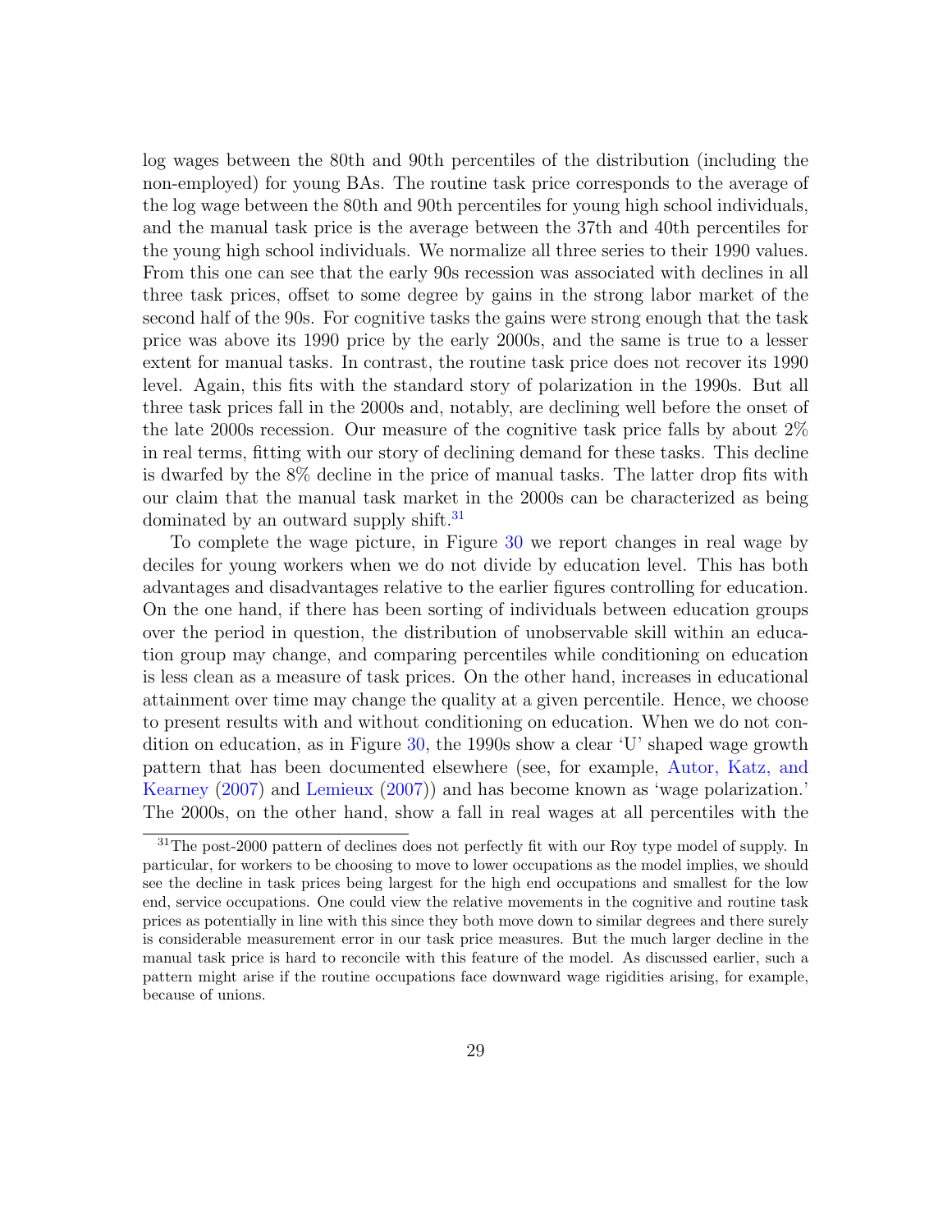log wages between the 80th and 90th percentiles of the distribution (including the non-employed) for young BAs. The routine task price corresponds to the average of the log wage between the 80th and 90th percentiles for young high school individuals, and the manual task price is the average between the 37th and 40th percentiles for the young high school individuals. We normalize all three series to their 1990 values. From this one can see that the early 90s recession was associated with declines in all three task prices, offset to some degree by gains in the strong labor market of the second half of the 90s. For cognitive tasks the gains were strong enough that the task price was above its 1990 price by the early 2000s, and the same is true to a lesser extent for manual tasks. In contrast, the routine task price does not recover its 1990 level. Again, this fits with the standard story of polarization in the 1990s. But all three task prices fall in the 2000s and, notably, are declining well before the onset of the late 2000s recession. Our measure of the cognitive task price falls by about 2% in real terms, fitting with our story of declining demand for these tasks. This decline is dwarfed by the 8% decline in the price of manual tasks. The latter drop fits with our claim that the manual task market in the 2000s can be characterized as being dominated by an outward supply shift.[31]

To complete the wage picture, in Figure 30 we report changes in real wage by deciles for young workers when we do not divide by education level. This has both advantages and disadvantages relative to the earlier figures controlling for education. On the one hand, if there has been sorting of individuals between education groups over the period in question, the distribution of unobservable skill within an education group may change, and comparing percentiles while conditioning on education is less clean as a measure of task prices. On the other hand, increases in educational attainment over time may change the quality at a given percentile. Hence, we choose to present results with and without conditioning on education. When we do not condition on education, as in Figure 30, the 1990s show a clear 'U' shaped wage growth pattern that has been documented elsewhere (see, for example, Autor, Katz, and Kearney (2007) and Lemieux (2007)) and has become known as 'wage polarization.' The 2000s, on the other hand, show a fall in real wages at all percentiles with the

[31] The post-2000 pattern of declines does not perfectly fit with our Roy type model of supply. In particular, for workers to be choosing to move to lower occupations as the model implies, we should see the decline in task prices being largest for the high end occupations and smallest for the low end, service occupations. One could view the relative movements in the cognitive and routine task prices as potentially in line with this since they both move down to similar degrees and there surely is considerable measurement error in our task price measures. But the much larger decline in the manual task price is hard to reconcile with this feature of the model. As discussed earlier, such a pattern might arise if the routine occupations face downward wage rigidities arising, for example, because of unions.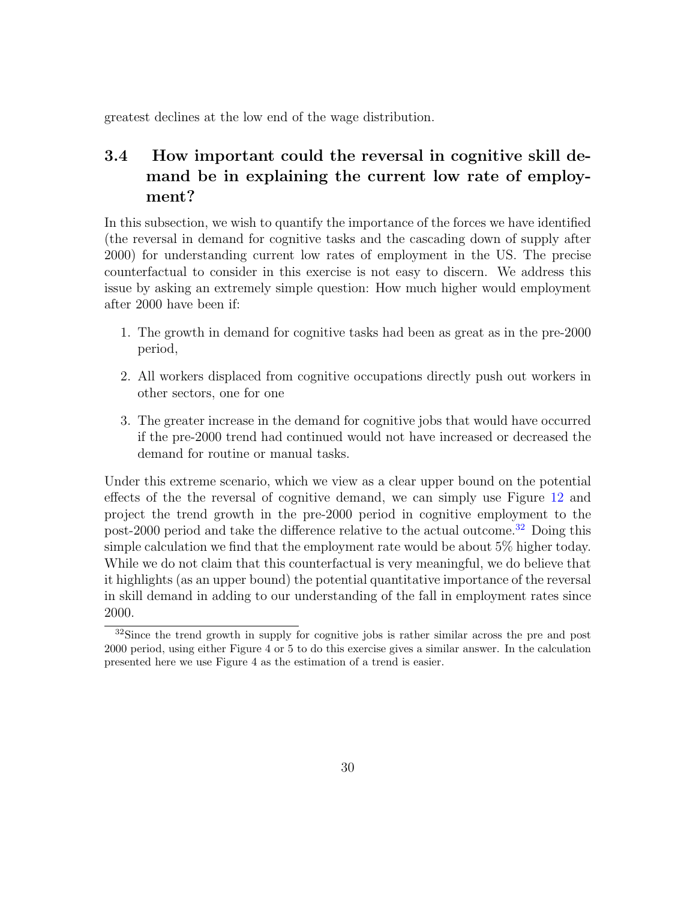greatest declines at the low end of the wage distribution.

### 3.4 How important could the reversal in cognitive skill demand be in explaining the current low rate of employment?

In this subsection, we wish to quantify the importance of the forces we have identified (the reversal in demand for cognitive tasks and the cascading down of supply after 2000) for understanding current low rates of employment in the US. The precise counterfactual to consider in this exercise is not easy to discern. We address this issue by asking an extremely simple question: How much higher would employment after 2000 have been if:

1. The growth in demand for cognitive tasks had been as great as in the pre-2000 period,
2. All workers displaced from cognitive occupations directly push out workers in other sectors, one for one
3. The greater increase in the demand for cognitive jobs that would have occurred if the pre-2000 trend had continued would not have increased or decreased the demand for routine or manual tasks.

Under this extreme scenario, which we view as a clear upper bound on the potential effects of the the reversal of cognitive demand, we can simply use Figure 12 and project the trend growth in the pre-2000 period in cognitive employment to the post-2000 period and take the difference relative to the actual outcome.[32] Doing this simple calculation we find that the employment rate would be about 5% higher today. While we do not claim that this counterfactual is very meaningful, we do believe that it highlights (as an upper bound) the potential quantitative importance of the reversal in skill demand in adding to our understanding of the fall in employment rates since 2000.

[32] Since the trend growth in supply for cognitive jobs is rather similar across the pre and post 2000 period, using either Figure 4 or 5 to do this exercise gives a similar answer. In the calculation presented here we use Figure 4 as the estimation of a trend is easier.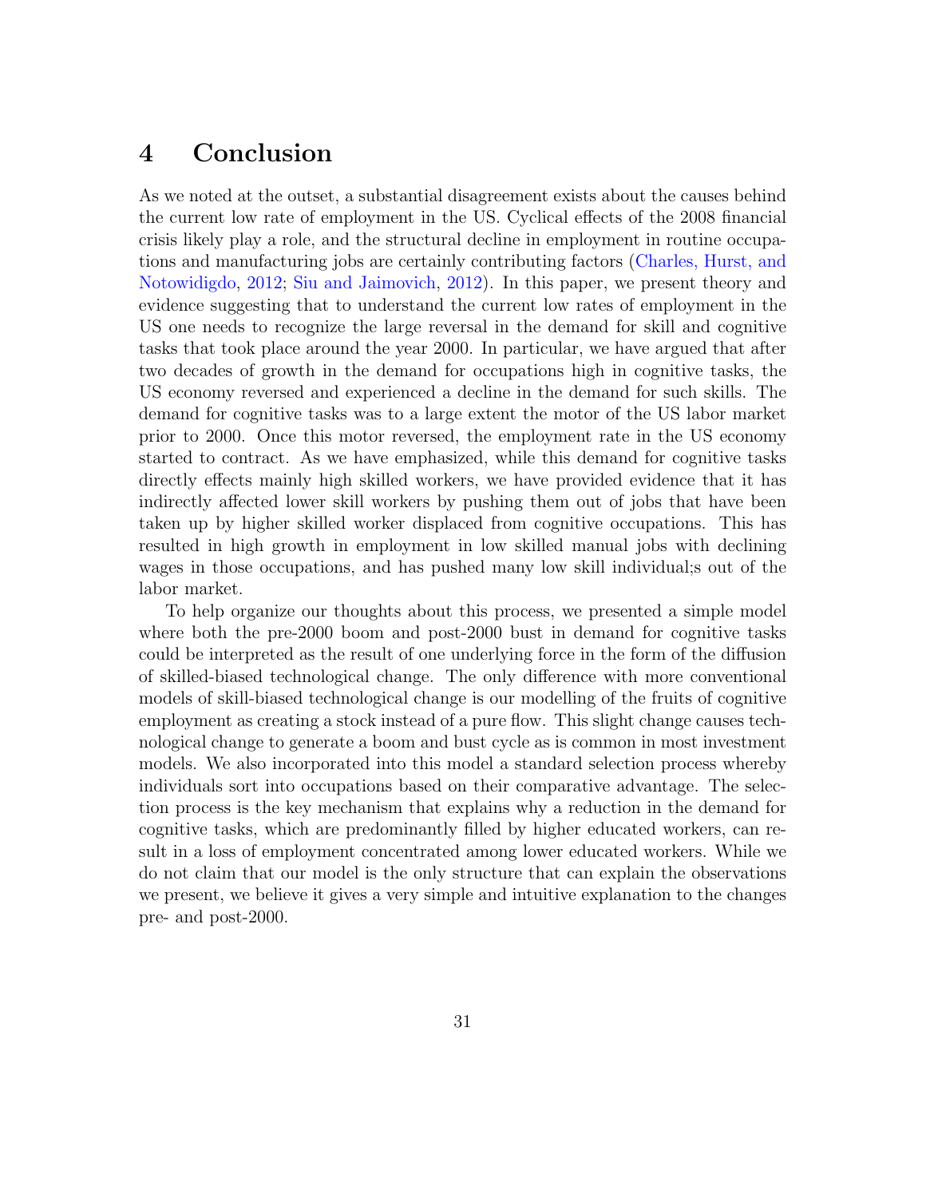# 4 Conclusion

As we noted at the outset, a substantial disagreement exists about the causes behind the current low rate of employment in the US. Cyclical effects of the 2008 financial crisis likely play a role, and the structural decline in employment in routine occupations and manufacturing jobs are certainly contributing factors (Charles, Hurst, and Notowidigdo, 2012; Siu and Jaimovich, 2012). In this paper, we present theory and evidence suggesting that to understand the current low rates of employment in the US one needs to recognize the large reversal in the demand for skill and cognitive tasks that took place around the year 2000. In particular, we have argued that after two decades of growth in the demand for occupations high in cognitive tasks, the US economy reversed and experienced a decline in the demand for such skills. The demand for cognitive tasks was to a large extent the motor of the US labor market prior to 2000. Once this motor reversed, the employment rate in the US economy started to contract. As we have emphasized, while this demand for cognitive tasks directly effects mainly high skilled workers, we have provided evidence that it has indirectly affected lower skill workers by pushing them out of jobs that have been taken up by higher skilled worker displaced from cognitive occupations. This has resulted in high growth in employment in low skilled manual jobs with declining wages in those occupations, and has pushed many low skill individual;s out of the labor market.

To help organize our thoughts about this process, we presented a simple model where both the pre-2000 boom and post-2000 bust in demand for cognitive tasks could be interpreted as the result of one underlying force in the form of the diffusion of skilled-biased technological change. The only difference with more conventional models of skill-biased technological change is our modelling of the fruits of cognitive employment as creating a stock instead of a pure flow. This slight change causes technological change to generate a boom and bust cycle as is common in most investment models. We also incorporated into this model a standard selection process whereby individuals sort into occupations based on their comparative advantage. The selection process is the key mechanism that explains why a reduction in the demand for cognitive tasks, which are predominantly filled by higher educated workers, can result in a loss of employment concentrated among lower educated workers. While we do not claim that our model is the only structure that can explain the observations we present, we believe it gives a very simple and intuitive explanation to the changes pre- and post-2000.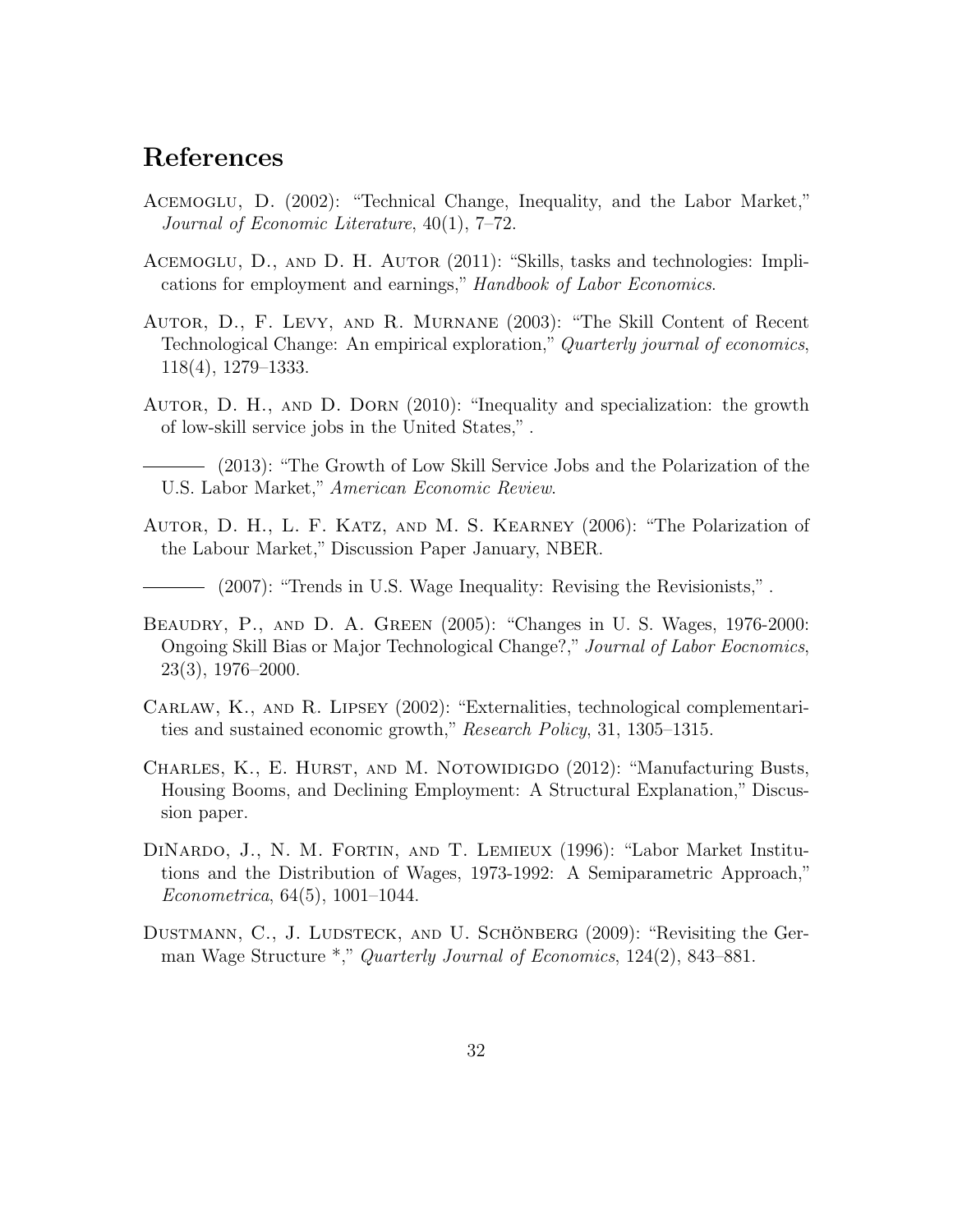# References

Acemoglu, D. (2002): "Technical Change, Inequality, and the Labor Market," *Journal of Economic Literature*, 40(1), 7–72.

Acemoglu, D., and D. H. Autor (2011): "Skills, tasks and technologies: Implications for employment and earnings," *Handbook of Labor Economics*.

Autor, D., F. Levy, and R. Murnane (2003): "The Skill Content of Recent Technological Change: An empirical exploration," *Quarterly journal of economics*, 118(4), 1279–1333.

Autor, D. H., and D. Dorn (2010): "Inequality and specialization: the growth of low-skill service jobs in the United States," .

——— (2013): "The Growth of Low Skill Service Jobs and the Polarization of the U.S. Labor Market," *American Economic Review*.

Autor, D. H., L. F. Katz, and M. S. Kearney (2006): "The Polarization of the Labour Market," Discussion Paper January, NBER.

——— (2007): "Trends in U.S. Wage Inequality: Revising the Revisionists," .

Beaudry, P., and D. A. Green (2005): "Changes in U. S. Wages, 1976-2000: Ongoing Skill Bias or Major Technological Change?," *Journal of Labor Eocnomics*, 23(3), 1976–2000.

Carlaw, K., and R. Lipsey (2002): "Externalities, technological complementarities and sustained economic growth," *Research Policy*, 31, 1305–1315.

Charles, K., E. Hurst, and M. Notowidigdo (2012): "Manufacturing Busts, Housing Booms, and Declining Employment: A Structural Explanation," Discussion paper.

DiNardo, J., N. M. Fortin, and T. Lemieux (1996): "Labor Market Institutions and the Distribution of Wages, 1973-1992: A Semiparametric Approach," *Econometrica*, 64(5), 1001–1044.

Dustmann, C., J. Ludsteck, and U. Schönberg (2009): "Revisiting the German Wage Structure *," *Quarterly Journal of Economics*, 124(2), 843–881.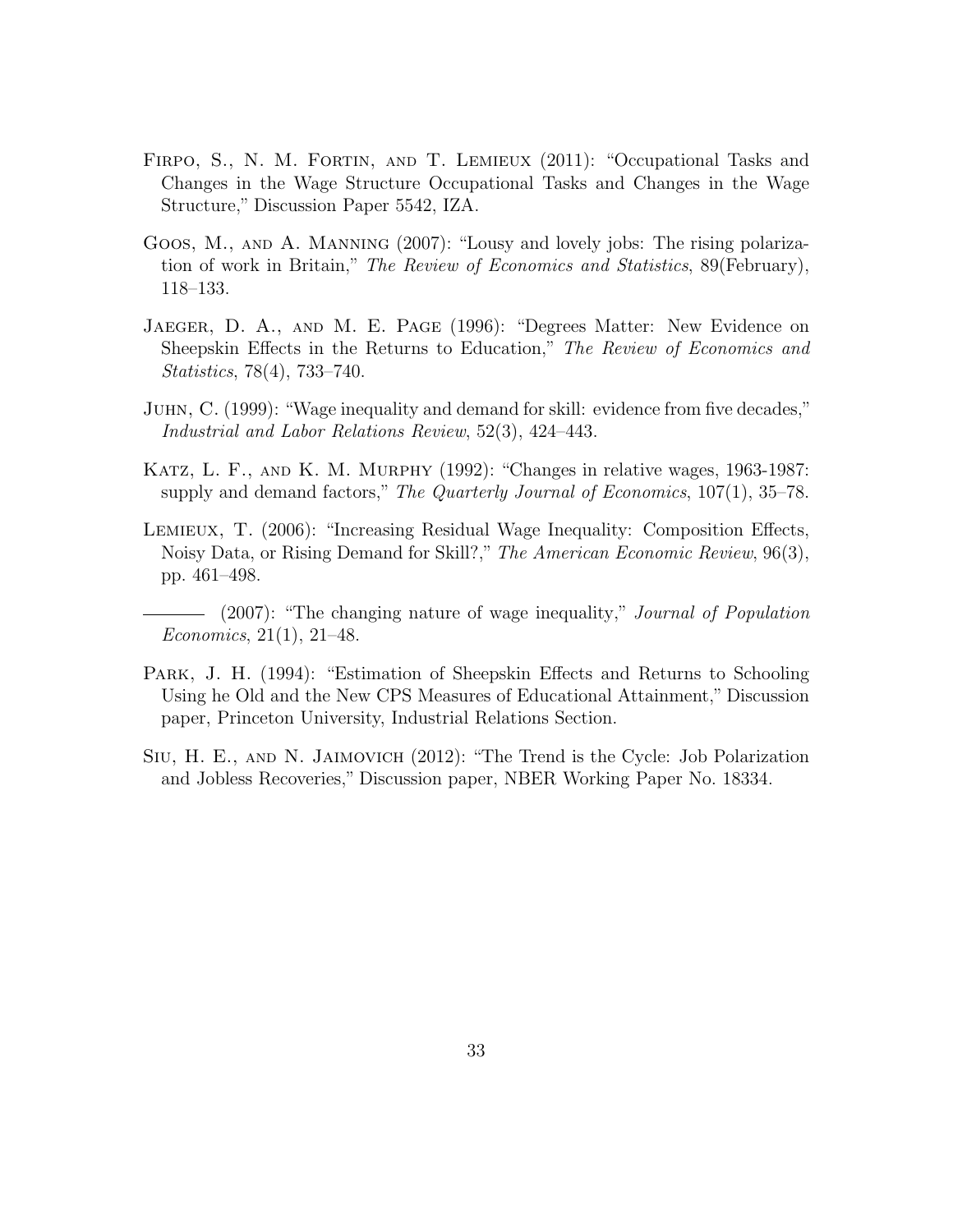Firpo, S., N. M. Fortin, and T. Lemieux (2011): "Occupational Tasks and Changes in the Wage Structure Occupational Tasks and Changes in the Wage Structure," Discussion Paper 5542, IZA.

Goos, M., and A. Manning (2007): "Lousy and lovely jobs: The rising polarization of work in Britain," *The Review of Economics and Statistics*, 89(February), 118–133.

Jaeger, D. A., and M. E. Page (1996): "Degrees Matter: New Evidence on Sheepskin Effects in the Returns to Education," *The Review of Economics and Statistics*, 78(4), 733–740.

Juhn, C. (1999): "Wage inequality and demand for skill: evidence from five decades," *Industrial and Labor Relations Review*, 52(3), 424–443.

Katz, L. F., and K. M. Murphy (1992): "Changes in relative wages, 1963-1987: supply and demand factors," *The Quarterly Journal of Economics*, 107(1), 35–78.

Lemieux, T. (2006): "Increasing Residual Wage Inequality: Composition Effects, Noisy Data, or Rising Demand for Skill?," *The American Economic Review*, 96(3), pp. 461–498.

——— (2007): "The changing nature of wage inequality," *Journal of Population Economics*, 21(1), 21–48.

Park, J. H. (1994): "Estimation of Sheepskin Effects and Returns to Schooling Using he Old and the New CPS Measures of Educational Attainment," Discussion paper, Princeton University, Industrial Relations Section.

Siu, H. E., and N. Jaimovich (2012): "The Trend is the Cycle: Job Polarization and Jobless Recoveries," Discussion paper, NBER Working Paper No. 18334.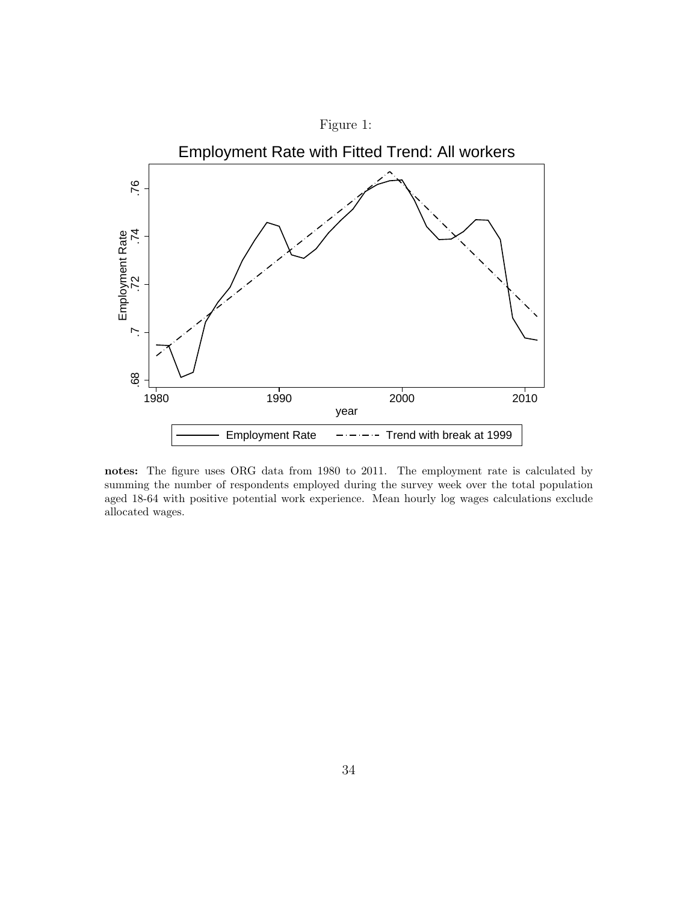Figure 1:

notes: The figure uses ORG data from 1980 to 2011. The employment rate is calculated by summing the number of respondents employed during the survey week over the total population aged 18-64 with positive potential work experience. Mean hourly log wages calculations exclude allocated wages.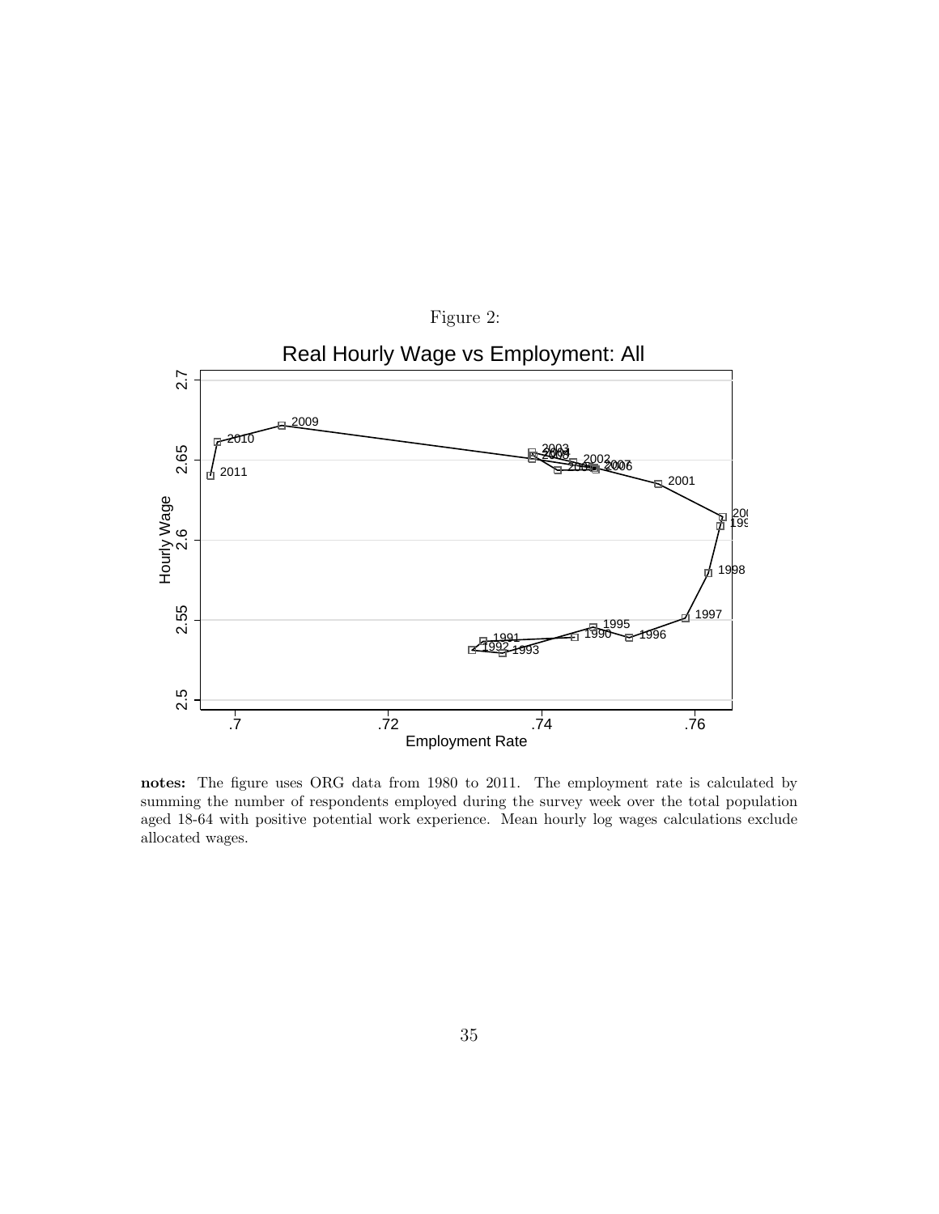Figure 2:

Real Hourly Wage vs Employment: All

**notes:** The figure uses ORG data from 1980 to 2011. The employment rate is calculated by summing the number of respondents employed during the survey week over the total population aged 18-64 with positive potential work experience. Mean hourly log wages calculations exclude allocated wages.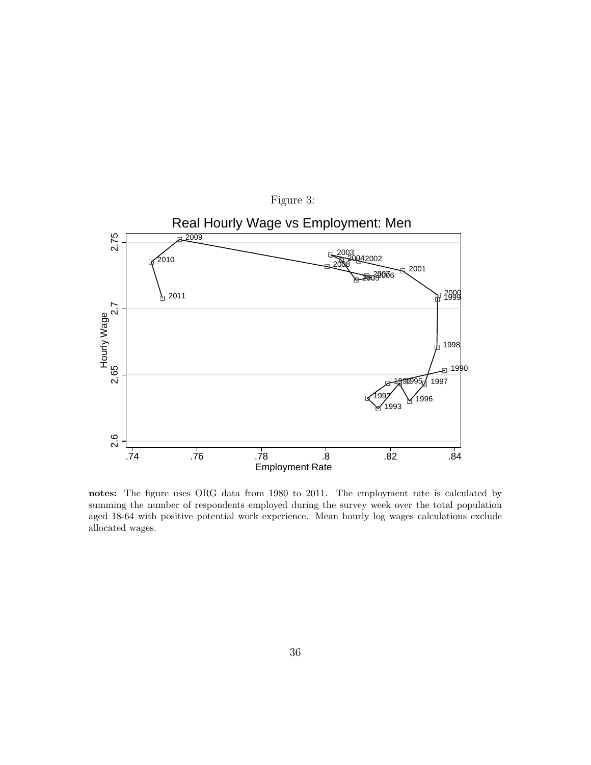Figure 3:

**notes:** The figure uses ORG data from 1980 to 2011. The employment rate is calculated by summing the number of respondents employed during the survey week over the total population aged 18-64 with positive potential work experience. Mean hourly log wages calculations exclude allocated wages.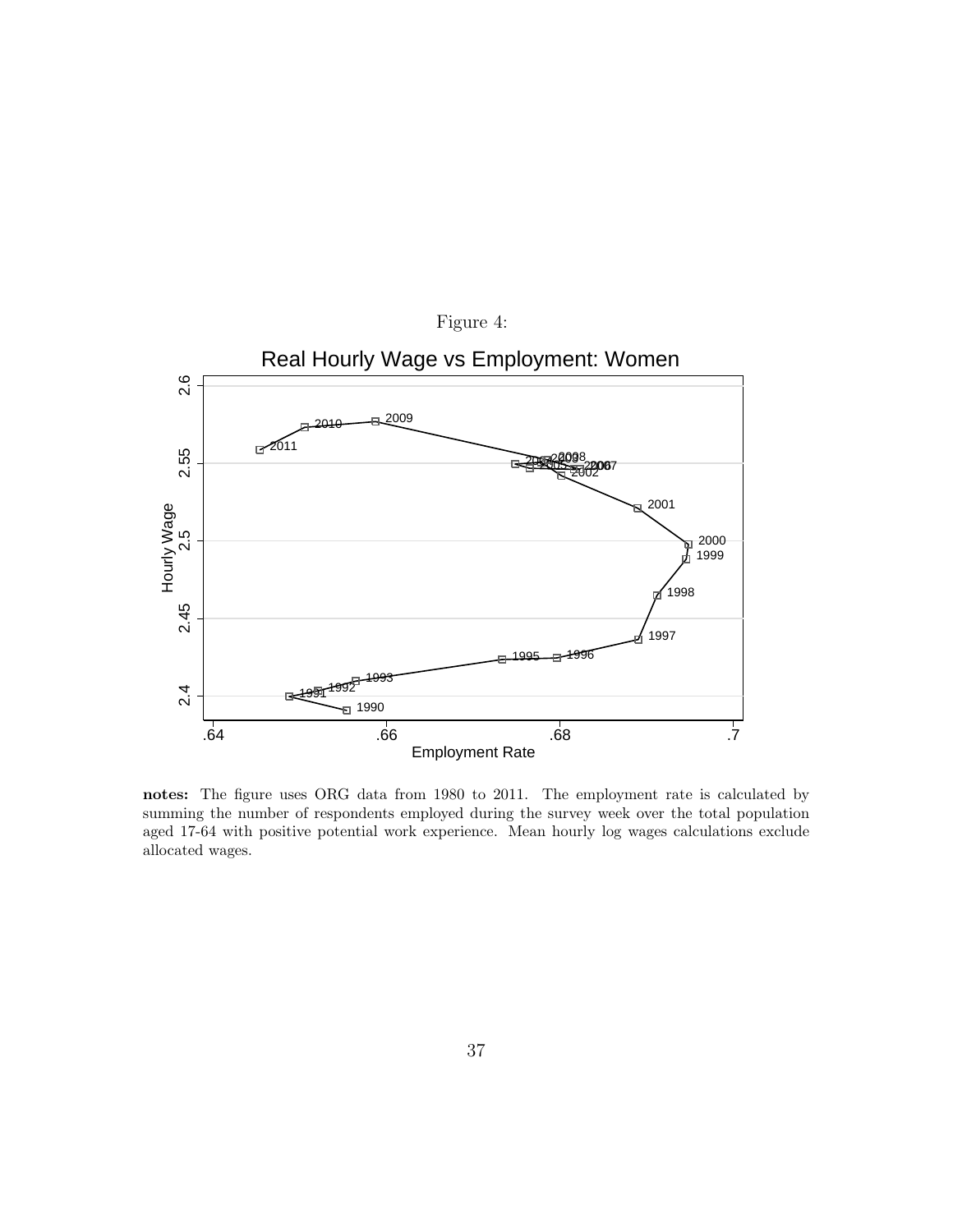Figure 4:

**notes:** The figure uses ORG data from 1980 to 2011. The employment rate is calculated by summing the number of respondents employed during the survey week over the total population aged 17-64 with positive potential work experience. Mean hourly log wages calculations exclude allocated wages.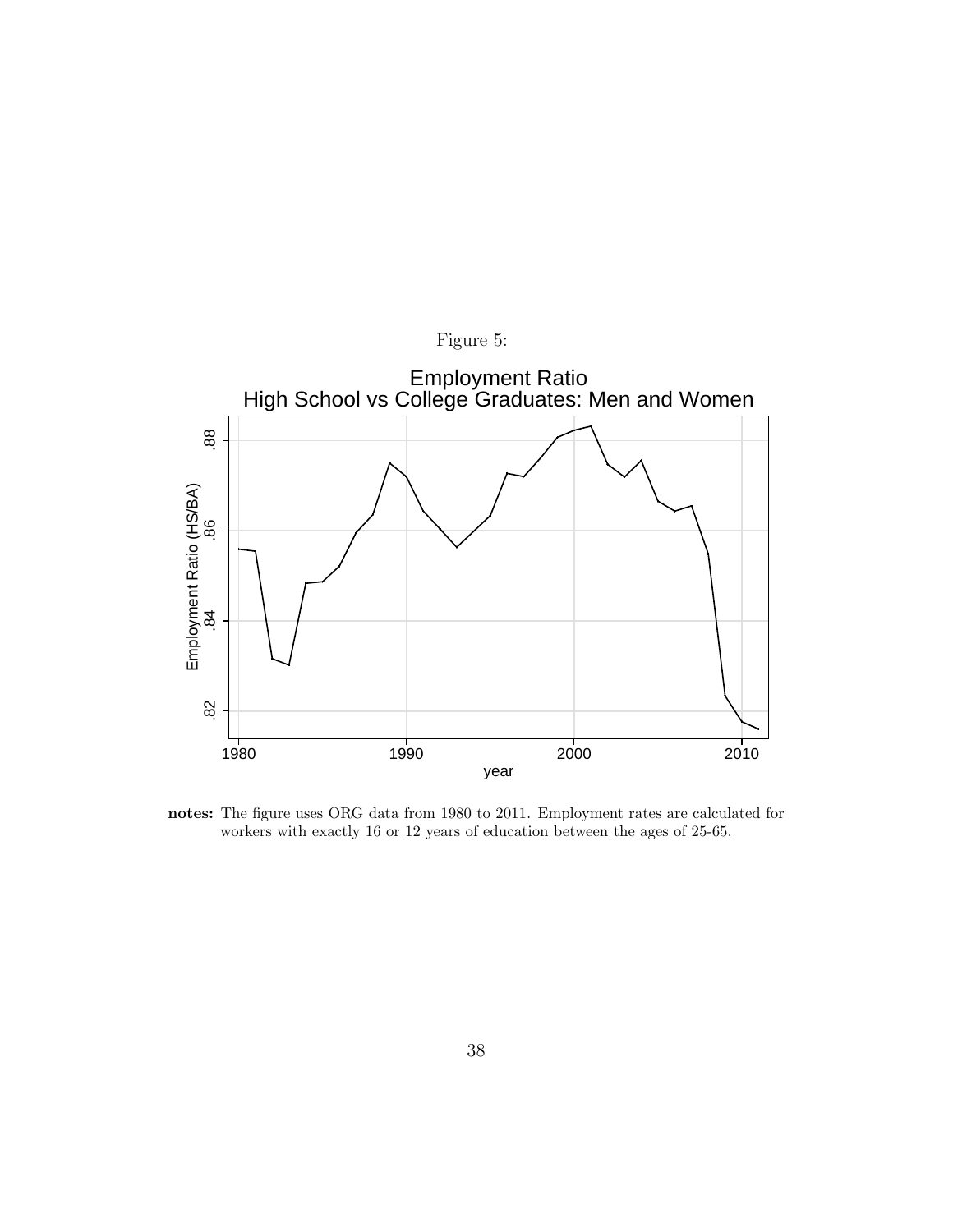Figure 5:

**notes:** The figure uses ORG data from 1980 to 2011. Employment rates are calculated for workers with exactly 16 or 12 years of education between the ages of 25-65.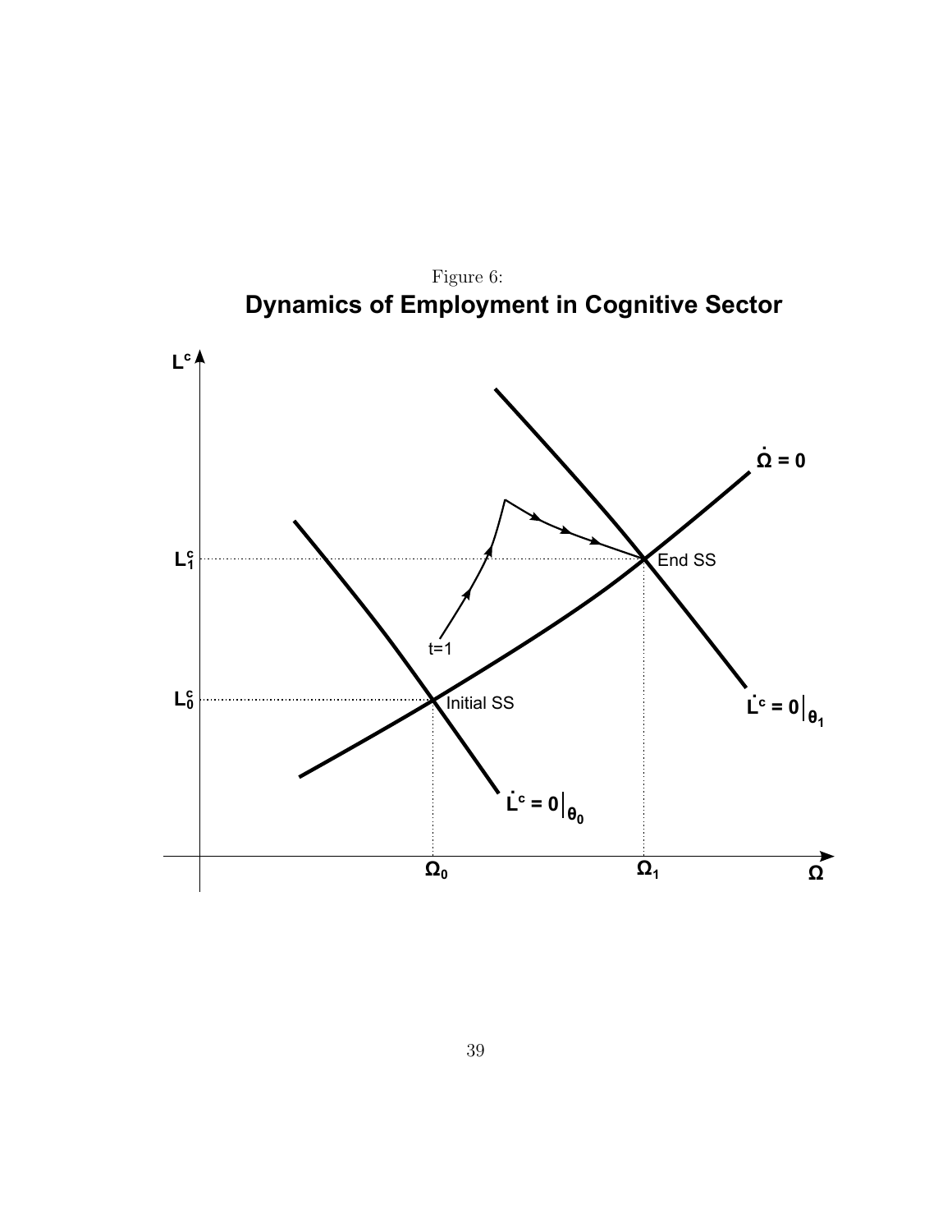Figure 6:

**Dynamics of Employment in Cognitive Sector**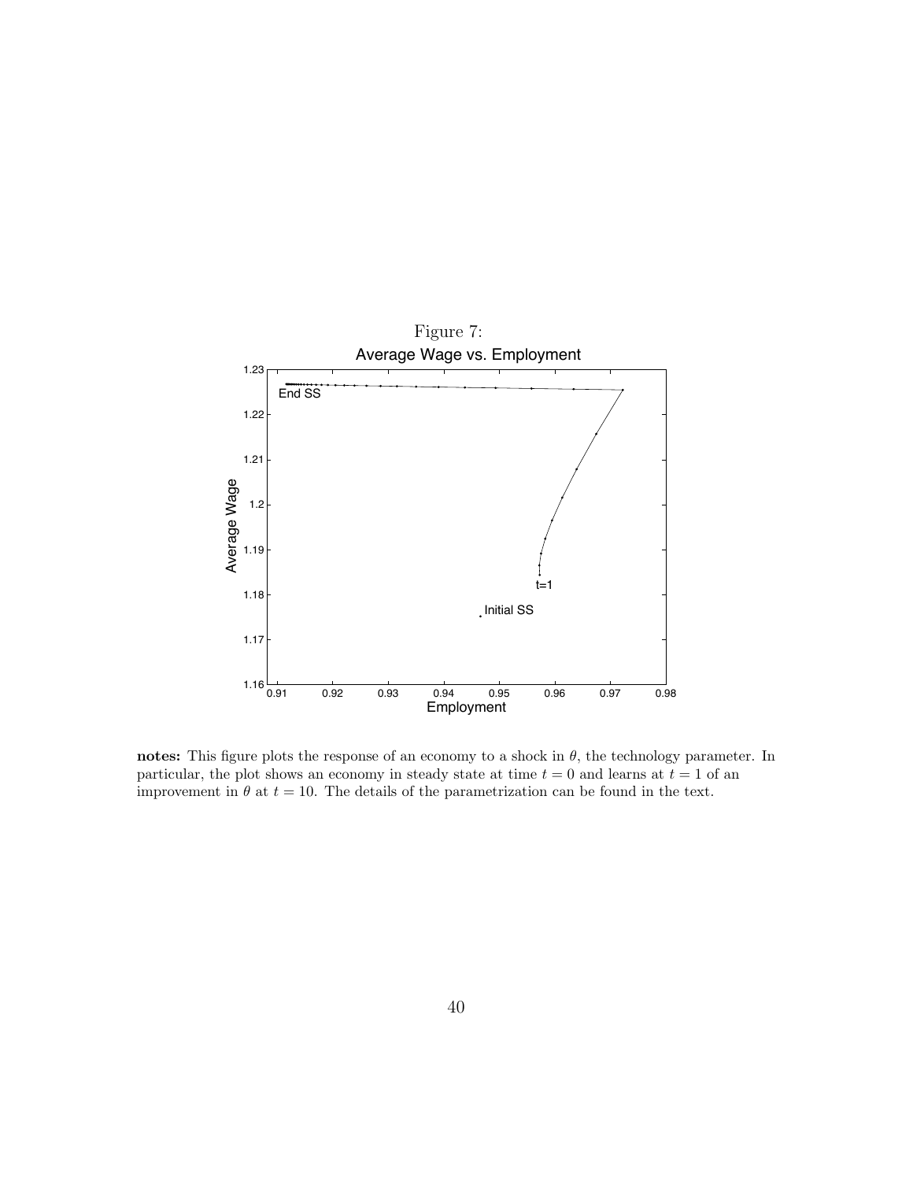Figure 7:

**notes:** This figure plots the response of an economy to a shock in $\theta$, the technology parameter. In particular, the plot shows an economy in steady state at time $t = 0$ and learns at $t = 1$ of an improvement in $\theta$ at $t = 10$. The details of the parametrization can be found in the text.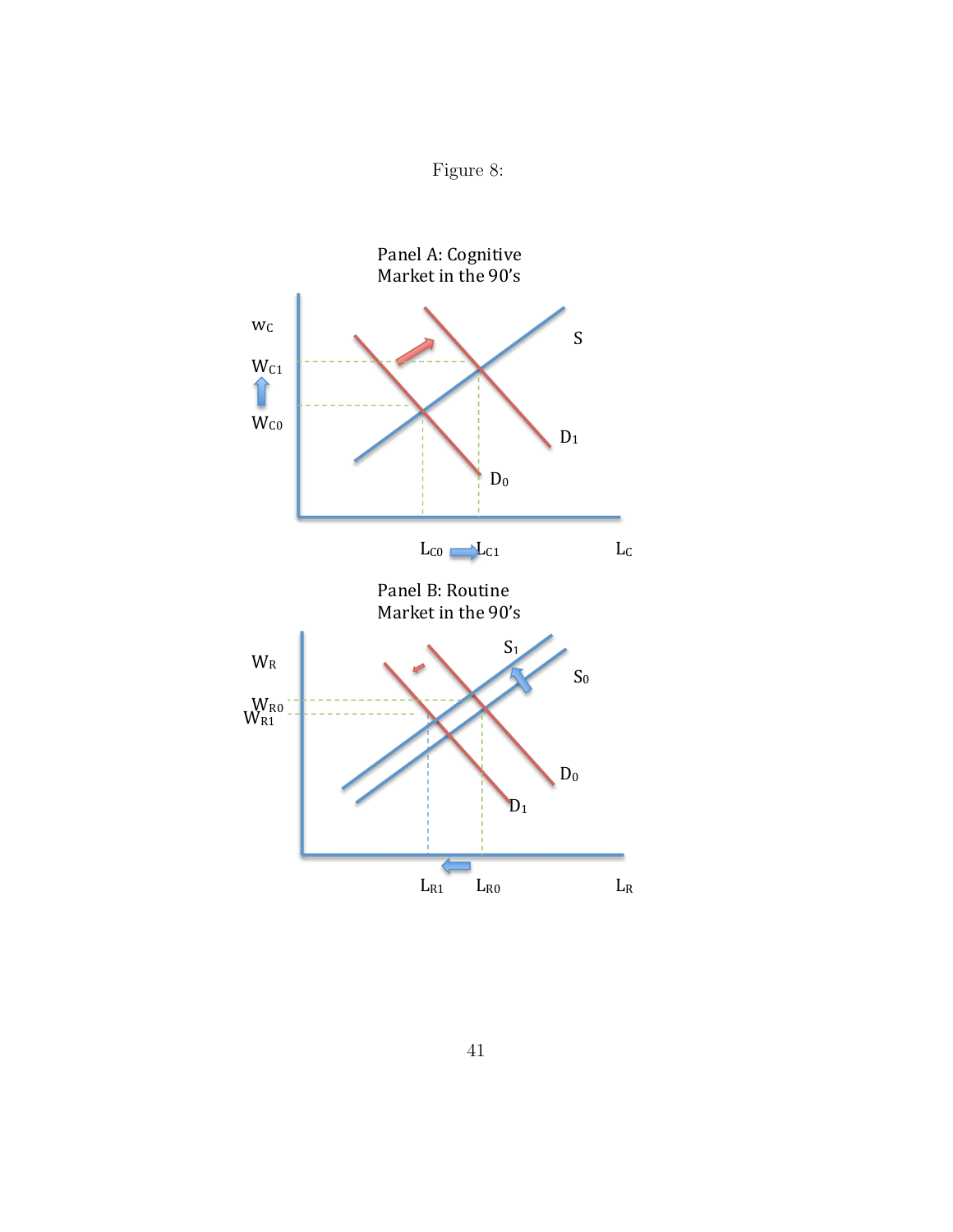Figure 8:

Panel A: Cognitive Market in the 90's

$w_C$

$W_{C1}$

$W_{C0}$

$S$

$D_1$

$D_0$

$L_{C0}$ $L_{C1}$ $L_C$

Panel B: Routine Market in the 90's

$W_R$

$W_{R0}$

$W_{R1}$

$S_1$

$S_0$

$D_0$

$D_1$

$L_{R1}$ $L_{R0}$ $L_R$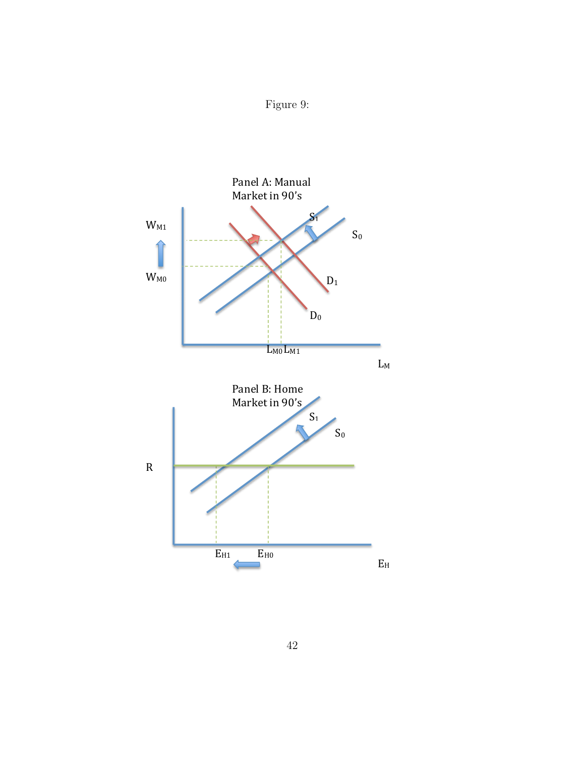Figure 9:

Panel A: Manual Market in 90's

$W_{M1}$

$W_{M0}$

$S_1$

$S_0$

$D_1$

$D_0$

$L_{M0}$ $L_{M1}$

$L_M$

Panel B: Home Market in 90's

$S_1$

$S_0$

R

$E_{H1}$

$E_{H0}$

$E_H$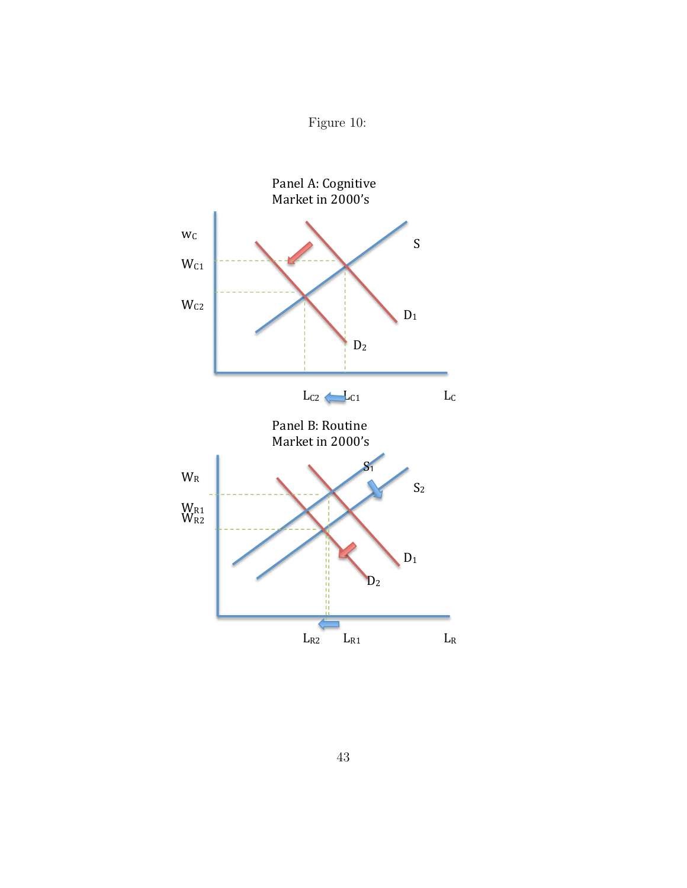Figure 10:

Panel A: Cognitive Market in 2000's

$w_C$

$W_{C1}$

$W_{C2}$

S

$D_1$

$D_2$

$L_{C2}$ $L_{C1}$ $L_C$

Panel B: Routine Market in 2000's

$W_R$

$W_{R1}$
$W_{R2}$

$S_1$

$S_2$

$D_1$

$D_2$

$L_{R2}$ $L_{R1}$ $L_R$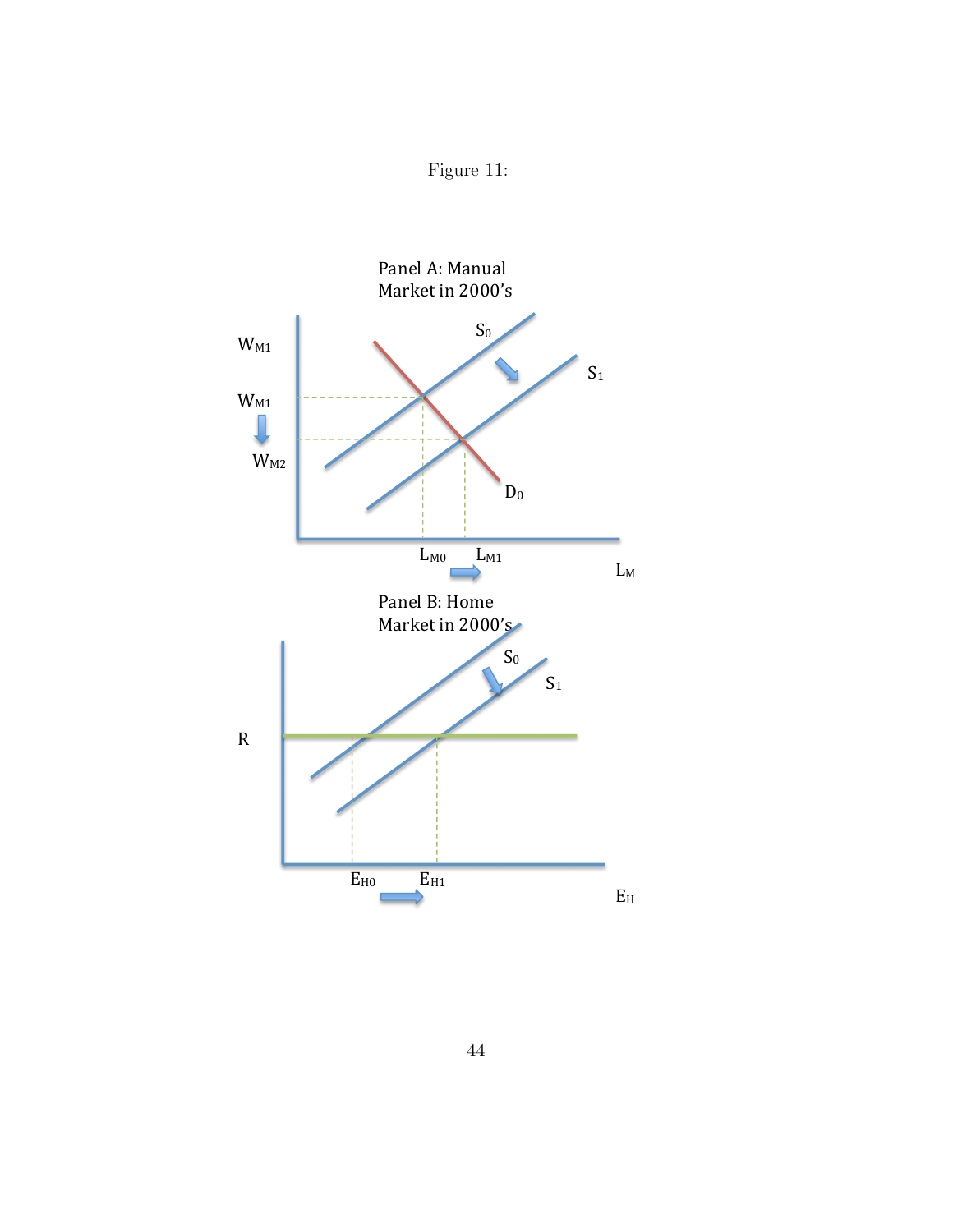Figure 11:

Panel A: Manual Market in 2000's

$W_{M1}$

$W_{M1}$

$W_{M2}$

$S_0$

$S_1$

$D_0$

$L_{M0}$ $L_{M1}$

$L_M$

Panel B: Home Market in 2000's

$S_0$

$S_1$

R

$E_{H0}$ $E_{H1}$

$E_H$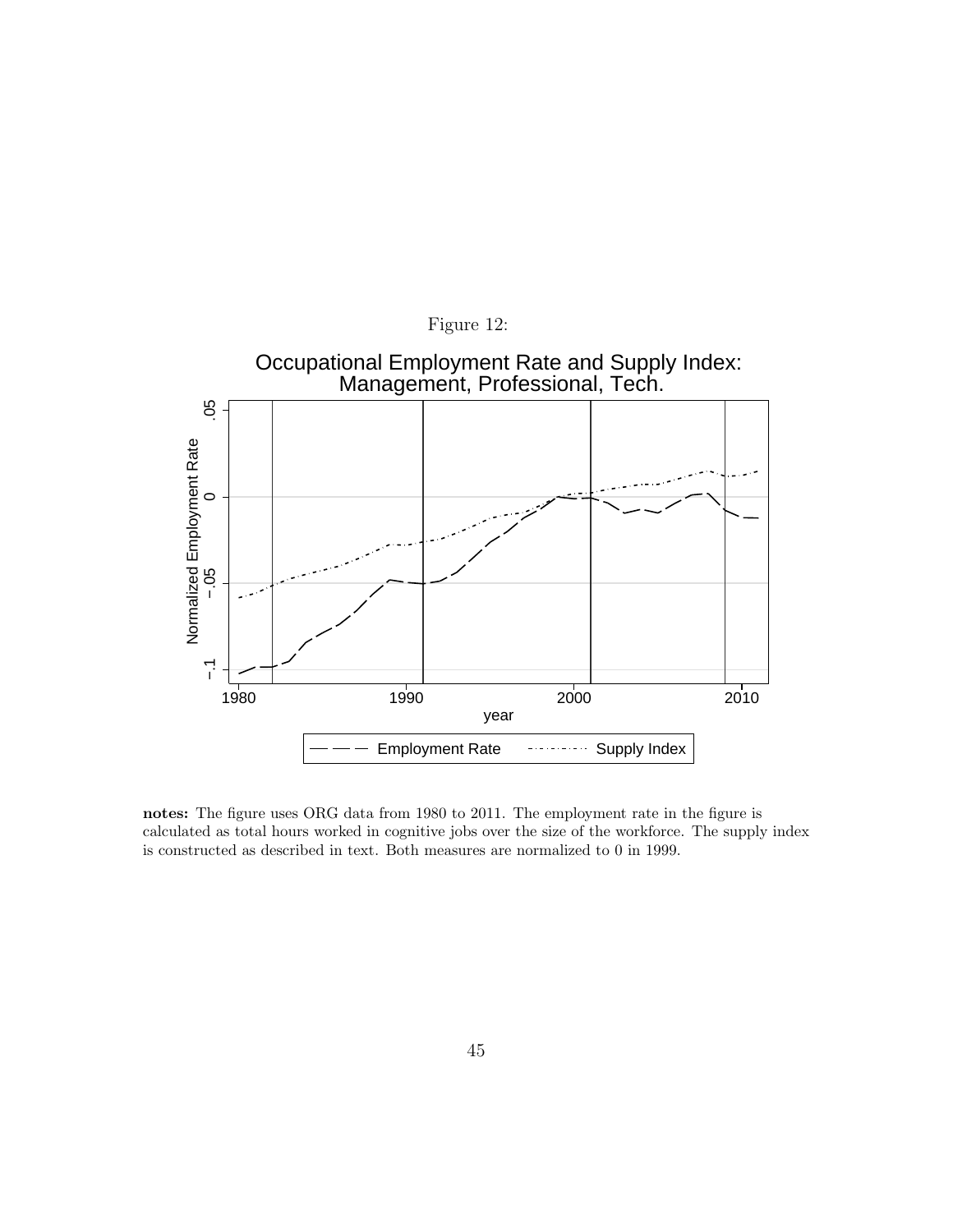Figure 12:

notes: The figure uses ORG data from 1980 to 2011. The employment rate in the figure is calculated as total hours worked in cognitive jobs over the size of the workforce. The supply index is constructed as described in text. Both measures are normalized to 0 in 1999.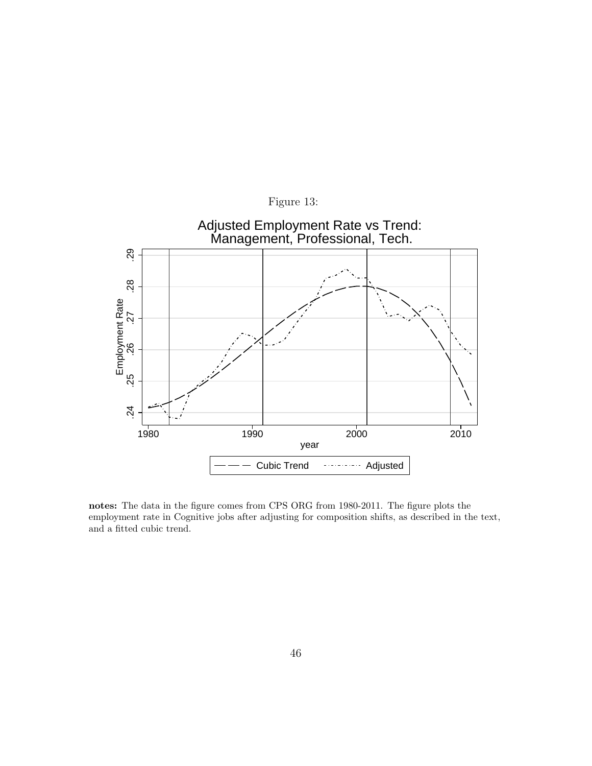Figure 13:

Adjusted Employment Rate vs Trend: Management, Professional, Tech.

**notes:** The data in the figure comes from CPS ORG from 1980-2011. The figure plots the employment rate in Cognitive jobs after adjusting for composition shifts, as described in the text, and a fitted cubic trend.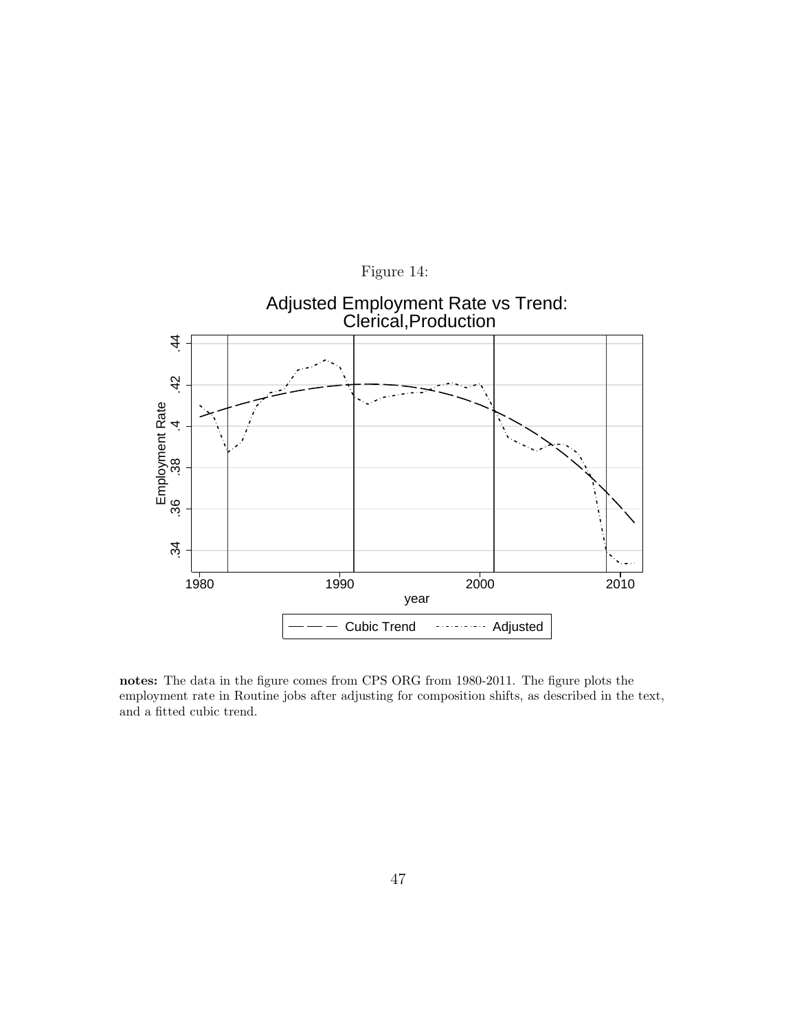Figure 14:

Adjusted Employment Rate vs Trend: Clerical,Production

**notes:** The data in the figure comes from CPS ORG from 1980-2011. The figure plots the employment rate in Routine jobs after adjusting for composition shifts, as described in the text, and a fitted cubic trend.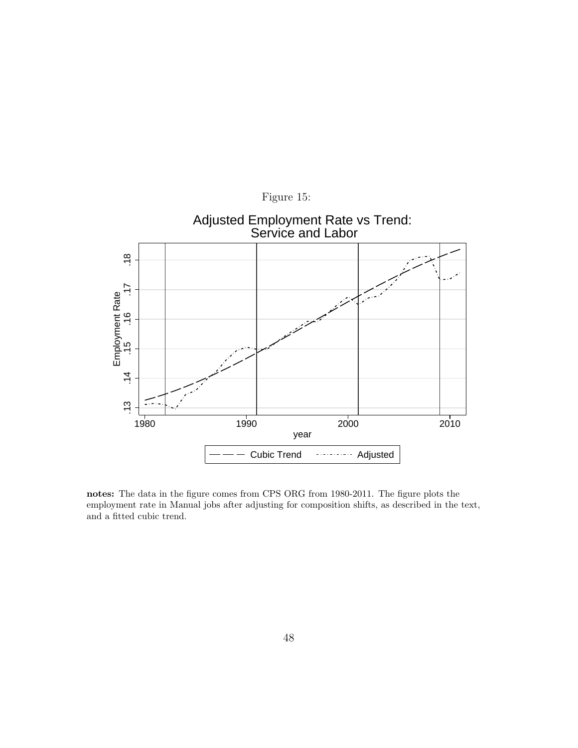Figure 15:

notes: The data in the figure comes from CPS ORG from 1980-2011. The figure plots the employment rate in Manual jobs after adjusting for composition shifts, as described in the text, and a fitted cubic trend.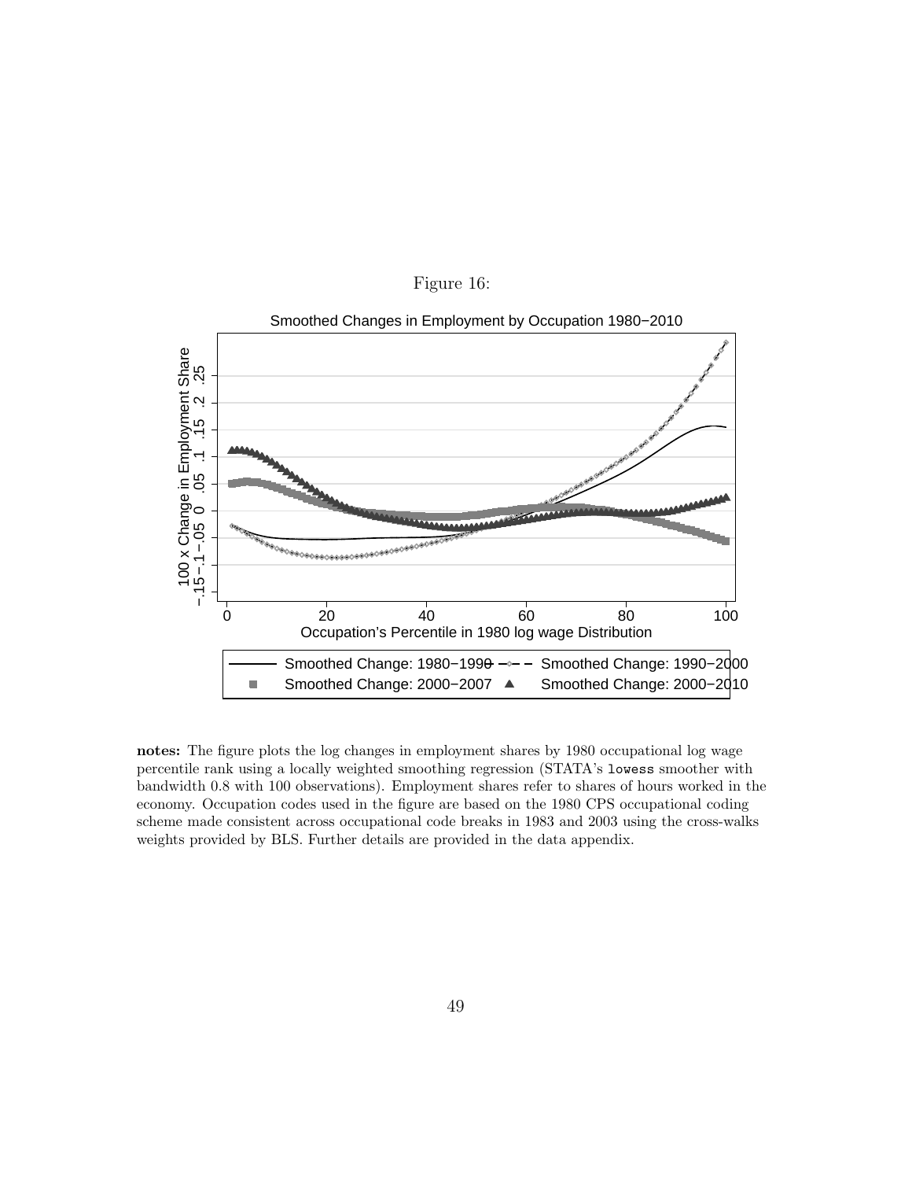Figure 16:

notes: The figure plots the log changes in employment shares by 1980 occupational log wage percentile rank using a locally weighted smoothing regression (STATA's `lowess` smoother with bandwidth 0.8 with 100 observations). Employment shares refer to shares of hours worked in the economy. Occupation codes used in the figure are based on the 1980 CPS occupational coding scheme made consistent across occupational code breaks in 1983 and 2003 using the cross-walks weights provided by BLS. Further details are provided in the data appendix.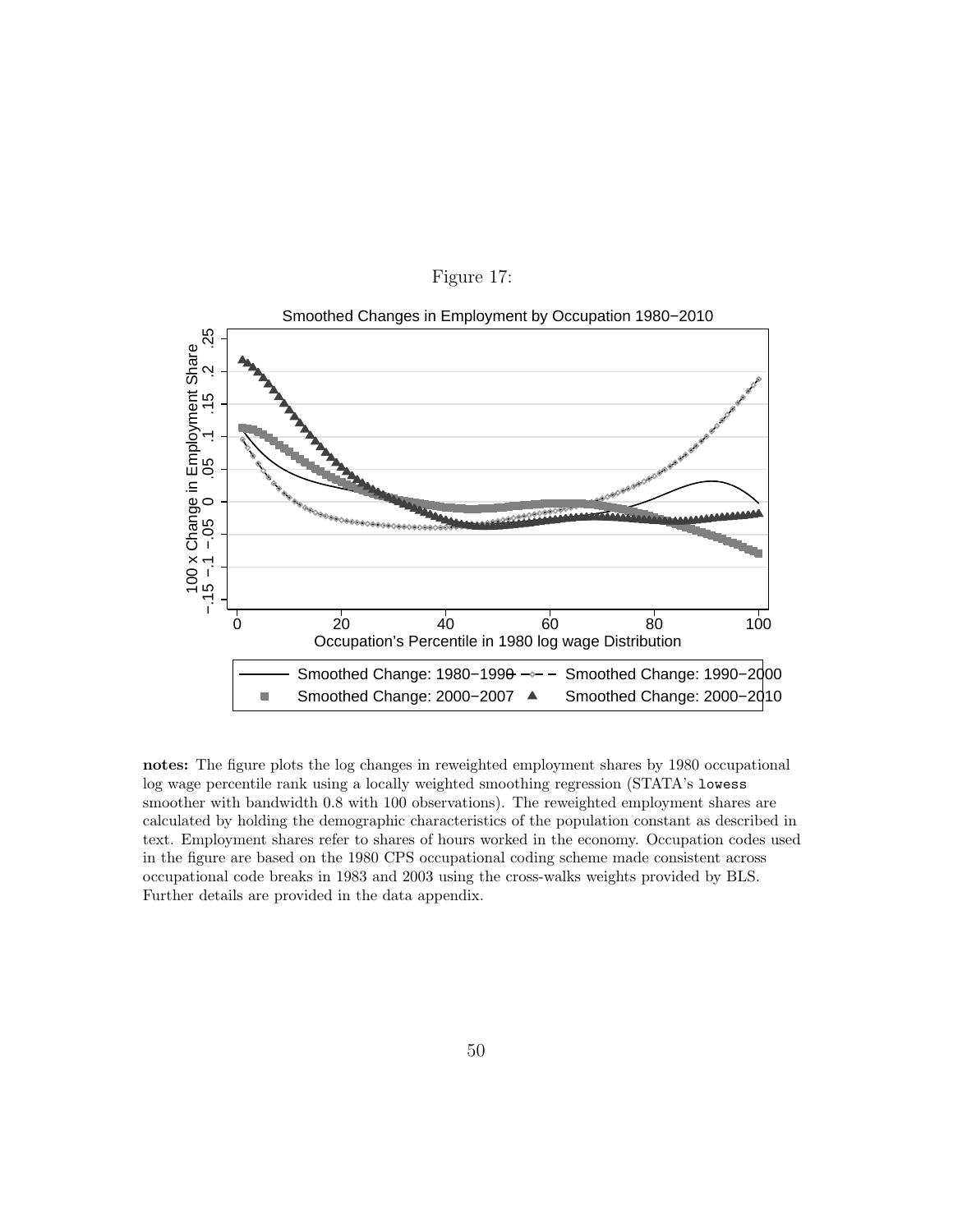Figure 17:

Smoothed Changes in Employment by Occupation 1980−2010

**notes:** The figure plots the log changes in reweighted employment shares by 1980 occupational log wage percentile rank using a locally weighted smoothing regression (STATA's `lowess` smoother with bandwidth 0.8 with 100 observations). The reweighted employment shares are calculated by holding the demographic characteristics of the population constant as described in text. Employment shares refer to shares of hours worked in the economy. Occupation codes used in the figure are based on the 1980 CPS occupational coding scheme made consistent across occupational code breaks in 1983 and 2003 using the cross-walks weights provided by BLS. Further details are provided in the data appendix.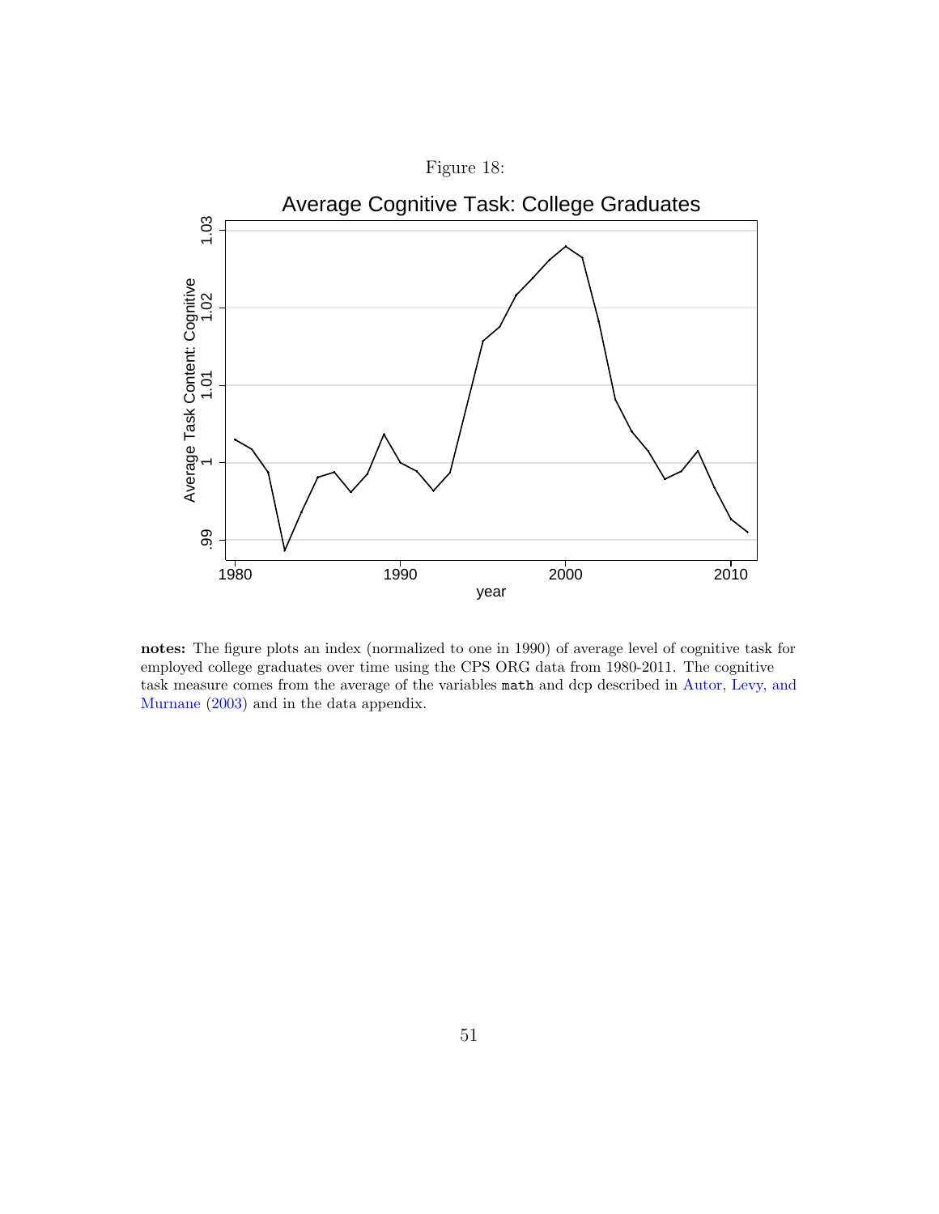Figure 18:

notes: The figure plots an index (normalized to one in 1990) of average level of cognitive task for employed college graduates over time using the CPS ORG data from 1980-2011. The cognitive task measure comes from the average of the variables `math` and dcp described in Autor, Levy, and Murnane (2003) and in the data appendix.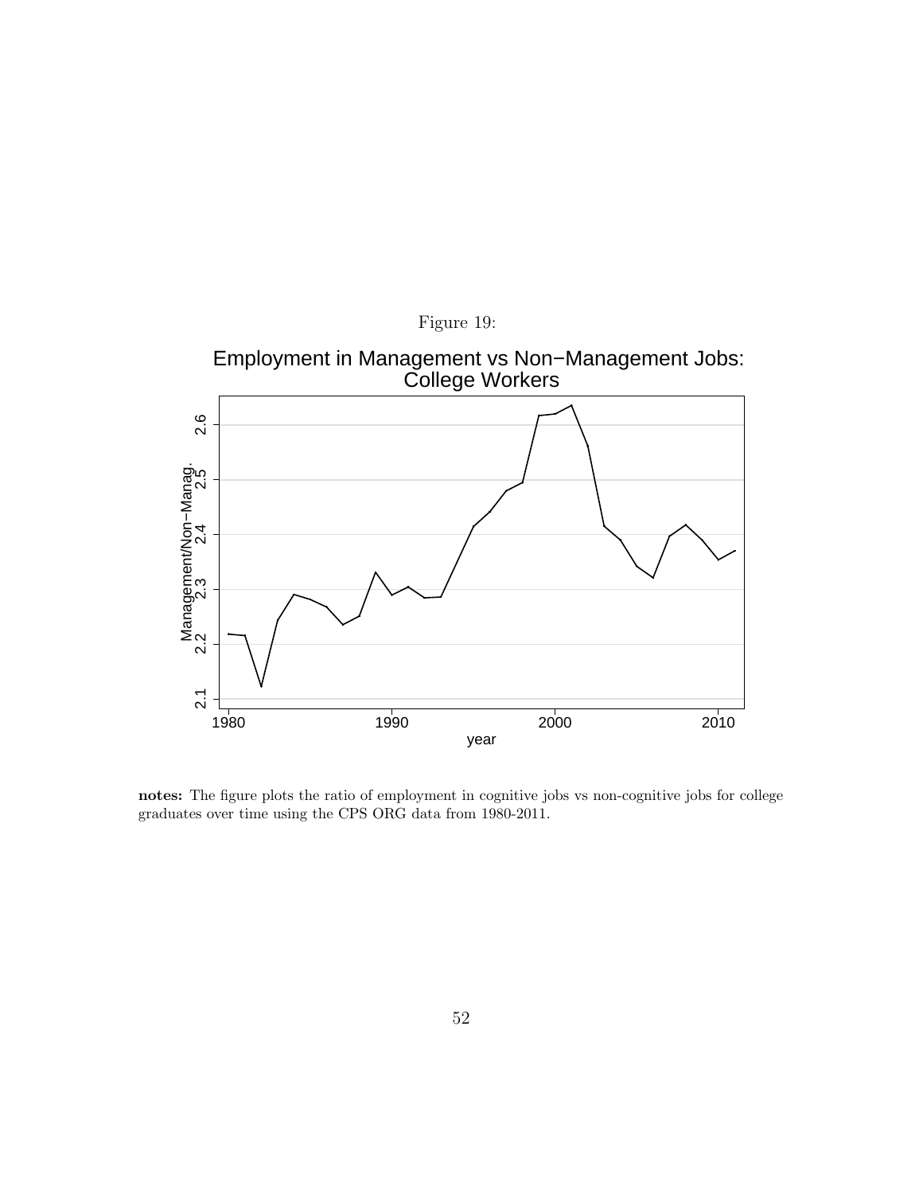Figure 19:

Employment in Management vs Non−Management Jobs: College Workers

**notes:** The figure plots the ratio of employment in cognitive jobs vs non-cognitive jobs for college graduates over time using the CPS ORG data from 1980-2011.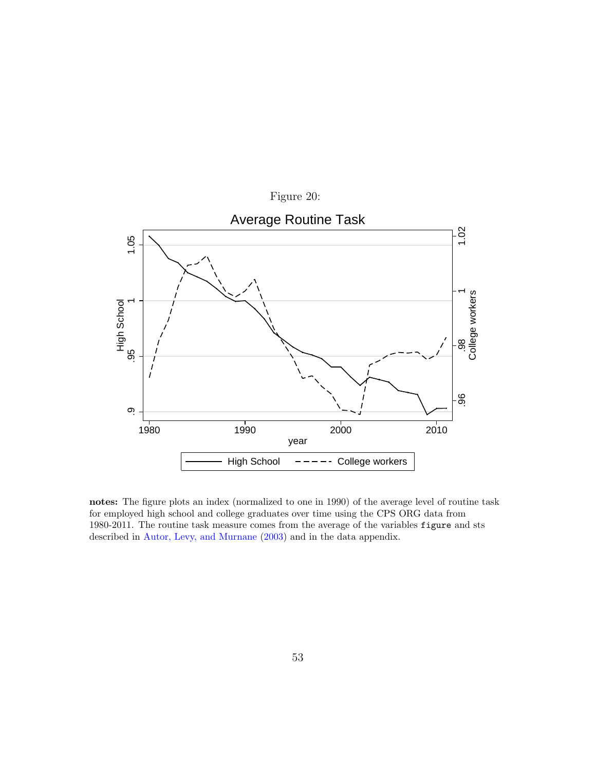Figure 20:

**Average Routine Task**

**notes:** The figure plots an index (normalized to one in 1990) of the average level of routine task for employed high school and college graduates over time using the CPS ORG data from 1980-2011. The routine task measure comes from the average of the variables `figure` and sts described in Autor, Levy, and Murnane (2003) and in the data appendix.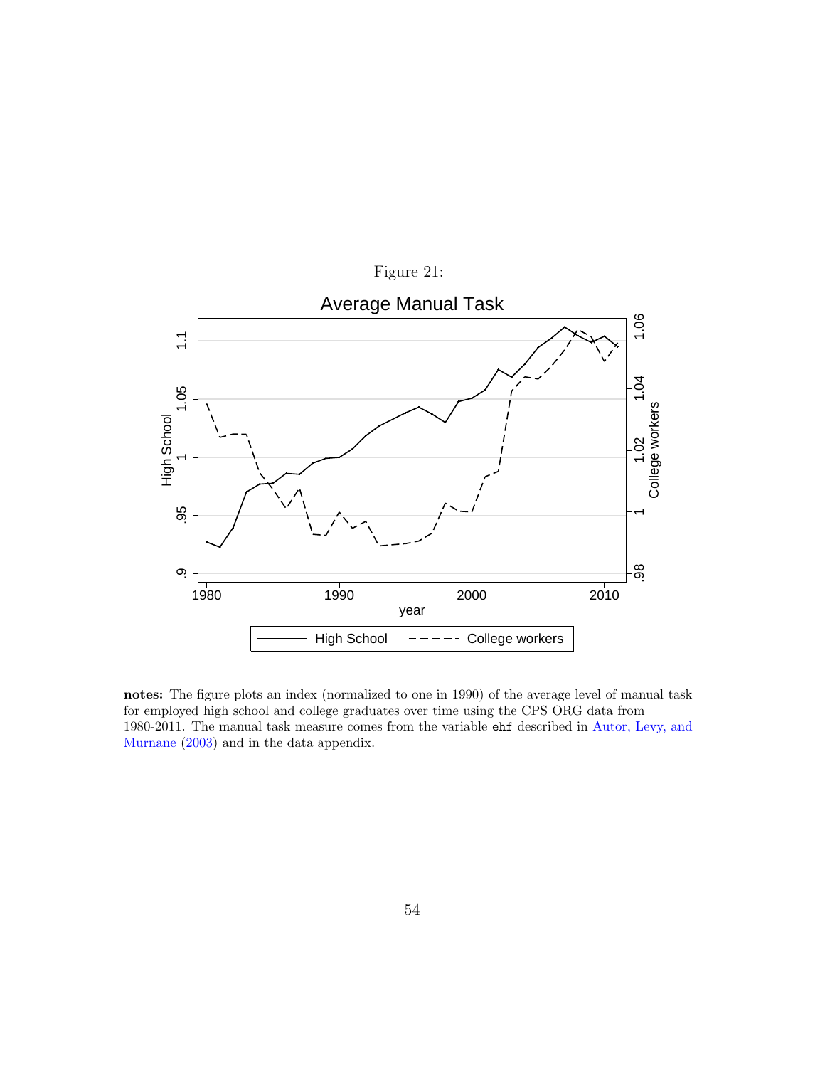Figure 21:

**notes:** The figure plots an index (normalized to one in 1990) of the average level of manual task for employed high school and college graduates over time using the CPS ORG data from 1980-2011. The manual task measure comes from the variable `ehf` described in Autor, Levy, and Murnane (2003) and in the data appendix.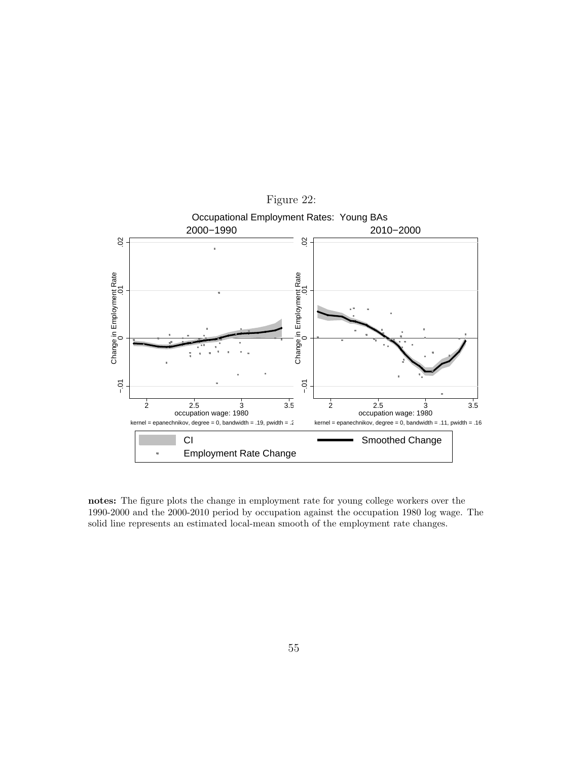Figure 22:

notes: The figure plots the change in employment rate for young college workers over the 1990-2000 and the 2000-2010 period by occupation against the occupation 1980 log wage. The solid line represents an estimated local-mean smooth of the employment rate changes.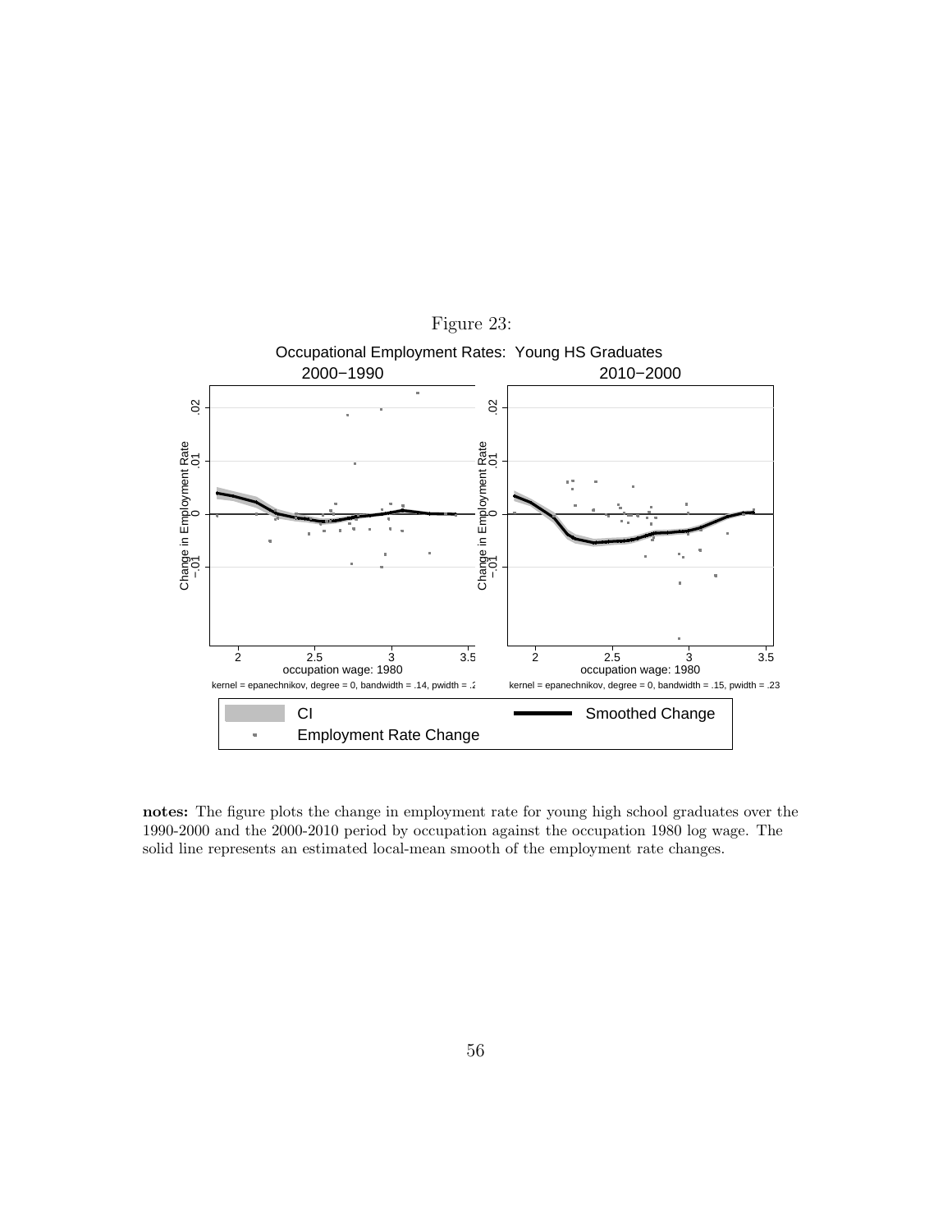Figure 23:

**notes:** The figure plots the change in employment rate for young high school graduates over the 1990-2000 and the 2000-2010 period by occupation against the occupation 1980 log wage. The solid line represents an estimated local-mean smooth of the employment rate changes.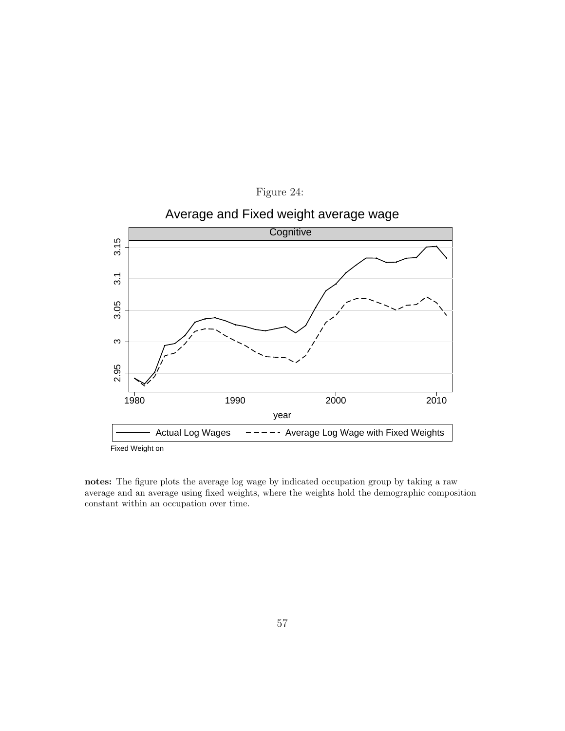Figure 24:

Average and Fixed weight average wage

Cognitive

Actual Log Wages — Average Log Wage with Fixed Weights

Fixed Weight on

**notes:** The figure plots the average log wage by indicated occupation group by taking a raw average and an average using fixed weights, where the weights hold the demographic composition constant within an occupation over time.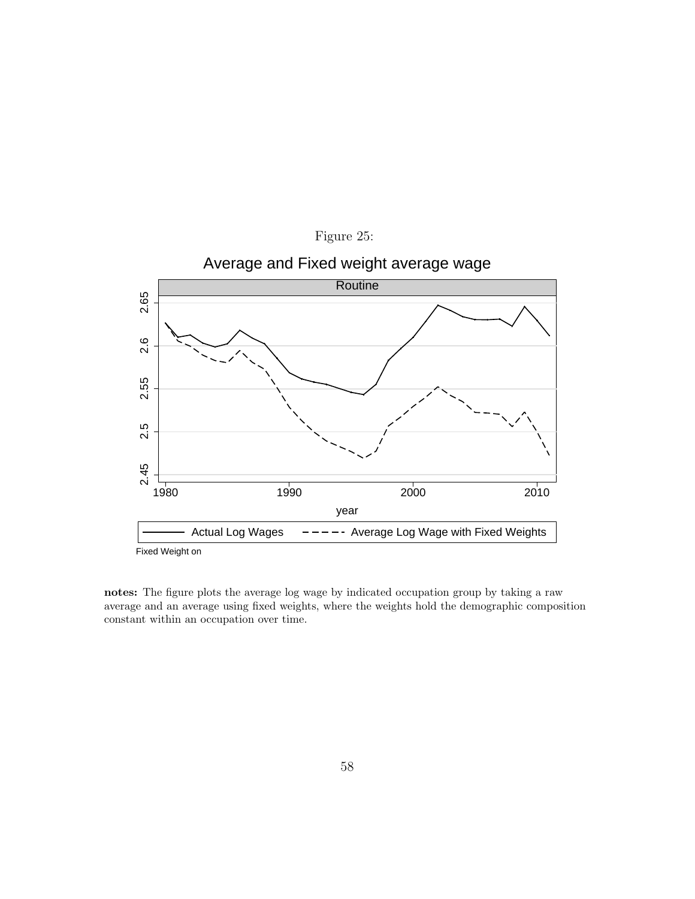Figure 25:

Average and Fixed weight average wage

Routine

Actual Log Wages ---- Average Log Wage with Fixed Weights

Fixed Weight on

**notes:** The figure plots the average log wage by indicated occupation group by taking a raw average and an average using fixed weights, where the weights hold the demographic composition constant within an occupation over time.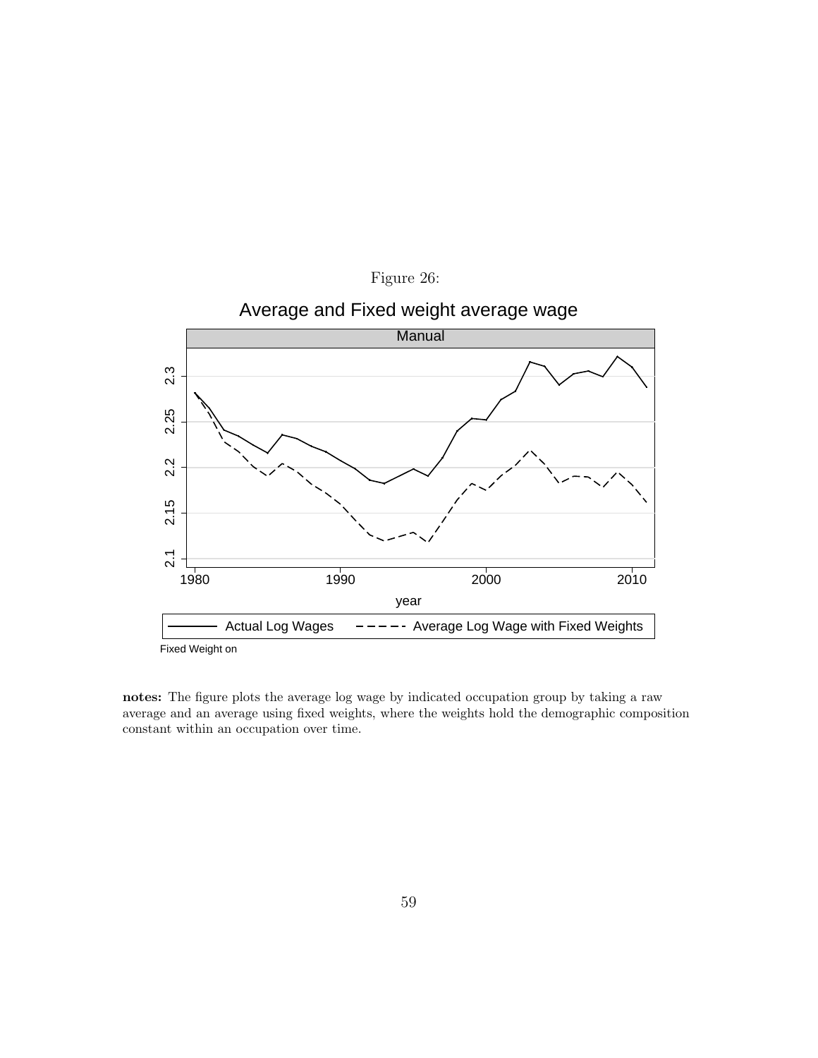Figure 26:

Average and Fixed weight average wage

Manual

Actual Log Wages — Average Log Wage with Fixed Weights

Fixed Weight on

**notes:** The figure plots the average log wage by indicated occupation group by taking a raw average and an average using fixed weights, where the weights hold the demographic composition constant within an occupation over time.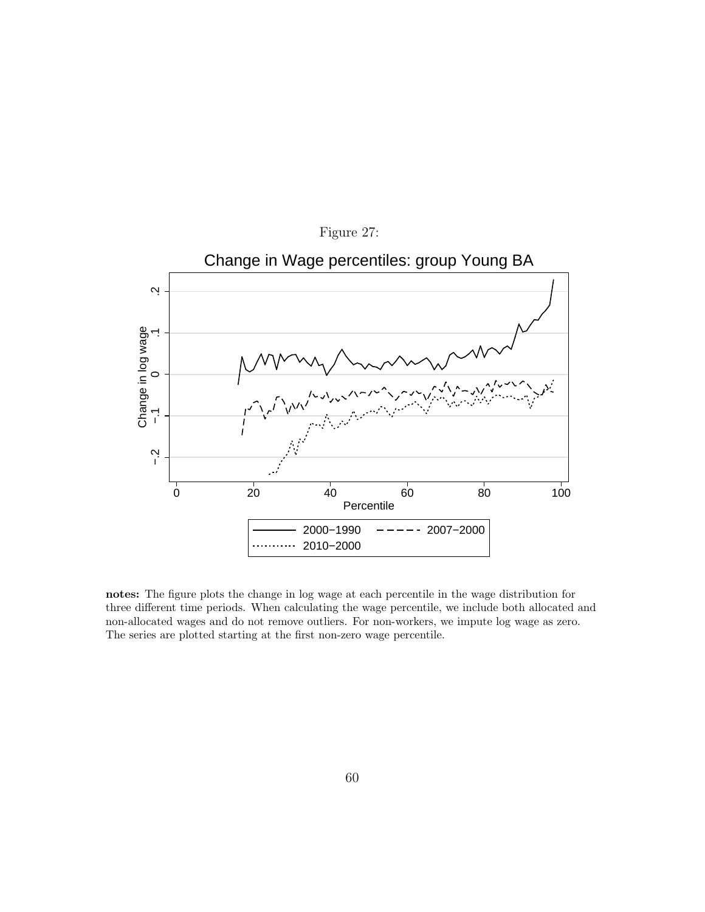Figure 27:

Change in Wage percentiles: group Young BA

**notes:** The figure plots the change in log wage at each percentile in the wage distribution for three different time periods. When calculating the wage percentile, we include both allocated and non-allocated wages and do not remove outliers. For non-workers, we impute log wage as zero. The series are plotted starting at the first non-zero wage percentile.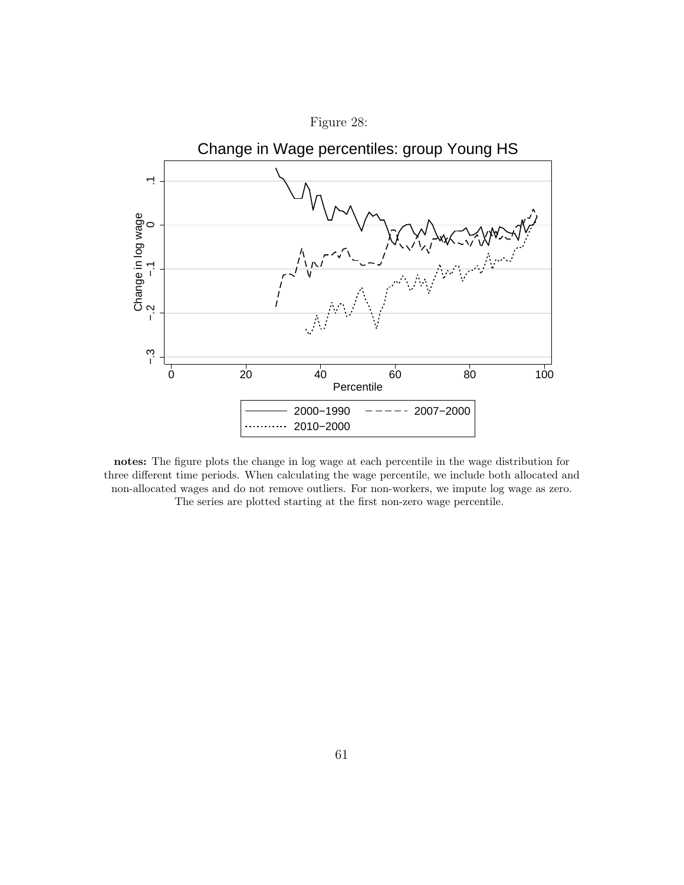Figure 28:

notes: The figure plots the change in log wage at each percentile in the wage distribution for three different time periods. When calculating the wage percentile, we include both allocated and non-allocated wages and do not remove outliers. For non-workers, we impute log wage as zero. The series are plotted starting at the first non-zero wage percentile.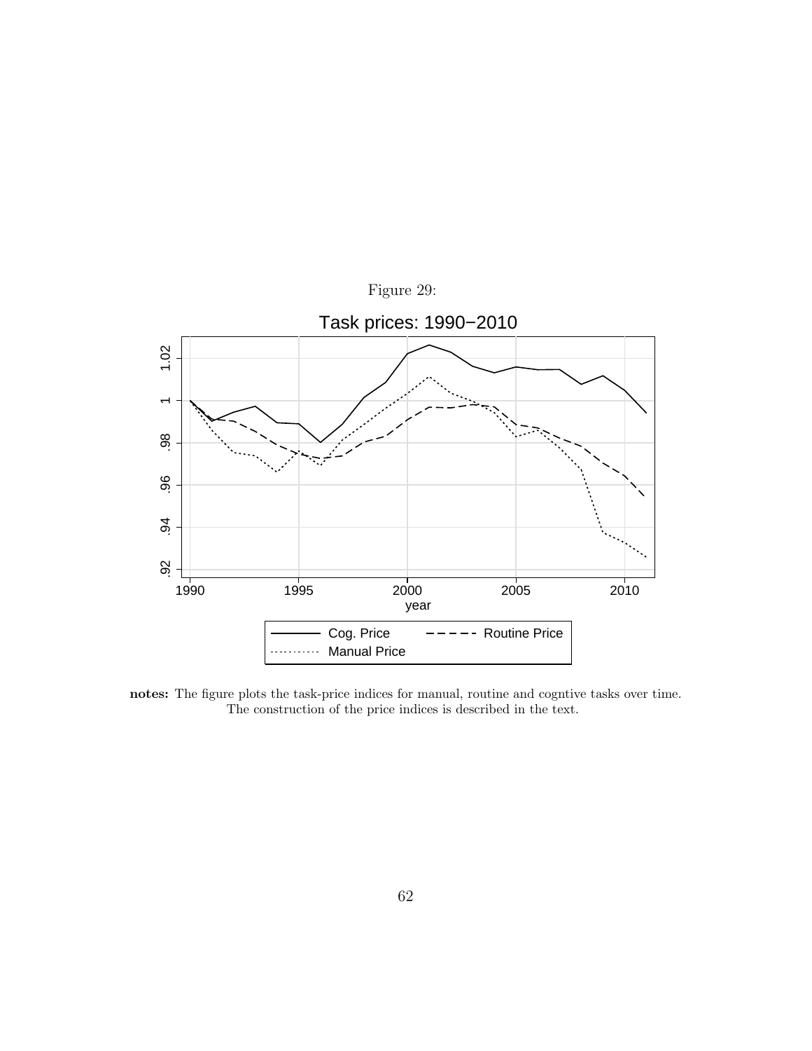Figure 29:

notes: The figure plots the task-price indices for manual, routine and cogntive tasks over time. The construction of the price indices is described in the text.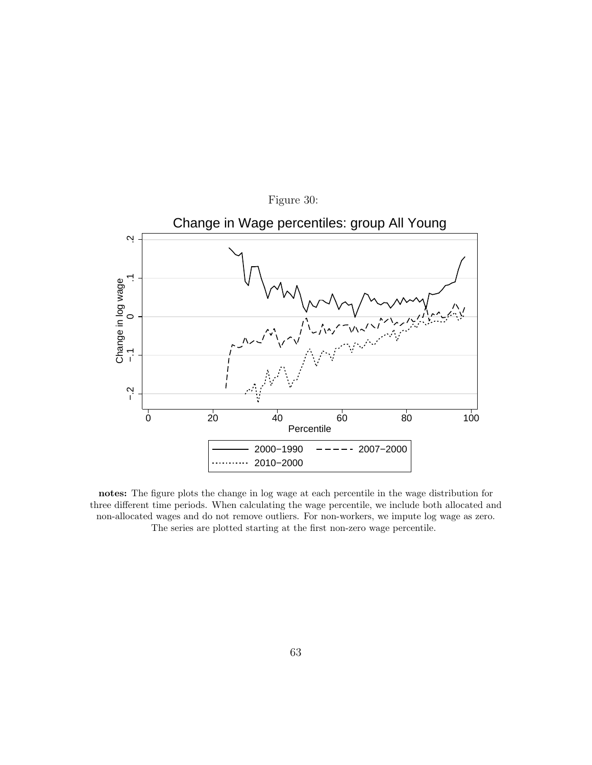Figure 30:

Change in Wage percentiles: group All Young

notes: The figure plots the change in log wage at each percentile in the wage distribution for three different time periods. When calculating the wage percentile, we include both allocated and non-allocated wages and do not remove outliers. For non-workers, we impute log wage as zero. The series are plotted starting at the first non-zero wage percentile.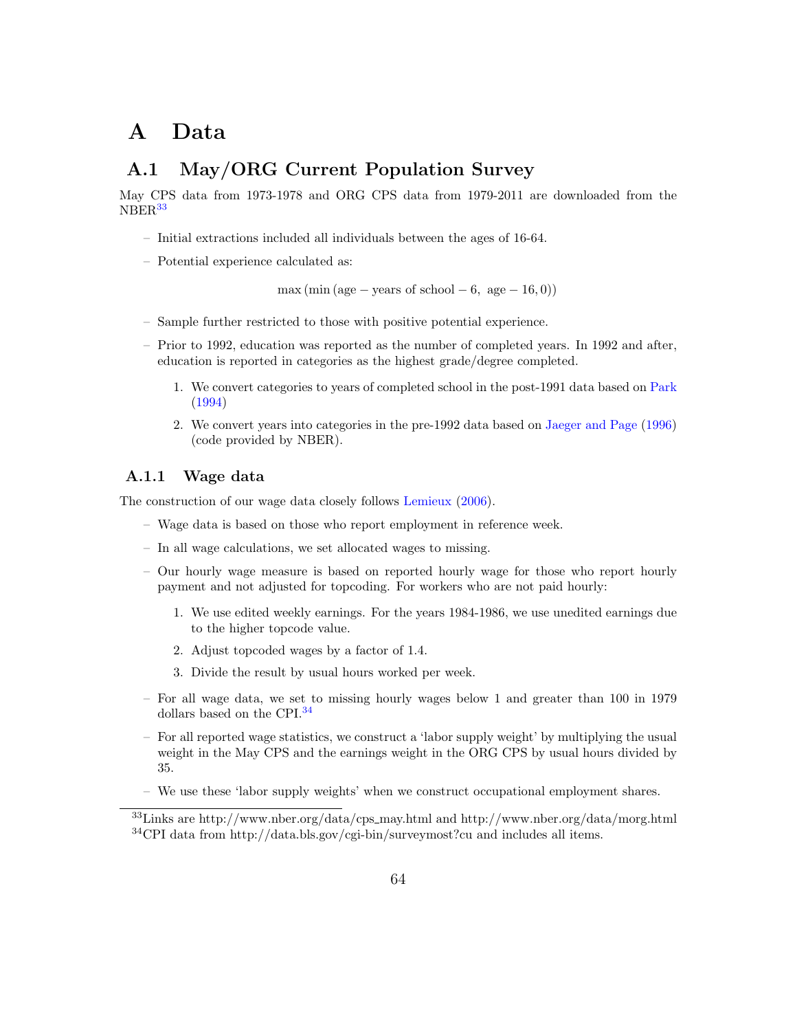# A Data

## A.1 May/ORG Current Population Survey

May CPS data from 1973-1978 and ORG CPS data from 1979-2011 are downloaded from the NBER[33]

- Initial extractions included all individuals between the ages of 16-64.
- Potential experience calculated as:

$$\max\left(\min\left(\text{age} - \text{years of school} - 6,\ \text{age} - 16, 0\right)\right)$$

- Sample further restricted to those with positive potential experience.
- Prior to 1992, education was reported as the number of completed years. In 1992 and after, education is reported in categories as the highest grade/degree completed.
  1. We convert categories to years of completed school in the post-1991 data based on Park (1994)
  2. We convert years into categories in the pre-1992 data based on Jaeger and Page (1996) (code provided by NBER).

### A.1.1 Wage data

The construction of our wage data closely follows Lemieux (2006).

- Wage data is based on those who report employment in reference week.
- In all wage calculations, we set allocated wages to missing.
- Our hourly wage measure is based on reported hourly wage for those who report hourly payment and not adjusted for topcoding. For workers who are not paid hourly:
  1. We use edited weekly earnings. For the years 1984-1986, we use unedited earnings due to the higher topcode value.
  2. Adjust topcoded wages by a factor of 1.4.
  3. Divide the result by usual hours worked per week.
- For all wage data, we set to missing hourly wages below 1 and greater than 100 in 1979 dollars based on the CPI.[34]
- For all reported wage statistics, we construct a 'labor supply weight' by multiplying the usual weight in the May CPS and the earnings weight in the ORG CPS by usual hours divided by 35.
- We use these 'labor supply weights' when we construct occupational employment shares.

[33] Links are http://www.nber.org/data/cps_may.html and http://www.nber.org/data/morg.html

[34] CPI data from http://data.bls.gov/cgi-bin/surveymost?cu and includes all items.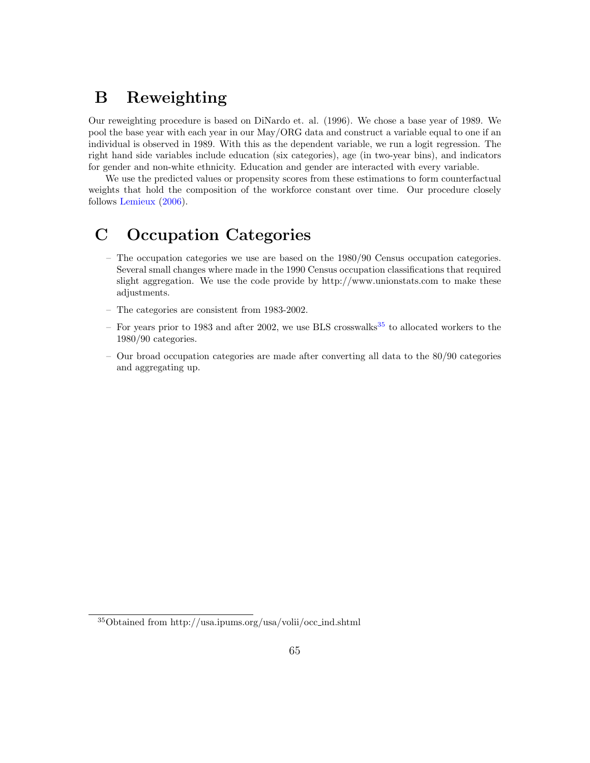# B Reweighting

Our reweighting procedure is based on DiNardo et. al. (1996). We chose a base year of 1989. We pool the base year with each year in our May/ORG data and construct a variable equal to one if an individual is observed in 1989. With this as the dependent variable, we run a logit regression. The right hand side variables include education (six categories), age (in two-year bins), and indicators for gender and non-white ethnicity. Education and gender are interacted with every variable.

We use the predicted values or propensity scores from these estimations to form counterfactual weights that hold the composition of the workforce constant over time. Our procedure closely follows Lemieux (2006).

# C Occupation Categories

- The occupation categories we use are based on the 1980/90 Census occupation categories. Several small changes where made in the 1990 Census occupation classifications that required slight aggregation. We use the code provide by http://www.unionstats.com to make these adjustments.
- The categories are consistent from 1983-2002.
- For years prior to 1983 and after 2002, we use BLS crosswalks[35] to allocated workers to the 1980/90 categories.
- Our broad occupation categories are made after converting all data to the 80/90 categories and aggregating up.

[35] Obtained from http://usa.ipums.org/usa/volii/occ_ind.shtml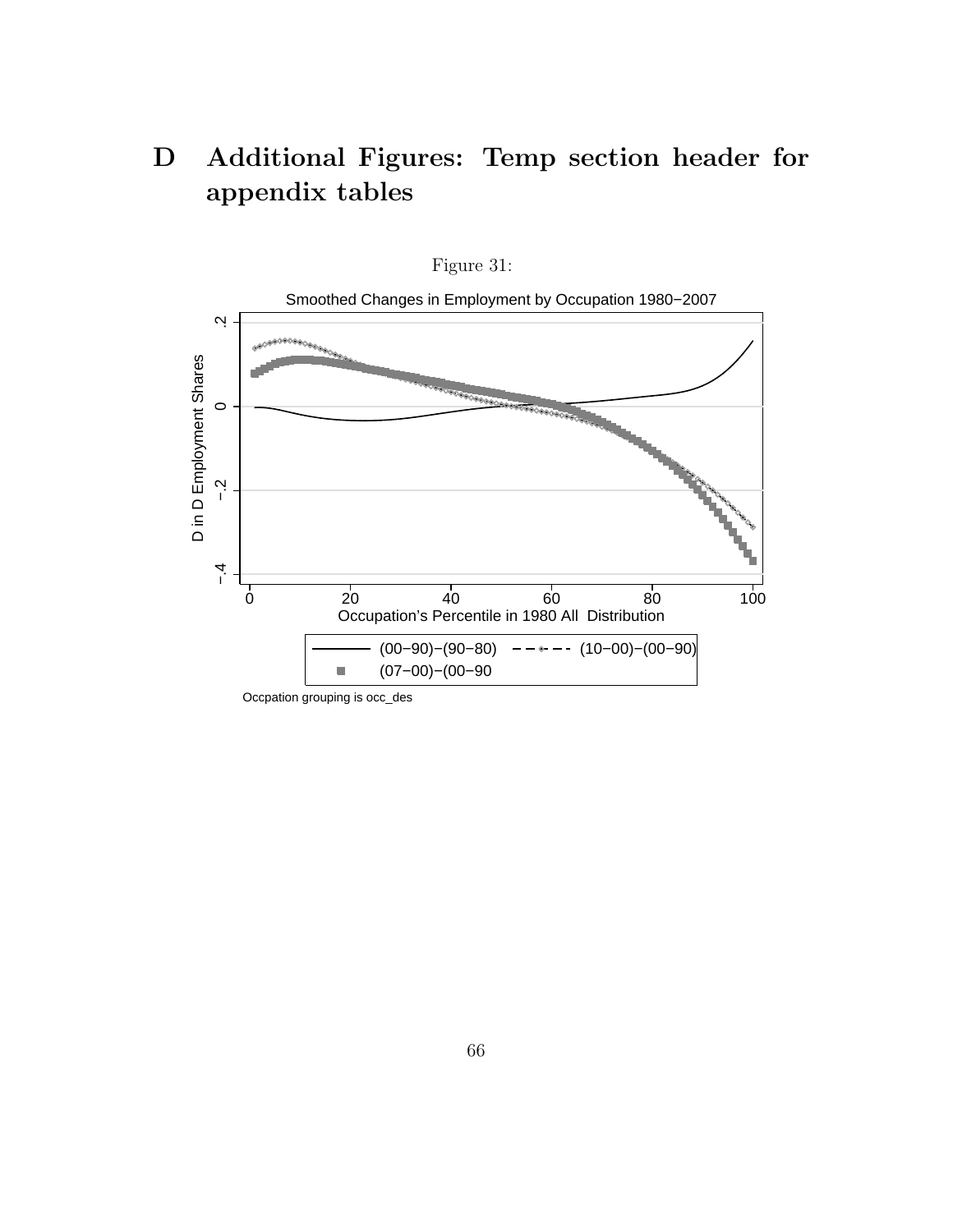# D Additional Figures: Temp section header for appendix tables

Figure 31: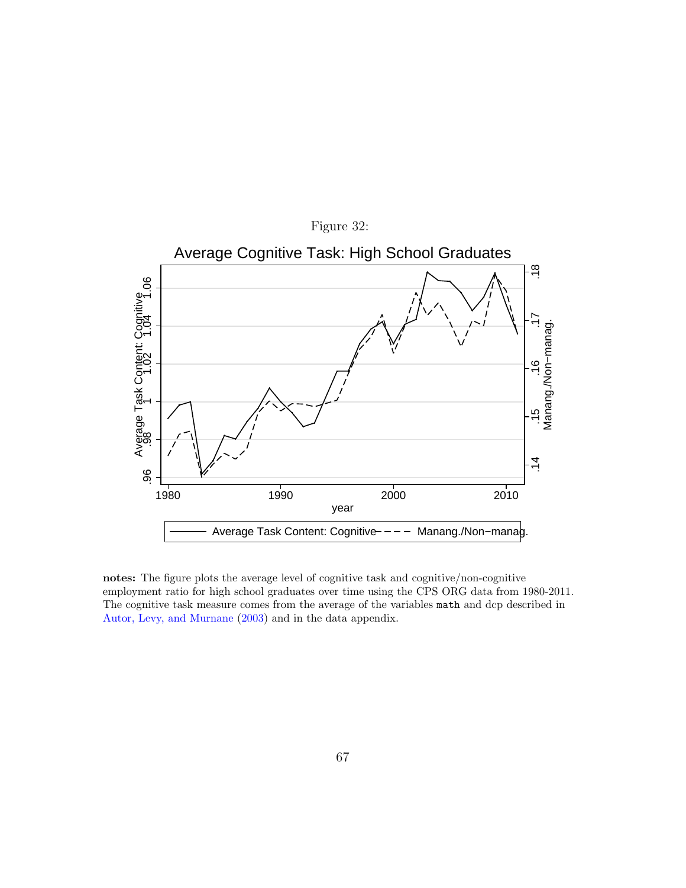Figure 32:

notes: The figure plots the average level of cognitive task and cognitive/non-cognitive employment ratio for high school graduates over time using the CPS ORG data from 1980-2011. The cognitive task measure comes from the average of the variables `math` and dcp described in Autor, Levy, and Murnane (2003) and in the data appendix.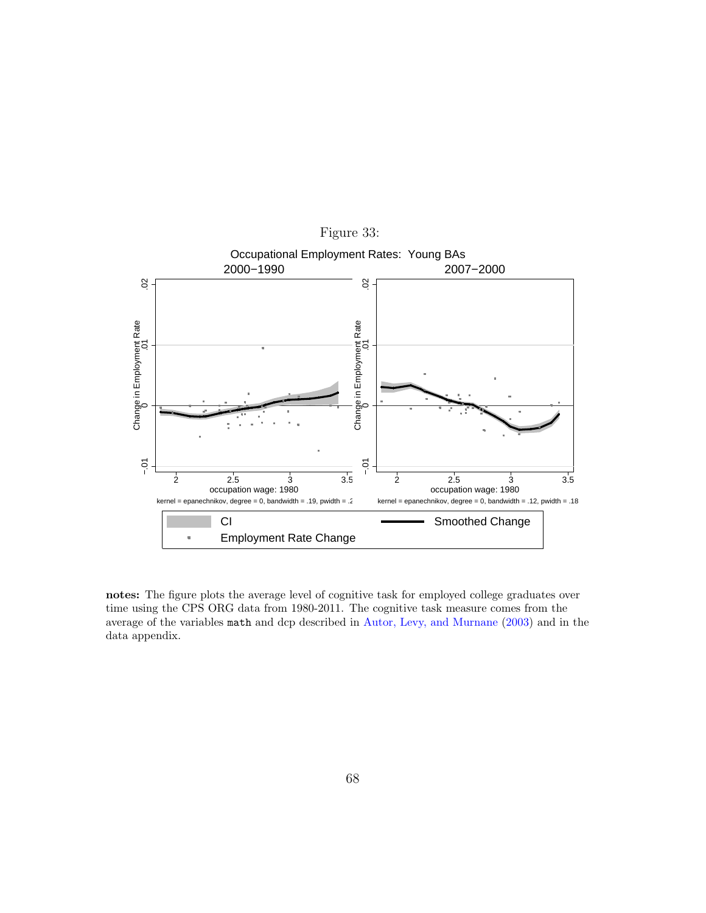Figure 33:

notes: The figure plots the average level of cognitive task for employed college graduates over time using the CPS ORG data from 1980-2011. The cognitive task measure comes from the average of the variables `math` and dcp described in Autor, Levy, and Murnane (2003) and in the data appendix.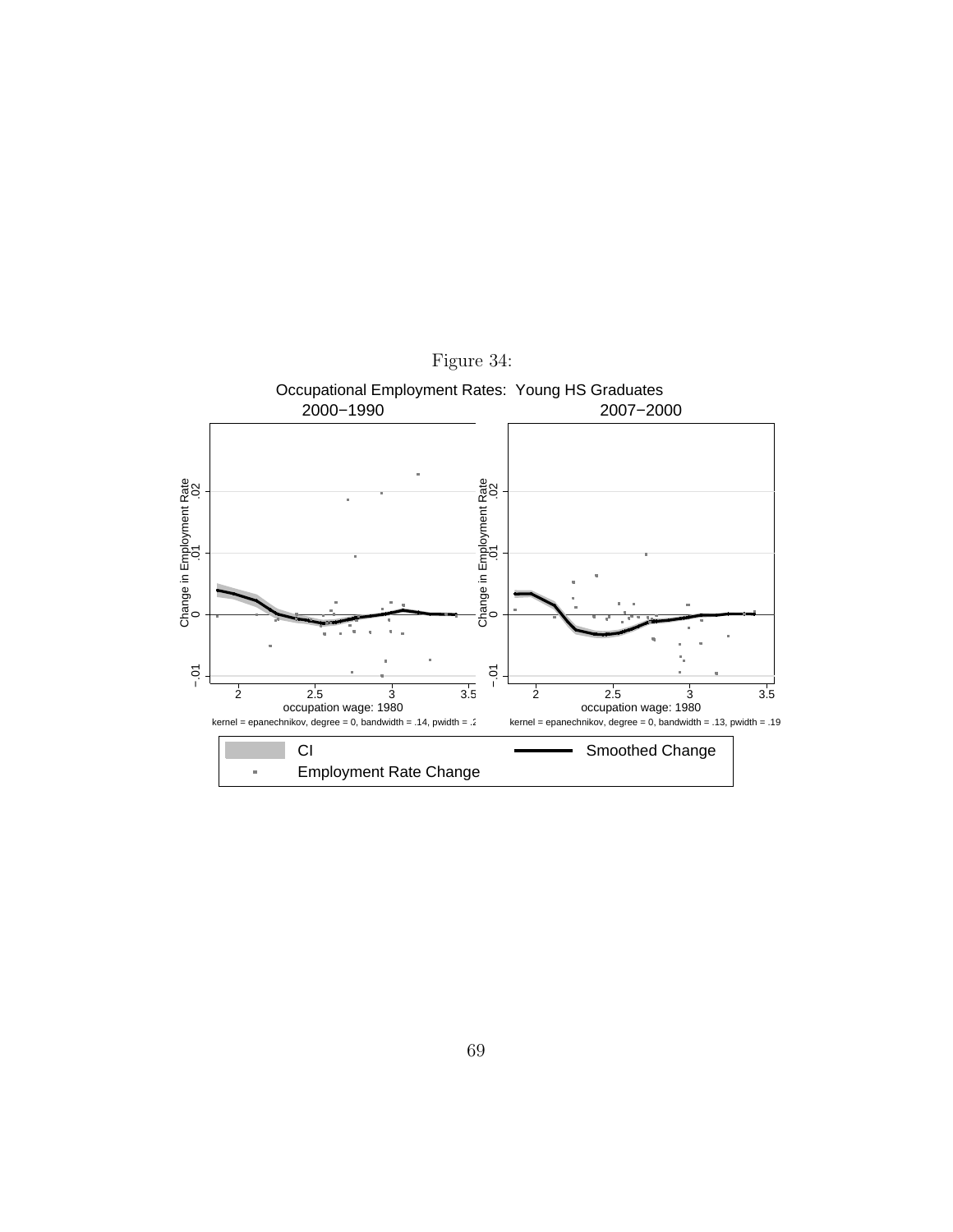Figure 34:

Occupational Employment Rates: Young HS Graduates

2000−1990

2007−2000

Change in Employment Rate

occupation wage: 1980

kernel = epanechnikov, degree = 0, bandwidth = .14, pwidth = .2

kernel = epanechnikov, degree = 0, bandwidth = .13, pwidth = .19

CI

Smoothed Change

Employment Rate Change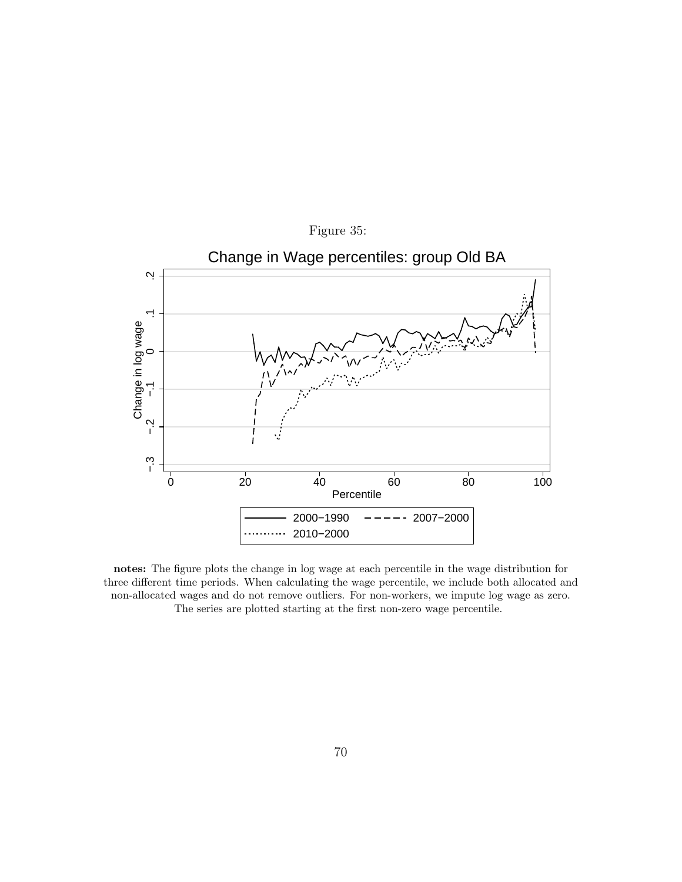Figure 35:

Change in Wage percentiles: group Old BA

Change in log wage

.2
.1
0
−.1
−.2
−.3

0
20
40
60
80
100

Percentile

2000−1990
2007−2000
2010−2000

**notes:** The figure plots the change in log wage at each percentile in the wage distribution for three different time periods. When calculating the wage percentile, we include both allocated and non-allocated wages and do not remove outliers. For non-workers, we impute log wage as zero. The series are plotted starting at the first non-zero wage percentile.